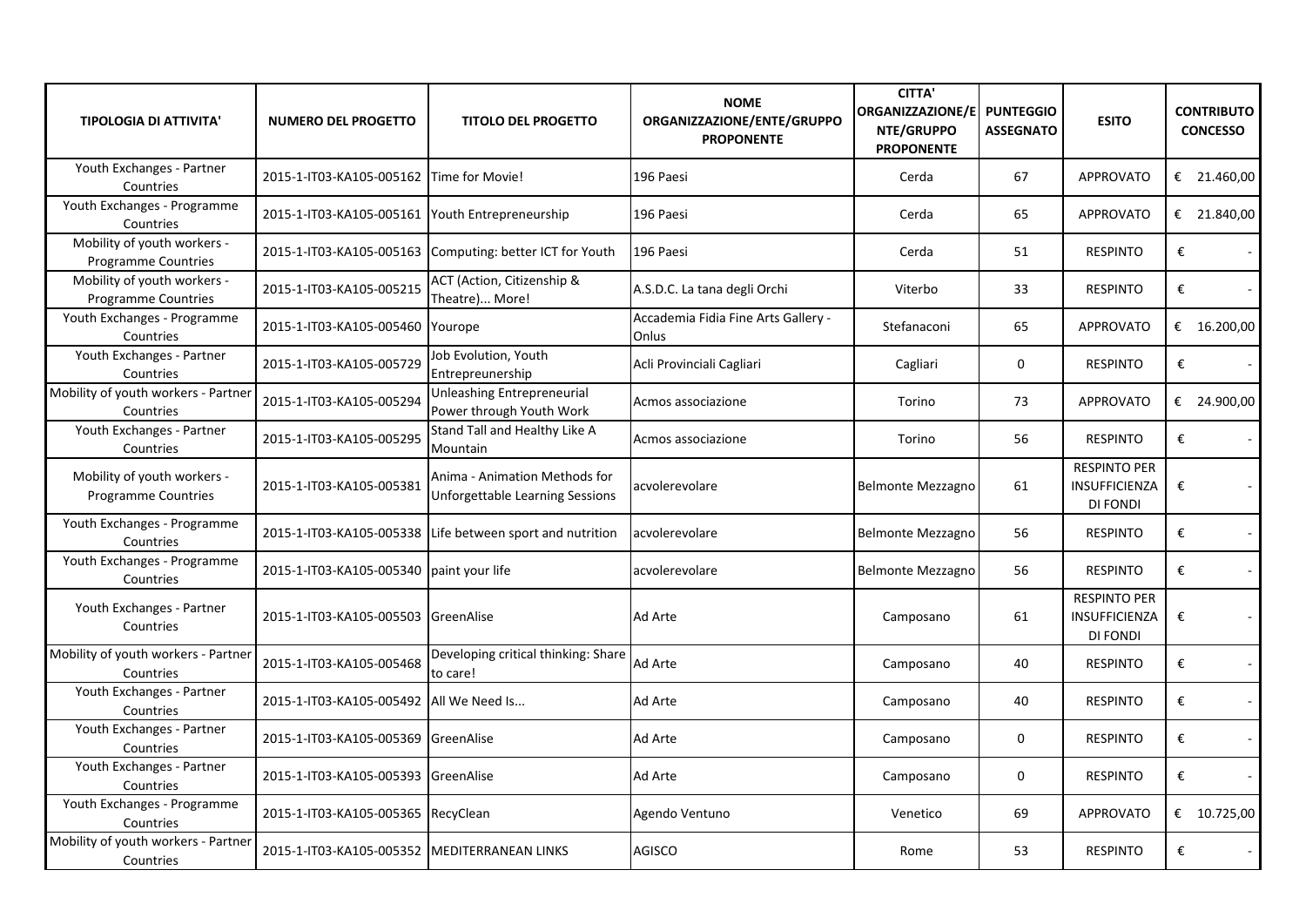| TIPOLOGIA DI ATTIVITA' | NUMERO DEL PROGETTO | TITOLO DEL PROGETTO | NOME ORGANIZZAZIONE/ENTE/GRUPPO PROPONENTE | CITTA' ORGANIZZAZIONE/ENTE/GRUPPO PROPONENTE | PUNTEGGIO ASSEGNATO | ESITO | CONTRIBUTO CONCESSO |
|---|---|---|---|---|---|---|---|
| Youth Exchanges - Partner Countries | 2015-1-IT03-KA105-005162 | Time for Movie! | 196 Paesi | Cerda | 67 | APPROVATO | € 21.460,00 |
| Youth Exchanges - Programme Countries | 2015-1-IT03-KA105-005161 | Youth Entrepreneurship | 196 Paesi | Cerda | 65 | APPROVATO | € 21.840,00 |
| Mobility of youth workers - Programme Countries | 2015-1-IT03-KA105-005163 | Computing: better ICT for Youth | 196 Paesi | Cerda | 51 | RESPINTO | € - |
| Mobility of youth workers - Programme Countries | 2015-1-IT03-KA105-005215 | ACT (Action, Citizenship & Theatre)... More! | A.S.D.C. La tana degli Orchi | Viterbo | 33 | RESPINTO | € - |
| Youth Exchanges - Programme Countries | 2015-1-IT03-KA105-005460 | Yourope | Accademia Fidia Fine Arts Gallery - Onlus | Stefanaconi | 65 | APPROVATO | € 16.200,00 |
| Youth Exchanges - Partner Countries | 2015-1-IT03-KA105-005729 | Job Evolution, Youth Entrepreunership | Acli Provinciali Cagliari | Cagliari | 0 | RESPINTO | € - |
| Mobility of youth workers - Partner Countries | 2015-1-IT03-KA105-005294 | Unleashing Entrepreneurial Power through Youth Work | Acmos associazione | Torino | 73 | APPROVATO | € 24.900,00 |
| Youth Exchanges - Partner Countries | 2015-1-IT03-KA105-005295 | Stand Tall and Healthy Like A Mountain | Acmos associazione | Torino | 56 | RESPINTO | € - |
| Mobility of youth workers - Programme Countries | 2015-1-IT03-KA105-005381 | Anima - Animation Methods for Unforgettable Learning Sessions | acvolerevolare | Belmonte Mezzagno | 61 | RESPINTO PER INSUFFICIENZA DI FONDI | € - |
| Youth Exchanges - Programme Countries | 2015-1-IT03-KA105-005338 | Life between sport and nutrition | acvolerevolare | Belmonte Mezzagno | 56 | RESPINTO | € - |
| Youth Exchanges - Programme Countries | 2015-1-IT03-KA105-005340 | paint your life | acvolerevolare | Belmonte Mezzagno | 56 | RESPINTO | € - |
| Youth Exchanges - Partner Countries | 2015-1-IT03-KA105-005503 | GreenAlise | Ad Arte | Camposano | 61 | RESPINTO PER INSUFFICIENZA DI FONDI | € - |
| Mobility of youth workers - Partner Countries | 2015-1-IT03-KA105-005468 | Developing critical thinking: Share to care! | Ad Arte | Camposano | 40 | RESPINTO | € - |
| Youth Exchanges - Partner Countries | 2015-1-IT03-KA105-005492 | All We Need Is... | Ad Arte | Camposano | 40 | RESPINTO | € - |
| Youth Exchanges - Partner Countries | 2015-1-IT03-KA105-005369 | GreenAlise | Ad Arte | Camposano | 0 | RESPINTO | € - |
| Youth Exchanges - Partner Countries | 2015-1-IT03-KA105-005393 | GreenAlise | Ad Arte | Camposano | 0 | RESPINTO | € - |
| Youth Exchanges - Programme Countries | 2015-1-IT03-KA105-005365 | RecyClean | Agendo Ventuno | Venetico | 69 | APPROVATO | € 10.725,00 |
| Mobility of youth workers - Partner Countries | 2015-1-IT03-KA105-005352 | MEDITERRANEAN LINKS | AGISCO | Rome | 53 | RESPINTO | € - |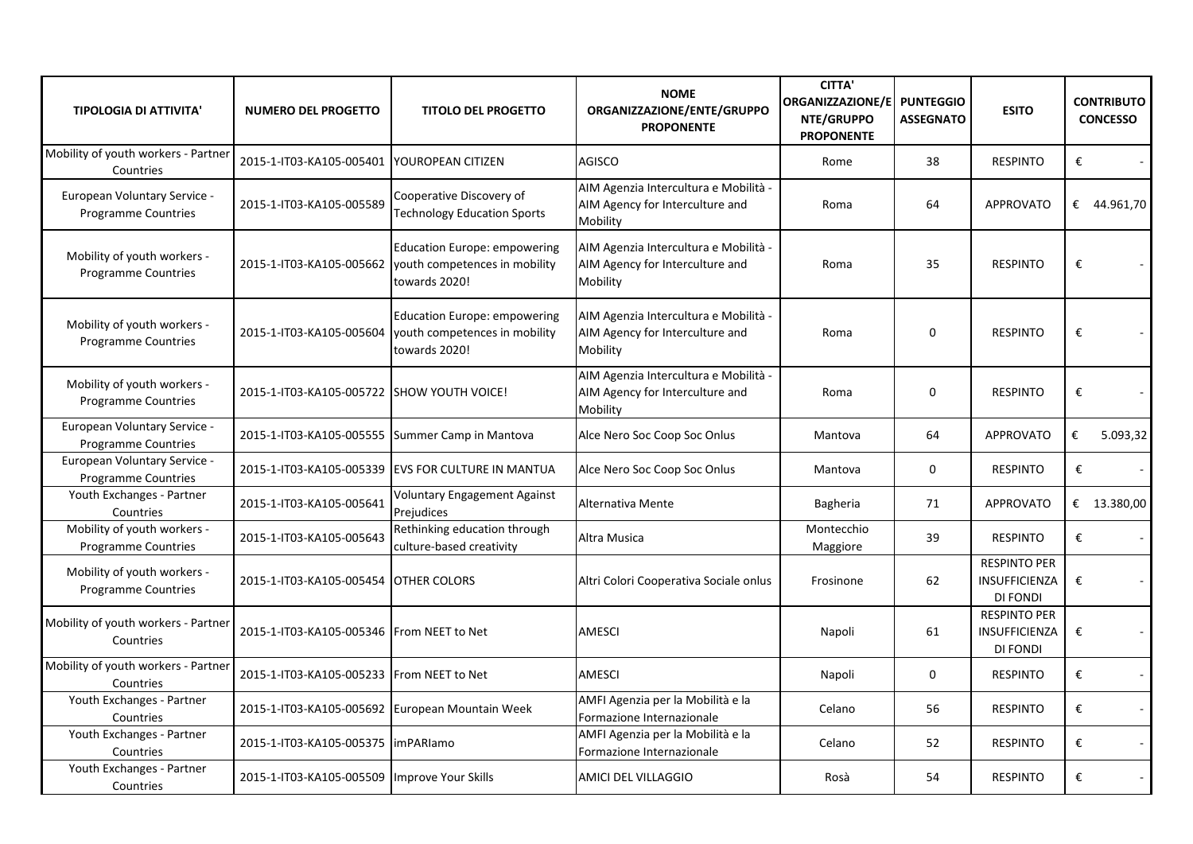| TIPOLOGIA DI ATTIVITA' | NUMERO DEL PROGETTO | TITOLO DEL PROGETTO | NOME ORGANIZZAZIONE/ENTE/GRUPPO PROPONENTE | CITTA' ORGANIZZAZIONE/ENTE/GRUPPO PROPONENTE | PUNTEGGIO ASSEGNATO | ESITO | CONTRIBUTO CONCESSO |
|---|---|---|---|---|---|---|---|
| Mobility of youth workers - Partner Countries | 2015-1-IT03-KA105-005401 | YOUROPEAN CITIZEN | AGISCO | Rome | 38 | RESPINTO | € - |
| European Voluntary Service - Programme Countries | 2015-1-IT03-KA105-005589 | Cooperative Discovery of Technology Education Sports | AIM Agenzia Intercultura e Mobilità - AIM Agency for Interculture and Mobility | Roma | 64 | APPROVATO | € 44.961,70 |
| Mobility of youth workers - Programme Countries | 2015-1-IT03-KA105-005662 | Education Europe: empowering youth competences in mobility towards 2020! | AIM Agenzia Intercultura e Mobilità - AIM Agency for Interculture and Mobility | Roma | 35 | RESPINTO | € - |
| Mobility of youth workers - Programme Countries | 2015-1-IT03-KA105-005604 | Education Europe: empowering youth competences in mobility towards 2020! | AIM Agenzia Intercultura e Mobilità - AIM Agency for Interculture and Mobility | Roma | 0 | RESPINTO | € - |
| Mobility of youth workers - Programme Countries | 2015-1-IT03-KA105-005722 | SHOW YOUTH VOICE! | AIM Agenzia Intercultura e Mobilità - AIM Agency for Interculture and Mobility | Roma | 0 | RESPINTO | € - |
| European Voluntary Service - Programme Countries | 2015-1-IT03-KA105-005555 | Summer Camp in Mantova | Alce Nero Soc Coop Soc Onlus | Mantova | 64 | APPROVATO | € 5.093,32 |
| European Voluntary Service - Programme Countries | 2015-1-IT03-KA105-005339 | EVS FOR CULTURE IN MANTUA | Alce Nero Soc Coop Soc Onlus | Mantova | 0 | RESPINTO | € - |
| Youth Exchanges - Partner Countries | 2015-1-IT03-KA105-005641 | Voluntary Engagement Against Prejudices | Alternativa Mente | Bagheria | 71 | APPROVATO | € 13.380,00 |
| Mobility of youth workers - Programme Countries | 2015-1-IT03-KA105-005643 | Rethinking education through culture-based creativity | Altra Musica | Montecchio Maggiore | 39 | RESPINTO | € - |
| Mobility of youth workers - Programme Countries | 2015-1-IT03-KA105-005454 | OTHER COLORS | Altri Colori Cooperativa Sociale onlus | Frosinone | 62 | RESPINTO PER INSUFFICIENZA DI FONDI | € - |
| Mobility of youth workers - Partner Countries | 2015-1-IT03-KA105-005346 | From NEET to Net | AMESCI | Napoli | 61 | RESPINTO PER INSUFFICIENZA DI FONDI | € - |
| Mobility of youth workers - Partner Countries | 2015-1-IT03-KA105-005233 | From NEET to Net | AMESCI | Napoli | 0 | RESPINTO | € - |
| Youth Exchanges - Partner Countries | 2015-1-IT03-KA105-005692 | European Mountain Week | AMFI Agenzia per la Mobilità e la Formazione Internazionale | Celano | 56 | RESPINTO | € - |
| Youth Exchanges - Partner Countries | 2015-1-IT03-KA105-005375 | imPARIamo | AMFI Agenzia per la Mobilità e la Formazione Internazionale | Celano | 52 | RESPINTO | € - |
| Youth Exchanges - Partner Countries | 2015-1-IT03-KA105-005509 | Improve Your Skills | AMICI DEL VILLAGGIO | Rosà | 54 | RESPINTO | € - |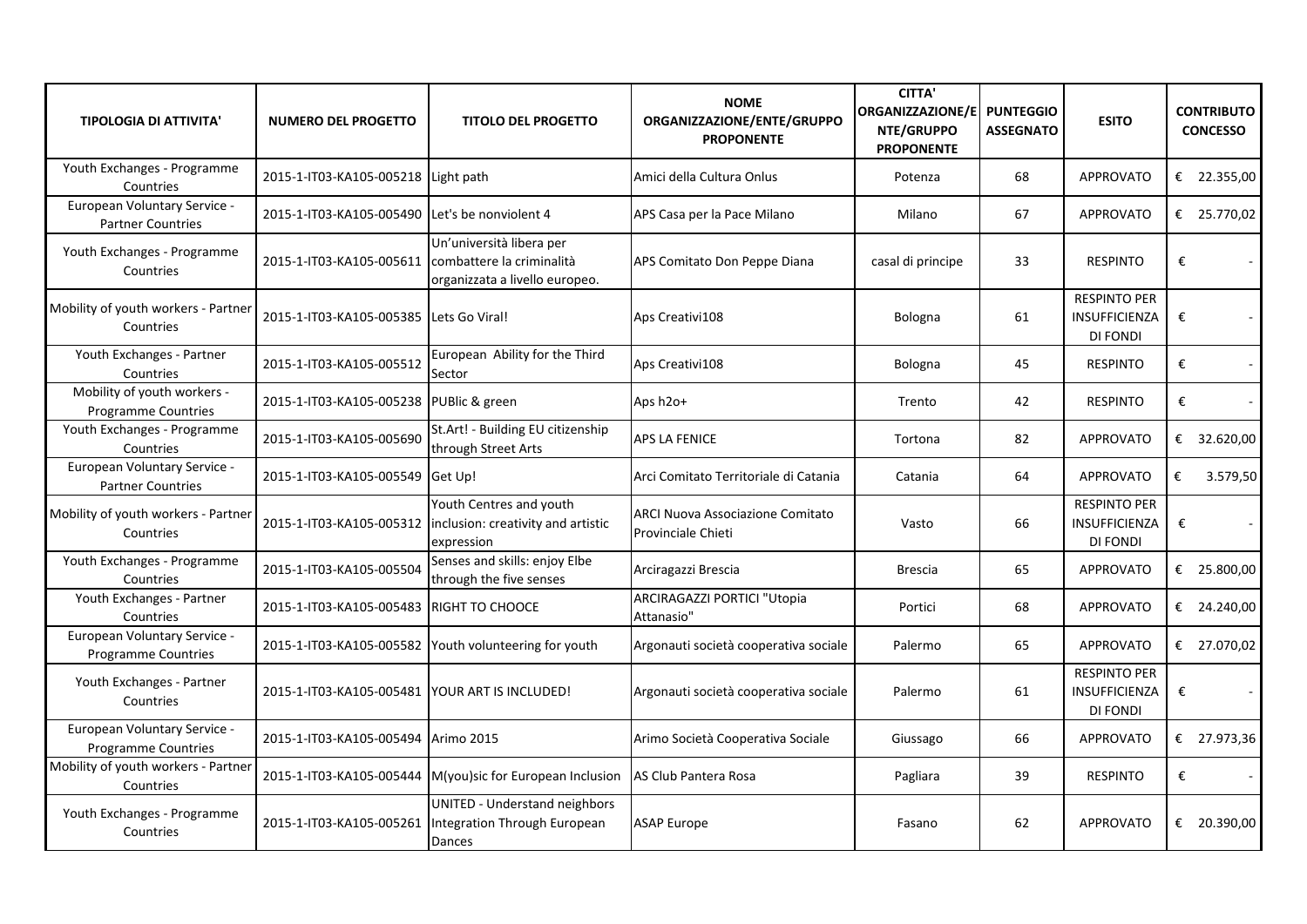| TIPOLOGIA DI ATTIVITA' | NUMERO DEL PROGETTO | TITOLO DEL PROGETTO | NOME ORGANIZZAZIONE/ENTE/GRUPPO PROPONENTE | CITTA' ORGANIZZAZIONE/ENTE/GRUPPO PROPONENTE | PUNTEGGIO ASSEGNATO | ESITO | CONTRIBUTO CONCESSO |
|---|---|---|---|---|---|---|---|
| Youth Exchanges - Programme Countries | 2015-1-IT03-KA105-005218 | Light path | Amici della Cultura Onlus | Potenza | 68 | APPROVATO | € 22.355,00 |
| European Voluntary Service - Partner Countries | 2015-1-IT03-KA105-005490 | Let's be nonviolent 4 | APS Casa per la Pace Milano | Milano | 67 | APPROVATO | € 25.770,02 |
| Youth Exchanges - Programme Countries | 2015-1-IT03-KA105-005611 | Un'università libera per combattere la criminalità organizzata a livello europeo. | APS Comitato Don Peppe Diana | casal di principe | 33 | RESPINTO | € - |
| Mobility of youth workers - Partner Countries | 2015-1-IT03-KA105-005385 | Lets Go Viral! | Aps Creativi108 | Bologna | 61 | RESPINTO PER INSUFFICIENZA DI FONDI | € - |
| Youth Exchanges - Partner Countries | 2015-1-IT03-KA105-005512 | European Ability for the Third Sector | Aps Creativi108 | Bologna | 45 | RESPINTO | € - |
| Mobility of youth workers - Programme Countries | 2015-1-IT03-KA105-005238 | PUBlic & green | Aps h2o+ | Trento | 42 | RESPINTO | € - |
| Youth Exchanges - Programme Countries | 2015-1-IT03-KA105-005690 | St.Art! - Building EU citizenship through Street Arts | APS LA FENICE | Tortona | 82 | APPROVATO | € 32.620,00 |
| European Voluntary Service - Partner Countries | 2015-1-IT03-KA105-005549 | Get Up! | Arci Comitato Territoriale di Catania | Catania | 64 | APPROVATO | € 3.579,50 |
| Mobility of youth workers - Partner Countries | 2015-1-IT03-KA105-005312 | Youth Centres and youth inclusion: creativity and artistic expression | ARCI Nuova Associazione Comitato Provinciale Chieti | Vasto | 66 | RESPINTO PER INSUFFICIENZA DI FONDI | € - |
| Youth Exchanges - Programme Countries | 2015-1-IT03-KA105-005504 | Senses and skills: enjoy Elbe through the five senses | Arciragazzi Brescia | Brescia | 65 | APPROVATO | € 25.800,00 |
| Youth Exchanges - Partner Countries | 2015-1-IT03-KA105-005483 | RIGHT TO CHOOCE | ARCIRAGAZZI PORTICI "Utopia Attanasio" | Portici | 68 | APPROVATO | € 24.240,00 |
| European Voluntary Service - Programme Countries | 2015-1-IT03-KA105-005582 | Youth volunteering for youth | Argonauti società cooperativa sociale | Palermo | 65 | APPROVATO | € 27.070,02 |
| Youth Exchanges - Partner Countries | 2015-1-IT03-KA105-005481 | YOUR ART IS INCLUDED! | Argonauti società cooperativa sociale | Palermo | 61 | RESPINTO PER INSUFFICIENZA DI FONDI | € - |
| European Voluntary Service - Programme Countries | 2015-1-IT03-KA105-005494 | Arimo 2015 | Arimo Società Cooperativa Sociale | Giussago | 66 | APPROVATO | € 27.973,36 |
| Mobility of youth workers - Partner Countries | 2015-1-IT03-KA105-005444 | M(you)sic for European Inclusion | AS Club Pantera Rosa | Pagliara | 39 | RESPINTO | € - |
| Youth Exchanges - Programme Countries | 2015-1-IT03-KA105-005261 | UNITED - Understand neighbors Integration Through European Dances | ASAP Europe | Fasano | 62 | APPROVATO | € 20.390,00 |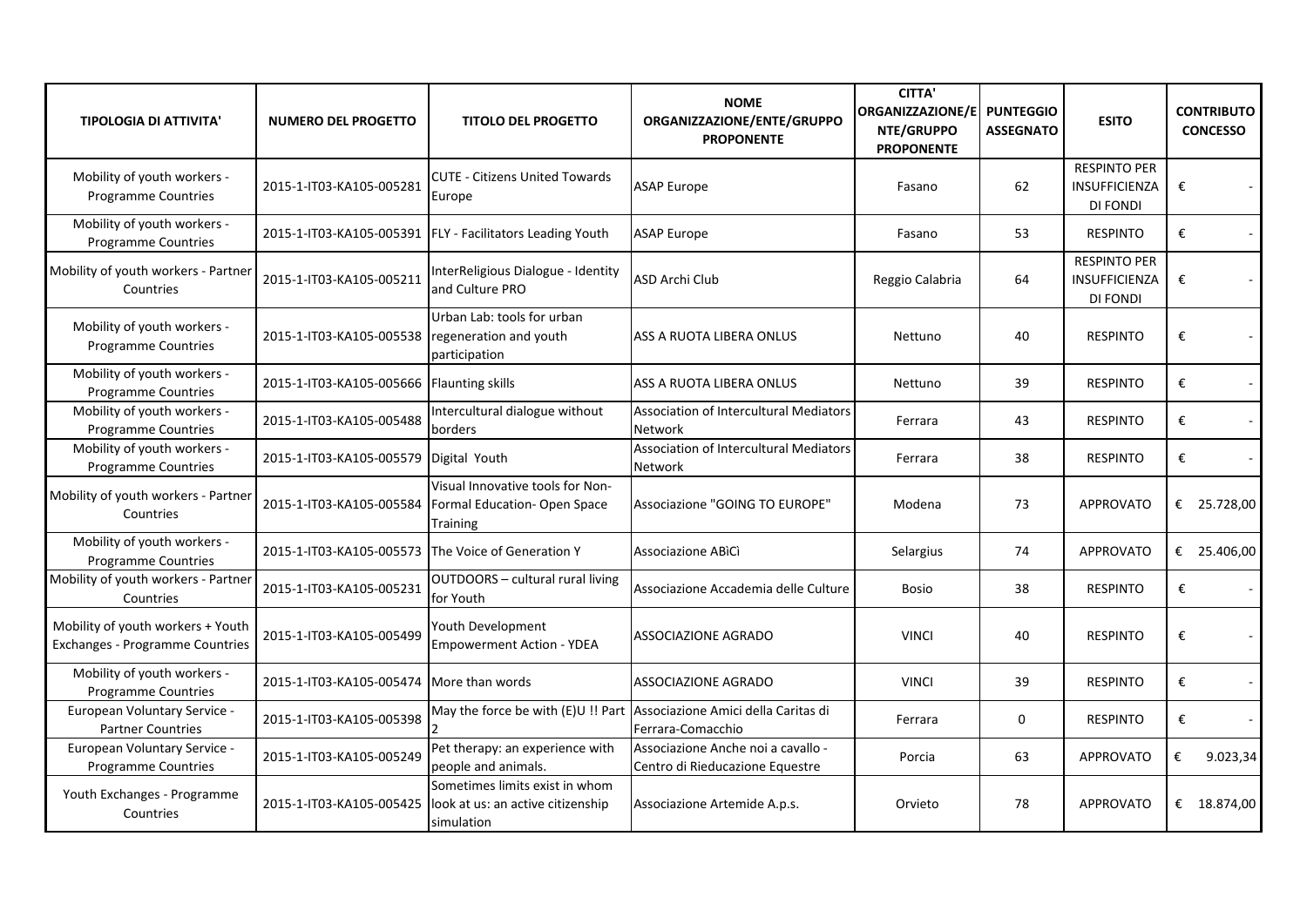| TIPOLOGIA DI ATTIVITA' | NUMERO DEL PROGETTO | TITOLO DEL PROGETTO | NOME ORGANIZZAZIONE/ENTE/GRUPPO PROPONENTE | CITTA' ORGANIZZAZIONE/ENTE/GRUPPO PROPONENTE | PUNTEGGIO ASSEGNATO | ESITO | CONTRIBUTO CONCESSO |
|---|---|---|---|---|---|---|---|
| Mobility of youth workers - Programme Countries | 2015-1-IT03-KA105-005281 | CUTE - Citizens United Towards Europe | ASAP Europe | Fasano | 62 | RESPINTO PER INSUFFICIENZA DI FONDI | € - |
| Mobility of youth workers - Programme Countries | 2015-1-IT03-KA105-005391 | FLY - Facilitators Leading Youth | ASAP Europe | Fasano | 53 | RESPINTO | € - |
| Mobility of youth workers - Partner Countries | 2015-1-IT03-KA105-005211 | InterReligious Dialogue - Identity and Culture PRO | ASD Archi Club | Reggio Calabria | 64 | RESPINTO PER INSUFFICIENZA DI FONDI | € - |
| Mobility of youth workers - Programme Countries | 2015-1-IT03-KA105-005538 | Urban Lab: tools for urban regeneration and youth participation | ASS A RUOTA LIBERA ONLUS | Nettuno | 40 | RESPINTO | € - |
| Mobility of youth workers - Programme Countries | 2015-1-IT03-KA105-005666 | Flaunting skills | ASS A RUOTA LIBERA ONLUS | Nettuno | 39 | RESPINTO | € - |
| Mobility of youth workers - Programme Countries | 2015-1-IT03-KA105-005488 | Intercultural dialogue without borders | Association of Intercultural Mediators Network | Ferrara | 43 | RESPINTO | € - |
| Mobility of youth workers - Programme Countries | 2015-1-IT03-KA105-005579 | Digital Youth | Association of Intercultural Mediators Network | Ferrara | 38 | RESPINTO | € - |
| Mobility of youth workers - Partner Countries | 2015-1-IT03-KA105-005584 | Visual Innovative tools for Non-Formal Education- Open Space Training | Associazione "GOING TO EUROPE" | Modena | 73 | APPROVATO | € 25.728,00 |
| Mobility of youth workers - Programme Countries | 2015-1-IT03-KA105-005573 | The Voice of Generation Y | Associazione ABiCì | Selargius | 74 | APPROVATO | € 25.406,00 |
| Mobility of youth workers - Partner Countries | 2015-1-IT03-KA105-005231 | OUTDOORS – cultural rural living for Youth | Associazione Accademia delle Culture | Bosio | 38 | RESPINTO | € - |
| Mobility of youth workers + Youth Exchanges - Programme Countries | 2015-1-IT03-KA105-005499 | Youth Development Empowerment Action - YDEA | ASSOCIAZIONE AGRADO | VINCI | 40 | RESPINTO | € - |
| Mobility of youth workers - Programme Countries | 2015-1-IT03-KA105-005474 | More than words | ASSOCIAZIONE AGRADO | VINCI | 39 | RESPINTO | € - |
| European Voluntary Service - Partner Countries | 2015-1-IT03-KA105-005398 | May the force be with (E)U !! Part 2 | Associazione Amici della Caritas di Ferrara-Comacchio | Ferrara | 0 | RESPINTO | € - |
| European Voluntary Service - Programme Countries | 2015-1-IT03-KA105-005249 | Pet therapy: an experience with people and animals. | Associazione Anche noi a cavallo - Centro di Rieducazione Equestre | Porcia | 63 | APPROVATO | € 9.023,34 |
| Youth Exchanges - Programme Countries | 2015-1-IT03-KA105-005425 | Sometimes limits exist in whom look at us: an active citizenship simulation | Associazione Artemide A.p.s. | Orvieto | 78 | APPROVATO | € 18.874,00 |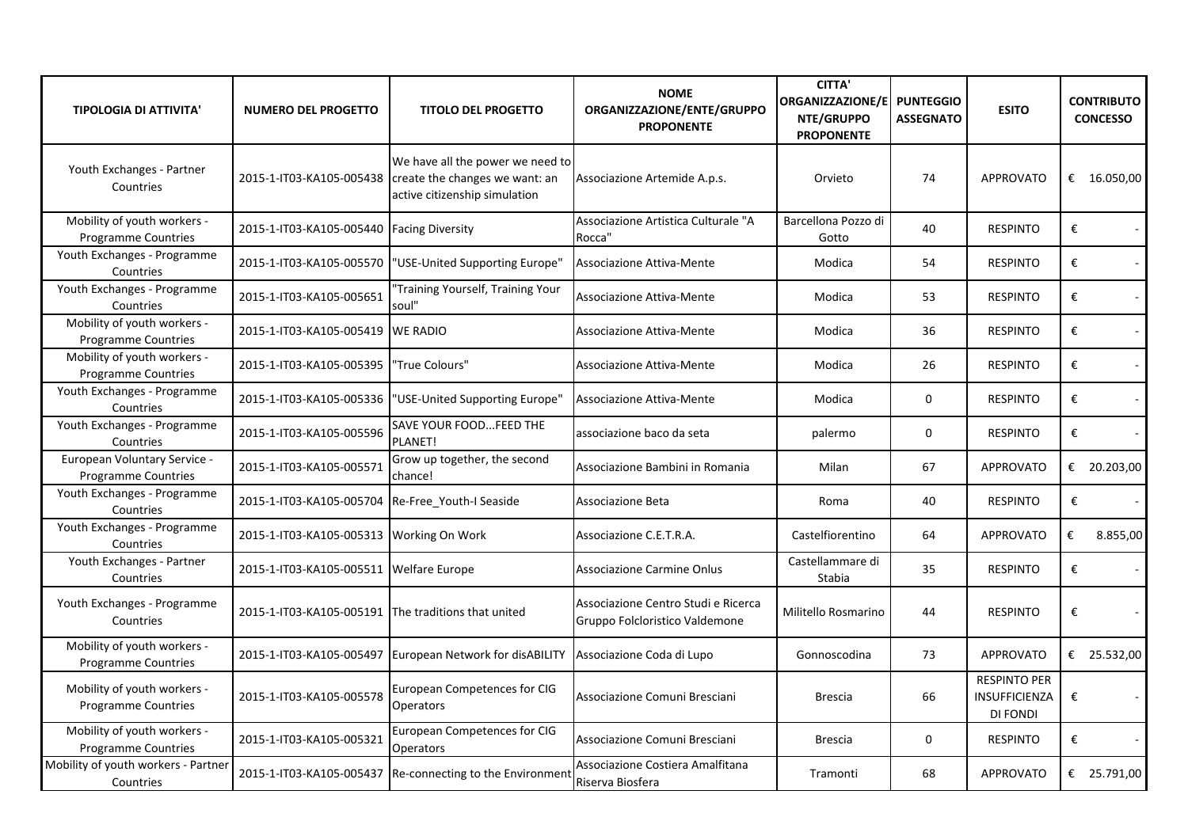| TIPOLOGIA DI ATTIVITA' | NUMERO DEL PROGETTO | TITOLO DEL PROGETTO | NOME ORGANIZZAZIONE/ENTE/GRUPPO PROPONENTE | CITTA' ORGANIZZAZIONE/ENTE/GRUPPO PROPONENTE | PUNTEGGIO ASSEGNATO | ESITO | CONTRIBUTO CONCESSO |
|---|---|---|---|---|---|---|---|
| Youth Exchanges - Partner Countries | 2015-1-IT03-KA105-005438 | We have all the power we need to create the changes we want: an active citizenship simulation | Associazione Artemide A.p.s. | Orvieto | 74 | APPROVATO | € 16.050,00 |
| Mobility of youth workers - Programme Countries | 2015-1-IT03-KA105-005440 | Facing Diversity | Associazione Artistica Culturale "A Rocca" | Barcellona Pozzo di Gotto | 40 | RESPINTO | € - |
| Youth Exchanges - Programme Countries | 2015-1-IT03-KA105-005570 | "USE-United Supporting Europe" | Associazione Attiva-Mente | Modica | 54 | RESPINTO | € - |
| Youth Exchanges - Programme Countries | 2015-1-IT03-KA105-005651 | "Training Yourself, Training Your soul" | Associazione Attiva-Mente | Modica | 53 | RESPINTO | € - |
| Mobility of youth workers - Programme Countries | 2015-1-IT03-KA105-005419 | WE RADIO | Associazione Attiva-Mente | Modica | 36 | RESPINTO | € - |
| Mobility of youth workers - Programme Countries | 2015-1-IT03-KA105-005395 | "True Colours" | Associazione Attiva-Mente | Modica | 26 | RESPINTO | € - |
| Youth Exchanges - Programme Countries | 2015-1-IT03-KA105-005336 | "USE-United Supporting Europe" | Associazione Attiva-Mente | Modica | 0 | RESPINTO | € - |
| Youth Exchanges - Programme Countries | 2015-1-IT03-KA105-005596 | SAVE YOUR FOOD...FEED THE PLANET! | associazione baco da seta | palermo | 0 | RESPINTO | € - |
| European Voluntary Service - Programme Countries | 2015-1-IT03-KA105-005571 | Grow up together, the second chance! | Associazione Bambini in Romania | Milan | 67 | APPROVATO | € 20.203,00 |
| Youth Exchanges - Programme Countries | 2015-1-IT03-KA105-005704 | Re-Free_Youth-I Seaside | Associazione Beta | Roma | 40 | RESPINTO | € - |
| Youth Exchanges - Programme Countries | 2015-1-IT03-KA105-005313 | Working On Work | Associazione C.E.T.R.A. | Castelfiorentino | 64 | APPROVATO | € 8.855,00 |
| Youth Exchanges - Partner Countries | 2015-1-IT03-KA105-005511 | Welfare Europe | Associazione Carmine Onlus | Castellammare di Stabia | 35 | RESPINTO | € - |
| Youth Exchanges - Programme Countries | 2015-1-IT03-KA105-005191 | The traditions that united | Associazione Centro Studi e Ricerca Gruppo Folcloristico Valdemone | Militello Rosmarino | 44 | RESPINTO | € - |
| Mobility of youth workers - Programme Countries | 2015-1-IT03-KA105-005497 | European Network for disABILITY | Associazione Coda di Lupo | Gonnoscodina | 73 | APPROVATO | € 25.532,00 |
| Mobility of youth workers - Programme Countries | 2015-1-IT03-KA105-005578 | European Competences for CIG Operators | Associazione Comuni Bresciani | Brescia | 66 | RESPINTO PER INSUFFICIENZA DI FONDI | € - |
| Mobility of youth workers - Programme Countries | 2015-1-IT03-KA105-005321 | European Competences for CIG Operators | Associazione Comuni Bresciani | Brescia | 0 | RESPINTO | € - |
| Mobility of youth workers - Partner Countries | 2015-1-IT03-KA105-005437 | Re-connecting to the Environment | Associazione Costiera Amalfitana Riserva Biosfera | Tramonti | 68 | APPROVATO | € 25.791,00 |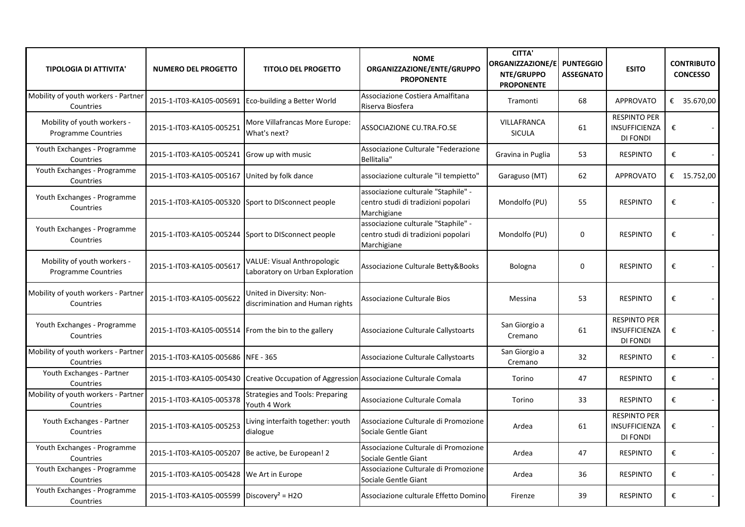| TIPOLOGIA DI ATTIVITA' | NUMERO DEL PROGETTO | TITOLO DEL PROGETTO | NOME ORGANIZZAZIONE/ENTE/GRUPPO PROPONENTE | CITTA' ORGANIZZAZIONE/ENTE/GRUPPO PROPONENTE | PUNTEGGIO ASSEGNATO | ESITO | CONTRIBUTO CONCESSO |
|---|---|---|---|---|---|---|---|
| Mobility of youth workers - Partner Countries | 2015-1-IT03-KA105-005691 | Eco-building a Better World | Associazione Costiera Amalfitana Riserva Biosfera | Tramonti | 68 | APPROVATO | € 35.670,00 |
| Mobility of youth workers - Programme Countries | 2015-1-IT03-KA105-005251 | More Villafrancas More Europe: What's next? | ASSOCIAZIONE CU.TRA.FO.SE | VILLAFRANCA SICULA | 61 | RESPINTO PER INSUFFICIENZA DI FONDI | € - |
| Youth Exchanges - Programme Countries | 2015-1-IT03-KA105-005241 | Grow up with music | Associazione Culturale "Federazione Bellitalia" | Gravina in Puglia | 53 | RESPINTO | € - |
| Youth Exchanges - Programme Countries | 2015-1-IT03-KA105-005167 | United by folk dance | associazione culturale "il tempietto" | Garaguso (MT) | 62 | APPROVATO | € 15.752,00 |
| Youth Exchanges - Programme Countries | 2015-1-IT03-KA105-005320 | Sport to DISconnect people | associazione culturale "Staphile" - centro studi di tradizioni popolari Marchigiane | Mondolfo (PU) | 55 | RESPINTO | € - |
| Youth Exchanges - Programme Countries | 2015-1-IT03-KA105-005244 | Sport to DISconnect people | associazione culturale "Staphile" - centro studi di tradizioni popolari Marchigiane | Mondolfo (PU) | 0 | RESPINTO | € - |
| Mobility of youth workers - Programme Countries | 2015-1-IT03-KA105-005617 | VALUE: Visual Anthropologic Laboratory on Urban Exploration | Associazione Culturale Betty&Books | Bologna | 0 | RESPINTO | € - |
| Mobility of youth workers - Partner Countries | 2015-1-IT03-KA105-005622 | United in Diversity: Non-discrimination and Human rights | Associazione Culturale Bios | Messina | 53 | RESPINTO | € - |
| Youth Exchanges - Programme Countries | 2015-1-IT03-KA105-005514 | From the bin to the gallery | Associazione Culturale Callystoarts | San Giorgio a Cremano | 61 | RESPINTO PER INSUFFICIENZA DI FONDI | € - |
| Mobility of youth workers - Partner Countries | 2015-1-IT03-KA105-005686 | NFE - 365 | Associazione Culturale Callystoarts | San Giorgio a Cremano | 32 | RESPINTO | € - |
| Youth Exchanges - Partner Countries | 2015-1-IT03-KA105-005430 | Creative Occupation of Aggression | Associazione Culturale Comala | Torino | 47 | RESPINTO | € - |
| Mobility of youth workers - Partner Countries | 2015-1-IT03-KA105-005378 | Strategies and Tools: Preparing Youth 4 Work | Associazione Culturale Comala | Torino | 33 | RESPINTO | € - |
| Youth Exchanges - Partner Countries | 2015-1-IT03-KA105-005253 | Living interfaith together: youth dialogue | Associazione Culturale di Promozione Sociale Gentle Giant | Ardea | 61 | RESPINTO PER INSUFFICIENZA DI FONDI | € - |
| Youth Exchanges - Programme Countries | 2015-1-IT03-KA105-005207 | Be active, be European! 2 | Associazione Culturale di Promozione Sociale Gentle Giant | Ardea | 47 | RESPINTO | € - |
| Youth Exchanges - Programme Countries | 2015-1-IT03-KA105-005428 | We Art in Europe | Associazione Culturale di Promozione Sociale Gentle Giant | Ardea | 36 | RESPINTO | € - |
| Youth Exchanges - Programme Countries | 2015-1-IT03-KA105-005599 | Discovery² = H2O | Associazione culturale Effetto Domino | Firenze | 39 | RESPINTO | € - |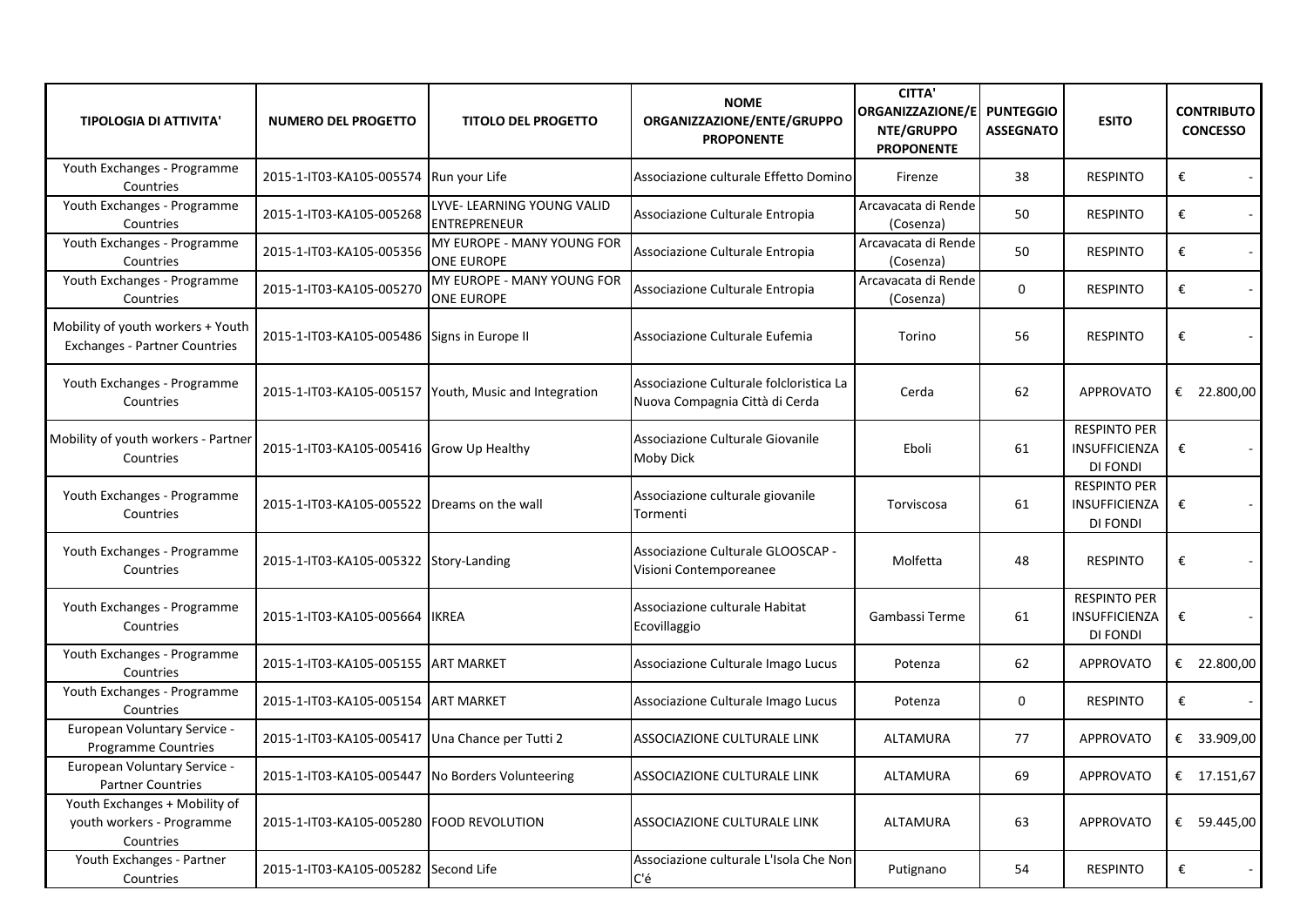| TIPOLOGIA DI ATTIVITA' | NUMERO DEL PROGETTO | TITOLO DEL PROGETTO | NOME ORGANIZZAZIONE/ENTE/GRUPPO PROPONENTE | CITTA' ORGANIZZAZIONE/ENTE/GRUPPO PROPONENTE | PUNTEGGIO ASSEGNATO | ESITO | CONTRIBUTO CONCESSO |
|---|---|---|---|---|---|---|---|
| Youth Exchanges - Programme Countries | 2015-1-IT03-KA105-005574 | Run your Life | Associazione culturale Effetto Domino | Firenze | 38 | RESPINTO | € - |
| Youth Exchanges - Programme Countries | 2015-1-IT03-KA105-005268 | LYVE- LEARNING YOUNG VALID ENTREPRENEUR | Associazione Culturale Entropia | Arcavacata di Rende (Cosenza) | 50 | RESPINTO | € - |
| Youth Exchanges - Programme Countries | 2015-1-IT03-KA105-005356 | MY EUROPE - MANY YOUNG FOR ONE EUROPE | Associazione Culturale Entropia | Arcavacata di Rende (Cosenza) | 50 | RESPINTO | € - |
| Youth Exchanges - Programme Countries | 2015-1-IT03-KA105-005270 | MY EUROPE - MANY YOUNG FOR ONE EUROPE | Associazione Culturale Entropia | Arcavacata di Rende (Cosenza) | 0 | RESPINTO | € - |
| Mobility of youth workers + Youth Exchanges - Partner Countries | 2015-1-IT03-KA105-005486 | Signs in Europe II | Associazione Culturale Eufemia | Torino | 56 | RESPINTO | € - |
| Youth Exchanges - Programme Countries | 2015-1-IT03-KA105-005157 | Youth, Music and Integration | Associazione Culturale folcloristica La Nuova Compagnia Città di Cerda | Cerda | 62 | APPROVATO | € 22.800,00 |
| Mobility of youth workers - Partner Countries | 2015-1-IT03-KA105-005416 | Grow Up Healthy | Associazione Culturale Giovanile Moby Dick | Eboli | 61 | RESPINTO PER INSUFFICIENZA DI FONDI | € - |
| Youth Exchanges - Programme Countries | 2015-1-IT03-KA105-005522 | Dreams on the wall | Associazione culturale giovanile Tormenti | Torviscosa | 61 | RESPINTO PER INSUFFICIENZA DI FONDI | € - |
| Youth Exchanges - Programme Countries | 2015-1-IT03-KA105-005322 | Story-Landing | Associazione Culturale GLOOSCAP - Visioni Contemporeanee | Molfetta | 48 | RESPINTO | € - |
| Youth Exchanges - Programme Countries | 2015-1-IT03-KA105-005664 | IKREA | Associazione culturale Habitat Ecovillaggio | Gambassi Terme | 61 | RESPINTO PER INSUFFICIENZA DI FONDI | € - |
| Youth Exchanges - Programme Countries | 2015-1-IT03-KA105-005155 | ART MARKET | Associazione Culturale Imago Lucus | Potenza | 62 | APPROVATO | € 22.800,00 |
| Youth Exchanges - Programme Countries | 2015-1-IT03-KA105-005154 | ART MARKET | Associazione Culturale Imago Lucus | Potenza | 0 | RESPINTO | € - |
| European Voluntary Service - Programme Countries | 2015-1-IT03-KA105-005417 | Una Chance per Tutti 2 | ASSOCIAZIONE CULTURALE LINK | ALTAMURA | 77 | APPROVATO | € 33.909,00 |
| European Voluntary Service - Partner Countries | 2015-1-IT03-KA105-005447 | No Borders Volunteering | ASSOCIAZIONE CULTURALE LINK | ALTAMURA | 69 | APPROVATO | € 17.151,67 |
| Youth Exchanges + Mobility of youth workers - Programme Countries | 2015-1-IT03-KA105-005280 | FOOD REVOLUTION | ASSOCIAZIONE CULTURALE LINK | ALTAMURA | 63 | APPROVATO | € 59.445,00 |
| Youth Exchanges - Partner Countries | 2015-1-IT03-KA105-005282 | Second Life | Associazione culturale L'Isola Che Non C'é | Putignano | 54 | RESPINTO | € - |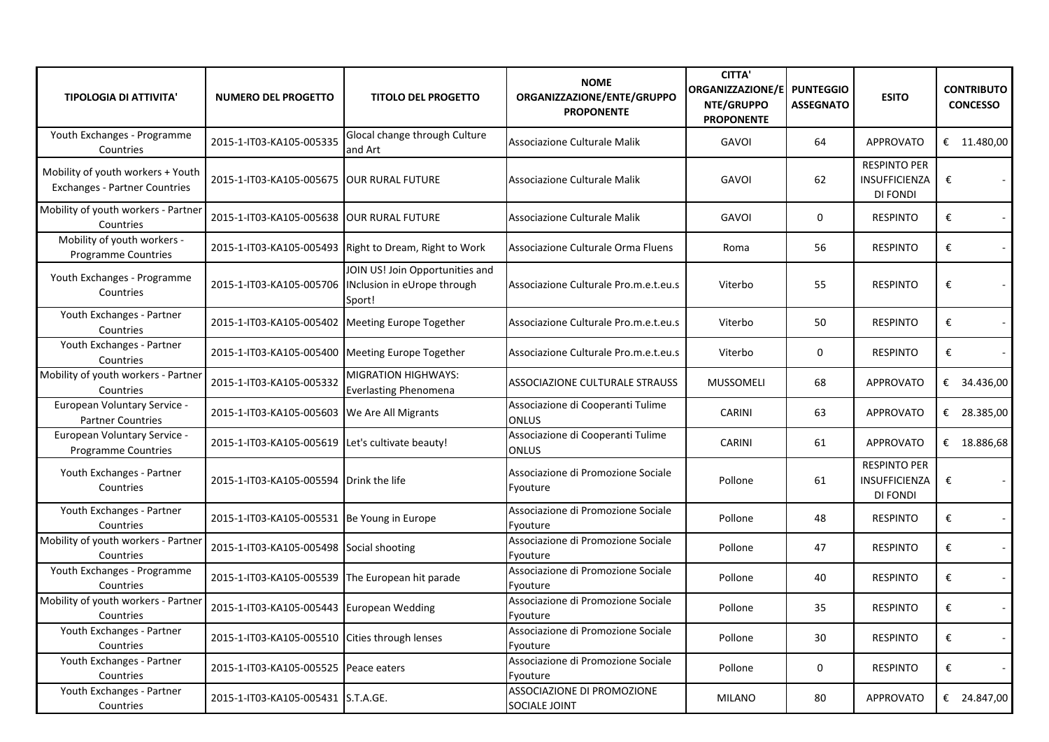| TIPOLOGIA DI ATTIVITA' | NUMERO DEL PROGETTO | TITOLO DEL PROGETTO | NOME ORGANIZZAZIONE/ENTE/GRUPPO PROPONENTE | CITTA' ORGANIZZAZIONE/ENTE/GRUPPO PROPONENTE | PUNTEGGIO ASSEGNATO | ESITO | CONTRIBUTO CONCESSO |
|---|---|---|---|---|---|---|---|
| Youth Exchanges - Programme Countries | 2015-1-IT03-KA105-005335 | Glocal change through Culture and Art | Associazione Culturale Malik | GAVOI | 64 | APPROVATO | € 11.480,00 |
| Mobility of youth workers + Youth Exchanges - Partner Countries | 2015-1-IT03-KA105-005675 | OUR RURAL FUTURE | Associazione Culturale Malik | GAVOI | 62 | RESPINTO PER INSUFFICIENZA DI FONDI | € - |
| Mobility of youth workers - Partner Countries | 2015-1-IT03-KA105-005638 | OUR RURAL FUTURE | Associazione Culturale Malik | GAVOI | 0 | RESPINTO | € - |
| Mobility of youth workers - Programme Countries | 2015-1-IT03-KA105-005493 | Right to Dream, Right to Work | Associazione Culturale Orma Fluens | Roma | 56 | RESPINTO | € - |
| Youth Exchanges - Programme Countries | 2015-1-IT03-KA105-005706 | JOIN US! Join Opportunities and INclusion in eUrope through Sport! | Associazione Culturale Pro.m.e.t.eu.s | Viterbo | 55 | RESPINTO | € - |
| Youth Exchanges - Partner Countries | 2015-1-IT03-KA105-005402 | Meeting Europe Together | Associazione Culturale Pro.m.e.t.eu.s | Viterbo | 50 | RESPINTO | € - |
| Youth Exchanges - Partner Countries | 2015-1-IT03-KA105-005400 | Meeting Europe Together | Associazione Culturale Pro.m.e.t.eu.s | Viterbo | 0 | RESPINTO | € - |
| Mobility of youth workers - Partner Countries | 2015-1-IT03-KA105-005332 | MIGRATION HIGHWAYS: Everlasting Phenomena | ASSOCIAZIONE CULTURALE STRAUSS | MUSSOMELI | 68 | APPROVATO | € 34.436,00 |
| European Voluntary Service - Partner Countries | 2015-1-IT03-KA105-005603 | We Are All Migrants | Associazione di Cooperanti Tulime ONLUS | CARINI | 63 | APPROVATO | € 28.385,00 |
| European Voluntary Service - Programme Countries | 2015-1-IT03-KA105-005619 | Let's cultivate beauty! | Associazione di Cooperanti Tulime ONLUS | CARINI | 61 | APPROVATO | € 18.886,68 |
| Youth Exchanges - Partner Countries | 2015-1-IT03-KA105-005594 | Drink the life | Associazione di Promozione Sociale Fyouture | Pollone | 61 | RESPINTO PER INSUFFICIENZA DI FONDI | € - |
| Youth Exchanges - Partner Countries | 2015-1-IT03-KA105-005531 | Be Young in Europe | Associazione di Promozione Sociale Fyouture | Pollone | 48 | RESPINTO | € - |
| Mobility of youth workers - Partner Countries | 2015-1-IT03-KA105-005498 | Social shooting | Associazione di Promozione Sociale Fyouture | Pollone | 47 | RESPINTO | € - |
| Youth Exchanges - Programme Countries | 2015-1-IT03-KA105-005539 | The European hit parade | Associazione di Promozione Sociale Fyouture | Pollone | 40 | RESPINTO | € - |
| Mobility of youth workers - Partner Countries | 2015-1-IT03-KA105-005443 | European Wedding | Associazione di Promozione Sociale Fyouture | Pollone | 35 | RESPINTO | € - |
| Youth Exchanges - Partner Countries | 2015-1-IT03-KA105-005510 | Cities through lenses | Associazione di Promozione Sociale Fyouture | Pollone | 30 | RESPINTO | € - |
| Youth Exchanges - Partner Countries | 2015-1-IT03-KA105-005525 | Peace eaters | Associazione di Promozione Sociale Fyouture | Pollone | 0 | RESPINTO | € - |
| Youth Exchanges - Partner Countries | 2015-1-IT03-KA105-005431 | S.T.A.GE. | ASSOCIAZIONE DI PROMOZIONE SOCIALE JOINT | MILANO | 80 | APPROVATO | € 24.847,00 |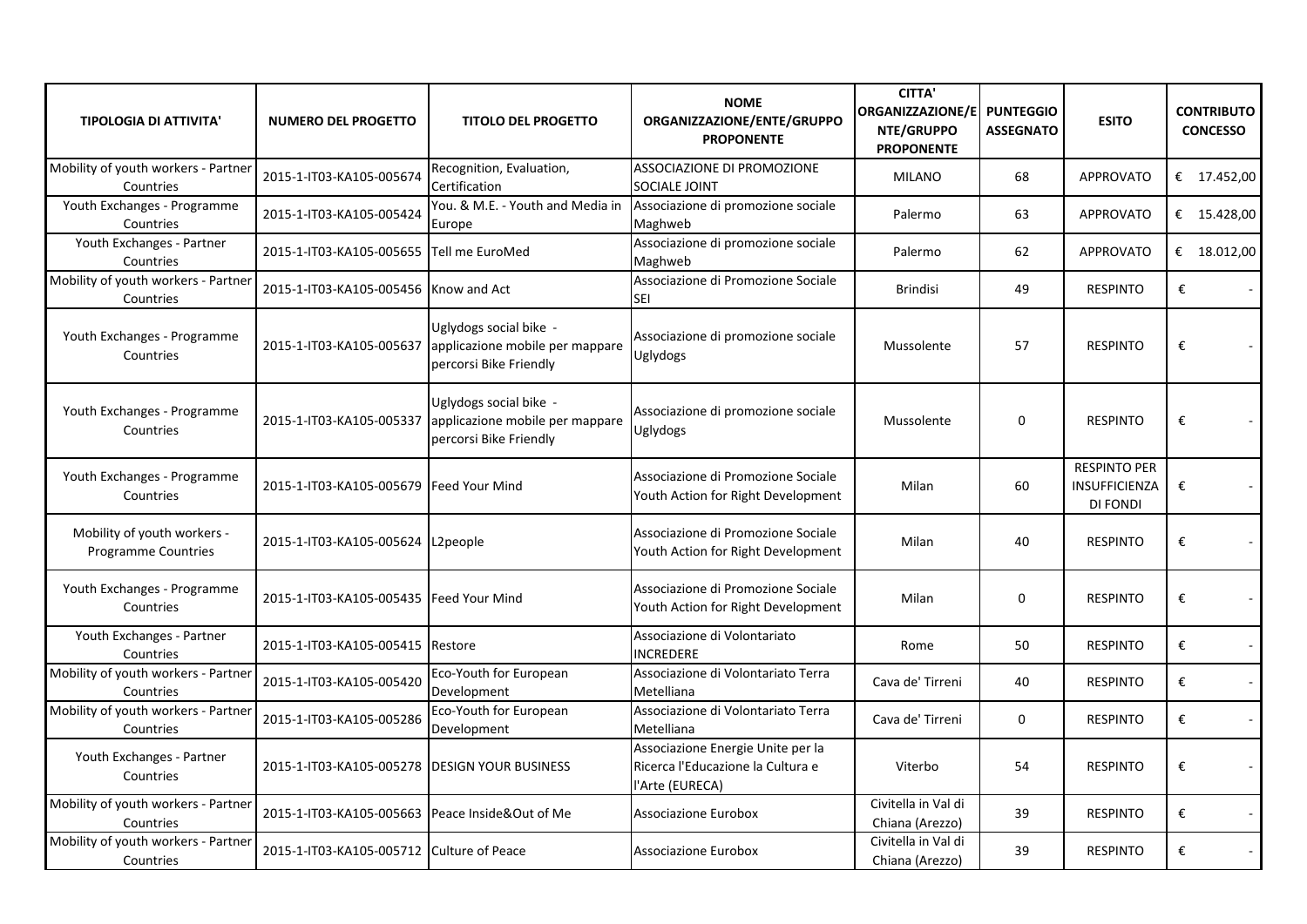| TIPOLOGIA DI ATTIVITA' | NUMERO DEL PROGETTO | TITOLO DEL PROGETTO | NOME ORGANIZZAZIONE/ENTE/GRUPPO PROPONENTE | CITTA' ORGANIZZAZIONE/ENTE/GRUPPO PROPONENTE | PUNTEGGIO ASSEGNATO | ESITO | CONTRIBUTO CONCESSO |
|---|---|---|---|---|---|---|---|
| Mobility of youth workers - Partner Countries | 2015-1-IT03-KA105-005674 | Recognition, Evaluation, Certification | ASSOCIAZIONE DI PROMOZIONE SOCIALE JOINT | MILANO | 68 | APPROVATO | € 17.452,00 |
| Youth Exchanges - Programme Countries | 2015-1-IT03-KA105-005424 | You. & M.E. - Youth and Media in Europe | Associazione di promozione sociale Maghweb | Palermo | 63 | APPROVATO | € 15.428,00 |
| Youth Exchanges - Partner Countries | 2015-1-IT03-KA105-005655 | Tell me EuroMed | Associazione di promozione sociale Maghweb | Palermo | 62 | APPROVATO | € 18.012,00 |
| Mobility of youth workers - Partner Countries | 2015-1-IT03-KA105-005456 | Know and Act | Associazione di Promozione Sociale SEI | Brindisi | 49 | RESPINTO | € - |
| Youth Exchanges - Programme Countries | 2015-1-IT03-KA105-005637 | Uglydogs social bike - applicazione mobile per mappare percorsi Bike Friendly | Associazione di promozione sociale Uglydogs | Mussolente | 57 | RESPINTO | € - |
| Youth Exchanges - Programme Countries | 2015-1-IT03-KA105-005337 | Uglydogs social bike - applicazione mobile per mappare percorsi Bike Friendly | Associazione di promozione sociale Uglydogs | Mussolente | 0 | RESPINTO | € - |
| Youth Exchanges - Programme Countries | 2015-1-IT03-KA105-005679 | Feed Your Mind | Associazione di Promozione Sociale Youth Action for Right Development | Milan | 60 | RESPINTO PER INSUFFICIENZA DI FONDI | € - |
| Mobility of youth workers - Programme Countries | 2015-1-IT03-KA105-005624 | L2people | Associazione di Promozione Sociale Youth Action for Right Development | Milan | 40 | RESPINTO | € - |
| Youth Exchanges - Programme Countries | 2015-1-IT03-KA105-005435 | Feed Your Mind | Associazione di Promozione Sociale Youth Action for Right Development | Milan | 0 | RESPINTO | € - |
| Youth Exchanges - Partner Countries | 2015-1-IT03-KA105-005415 | Restore | Associazione di Volontariato INCREDERE | Rome | 50 | RESPINTO | € - |
| Mobility of youth workers - Partner Countries | 2015-1-IT03-KA105-005420 | Eco-Youth for European Development | Associazione di Volontariato Terra Metelliana | Cava de' Tirreni | 40 | RESPINTO | € - |
| Mobility of youth workers - Partner Countries | 2015-1-IT03-KA105-005286 | Eco-Youth for European Development | Associazione di Volontariato Terra Metelliana | Cava de' Tirreni | 0 | RESPINTO | € - |
| Youth Exchanges - Partner Countries | 2015-1-IT03-KA105-005278 | DESIGN YOUR BUSINESS | Associazione Energie Unite per la Ricerca l'Educazione la Cultura e l'Arte (EURECA) | Viterbo | 54 | RESPINTO | € - |
| Mobility of youth workers - Partner Countries | 2015-1-IT03-KA105-005663 | Peace Inside&Out of Me | Associazione Eurobox | Civitella in Val di Chiana (Arezzo) | 39 | RESPINTO | € - |
| Mobility of youth workers - Partner Countries | 2015-1-IT03-KA105-005712 | Culture of Peace | Associazione Eurobox | Civitella in Val di Chiana (Arezzo) | 39 | RESPINTO | € - |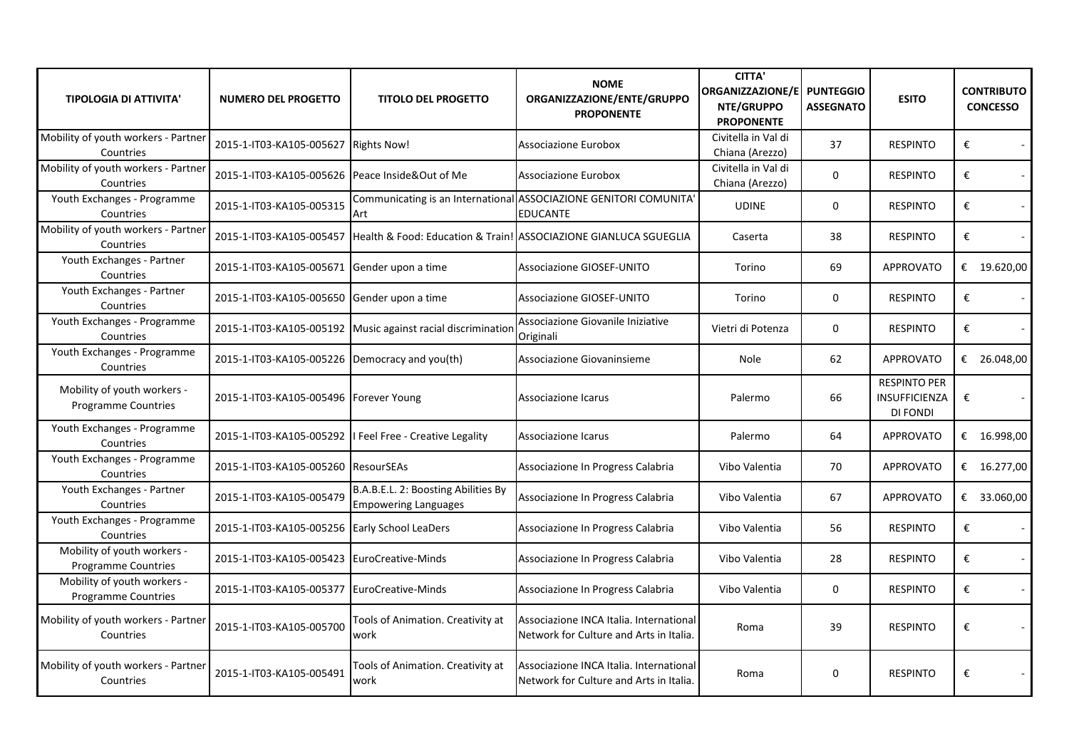| TIPOLOGIA DI ATTIVITA' | NUMERO DEL PROGETTO | TITOLO DEL PROGETTO | NOME ORGANIZZAZIONE/ENTE/GRUPPO PROPONENTE | CITTA' ORGANIZZAZIONE/ENTE/GRUPPO PROPONENTE | PUNTEGGIO ASSEGNATO | ESITO | CONTRIBUTO CONCESSO |
|---|---|---|---|---|---|---|---|
| Mobility of youth workers - Partner Countries | 2015-1-IT03-KA105-005627 | Rights Now! | Associazione Eurobox | Civitella in Val di Chiana (Arezzo) | 37 | RESPINTO | € - |
| Mobility of youth workers - Partner Countries | 2015-1-IT03-KA105-005626 | Peace Inside&Out of Me | Associazione Eurobox | Civitella in Val di Chiana (Arezzo) | 0 | RESPINTO | € - |
| Youth Exchanges - Programme Countries | 2015-1-IT03-KA105-005315 | Communicating is an International Art | ASSOCIAZIONE GENITORI COMUNITA' EDUCANTE | UDINE | 0 | RESPINTO | € - |
| Mobility of youth workers - Partner Countries | 2015-1-IT03-KA105-005457 | Health & Food: Education & Train! | ASSOCIAZIONE GIANLUCA SGUEGLIA | Caserta | 38 | RESPINTO | € - |
| Youth Exchanges - Partner Countries | 2015-1-IT03-KA105-005671 | Gender upon a time | Associazione GIOSEF-UNITO | Torino | 69 | APPROVATO | € 19.620,00 |
| Youth Exchanges - Partner Countries | 2015-1-IT03-KA105-005650 | Gender upon a time | Associazione GIOSEF-UNITO | Torino | 0 | RESPINTO | € - |
| Youth Exchanges - Programme Countries | 2015-1-IT03-KA105-005192 | Music against racial discrimination | Associazione Giovanile Iniziative Originali | Vietri di Potenza | 0 | RESPINTO | € - |
| Youth Exchanges - Programme Countries | 2015-1-IT03-KA105-005226 | Democracy and you(th) | Associazione Giovaninsieme | Nole | 62 | APPROVATO | € 26.048,00 |
| Mobility of youth workers - Programme Countries | 2015-1-IT03-KA105-005496 | Forever Young | Associazione Icarus | Palermo | 66 | RESPINTO PER INSUFFICIENZA DI FONDI | € - |
| Youth Exchanges - Programme Countries | 2015-1-IT03-KA105-005292 | I Feel Free - Creative Legality | Associazione Icarus | Palermo | 64 | APPROVATO | € 16.998,00 |
| Youth Exchanges - Programme Countries | 2015-1-IT03-KA105-005260 | ResourSEAs | Associazione In Progress Calabria | Vibo Valentia | 70 | APPROVATO | € 16.277,00 |
| Youth Exchanges - Partner Countries | 2015-1-IT03-KA105-005479 | B.A.B.E.L. 2: Boosting Abilities By Empowering Languages | Associazione In Progress Calabria | Vibo Valentia | 67 | APPROVATO | € 33.060,00 |
| Youth Exchanges - Programme Countries | 2015-1-IT03-KA105-005256 | Early School LeaDers | Associazione In Progress Calabria | Vibo Valentia | 56 | RESPINTO | € - |
| Mobility of youth workers - Programme Countries | 2015-1-IT03-KA105-005423 | EuroCreative-Minds | Associazione In Progress Calabria | Vibo Valentia | 28 | RESPINTO | € - |
| Mobility of youth workers - Programme Countries | 2015-1-IT03-KA105-005377 | EuroCreative-Minds | Associazione In Progress Calabria | Vibo Valentia | 0 | RESPINTO | € - |
| Mobility of youth workers - Partner Countries | 2015-1-IT03-KA105-005700 | Tools of Animation. Creativity at work | Associazione INCA Italia. International Network for Culture and Arts in Italia. | Roma | 39 | RESPINTO | € - |
| Mobility of youth workers - Partner Countries | 2015-1-IT03-KA105-005491 | Tools of Animation. Creativity at work | Associazione INCA Italia. International Network for Culture and Arts in Italia. | Roma | 0 | RESPINTO | € - |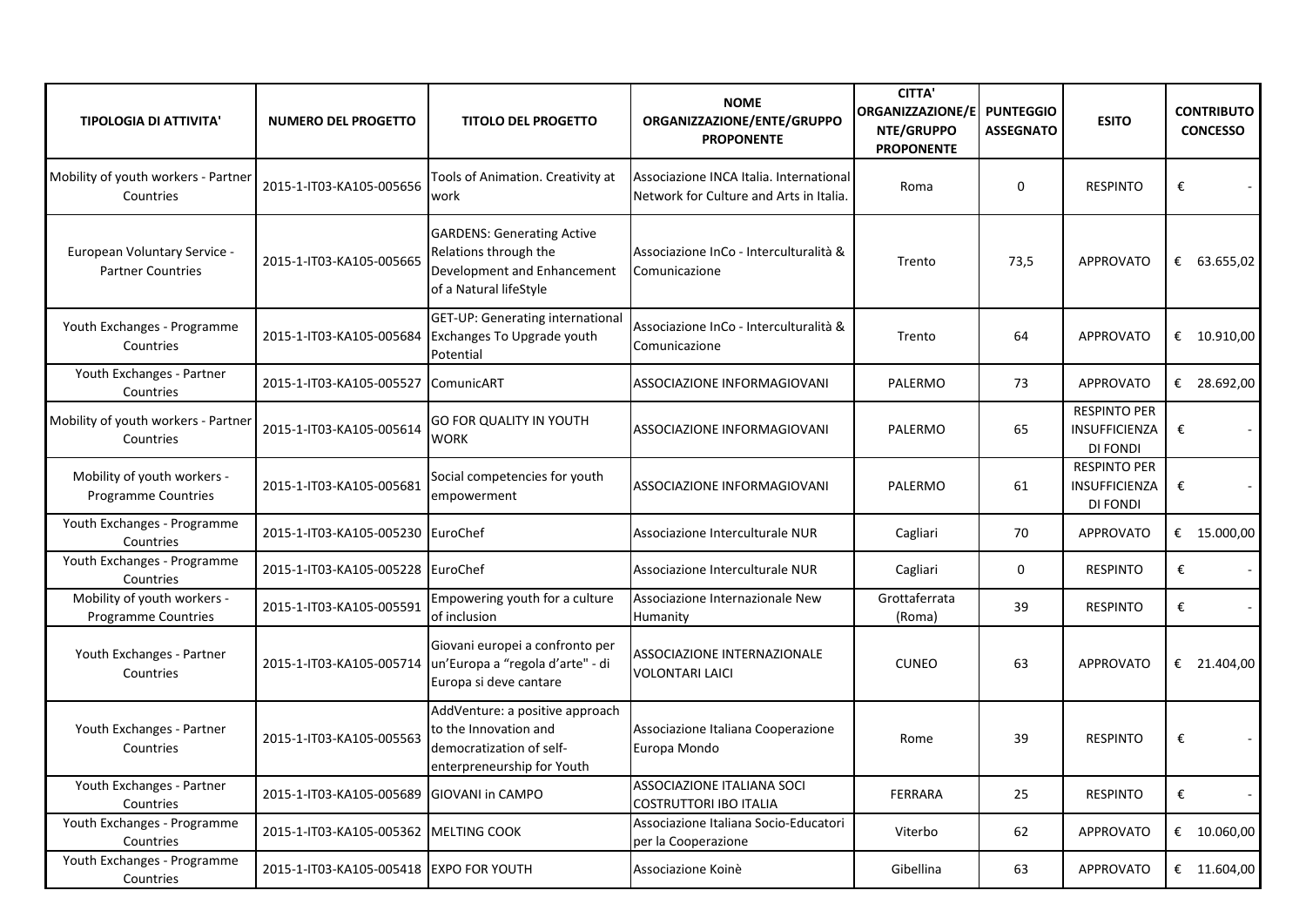| TIPOLOGIA DI ATTIVITA' | NUMERO DEL PROGETTO | TITOLO DEL PROGETTO | NOME ORGANIZZAZIONE/ENTE/GRUPPO PROPONENTE | CITTA' ORGANIZZAZIONE/ENTE/GRUPPO PROPONENTE | PUNTEGGIO ASSEGNATO | ESITO | CONTRIBUTO CONCESSO |
|---|---|---|---|---|---|---|---|
| Mobility of youth workers - Partner Countries | 2015-1-IT03-KA105-005656 | Tools of Animation. Creativity at work | Associazione INCA Italia. International Network for Culture and Arts in Italia. | Roma | 0 | RESPINTO | € - |
| European Voluntary Service - Partner Countries | 2015-1-IT03-KA105-005665 | GARDENS: Generating Active Relations through the Development and Enhancement of a Natural lifeStyle | Associazione InCo - Interculturalità & Comunicazione | Trento | 73,5 | APPROVATO | € 63.655,02 |
| Youth Exchanges - Programme Countries | 2015-1-IT03-KA105-005684 | GET-UP: Generating international Exchanges To Upgrade youth Potential | Associazione InCo - Interculturalità & Comunicazione | Trento | 64 | APPROVATO | € 10.910,00 |
| Youth Exchanges - Partner Countries | 2015-1-IT03-KA105-005527 | ComunicART | ASSOCIAZIONE INFORMAGIOVANI | PALERMO | 73 | APPROVATO | € 28.692,00 |
| Mobility of youth workers - Partner Countries | 2015-1-IT03-KA105-005614 | GO FOR QUALITY IN YOUTH WORK | ASSOCIAZIONE INFORMAGIOVANI | PALERMO | 65 | RESPINTO PER INSUFFICIENZA DI FONDI | € - |
| Mobility of youth workers - Programme Countries | 2015-1-IT03-KA105-005681 | Social competencies for youth empowerment | ASSOCIAZIONE INFORMAGIOVANI | PALERMO | 61 | RESPINTO PER INSUFFICIENZA DI FONDI | € - |
| Youth Exchanges - Programme Countries | 2015-1-IT03-KA105-005230 | EuroChef | Associazione Interculturale NUR | Cagliari | 70 | APPROVATO | € 15.000,00 |
| Youth Exchanges - Programme Countries | 2015-1-IT03-KA105-005228 | EuroChef | Associazione Interculturale NUR | Cagliari | 0 | RESPINTO | € - |
| Mobility of youth workers - Programme Countries | 2015-1-IT03-KA105-005591 | Empowering youth for a culture of inclusion | Associazione Internazionale New Humanity | Grottaferrata (Roma) | 39 | RESPINTO | € - |
| Youth Exchanges - Partner Countries | 2015-1-IT03-KA105-005714 | Giovani europei a confronto per un'Europa a "regola d'arte" - di Europa si deve cantare | ASSOCIAZIONE INTERNAZIONALE VOLONTARI LAICI | CUNEO | 63 | APPROVATO | € 21.404,00 |
| Youth Exchanges - Partner Countries | 2015-1-IT03-KA105-005563 | AddVenture: a positive approach to the Innovation and democratization of self-enterpreneurship for Youth | Associazione Italiana Cooperazione Europa Mondo | Rome | 39 | RESPINTO | € - |
| Youth Exchanges - Partner Countries | 2015-1-IT03-KA105-005689 | GIOVANI in CAMPO | ASSOCIAZIONE ITALIANA SOCI COSTRUTTORI IBO ITALIA | FERRARA | 25 | RESPINTO | € - |
| Youth Exchanges - Programme Countries | 2015-1-IT03-KA105-005362 | MELTING COOK | Associazione Italiana Socio-Educatori per la Cooperazione | Viterbo | 62 | APPROVATO | € 10.060,00 |
| Youth Exchanges - Programme Countries | 2015-1-IT03-KA105-005418 | EXPO FOR YOUTH | Associazione Koinè | Gibellina | 63 | APPROVATO | € 11.604,00 |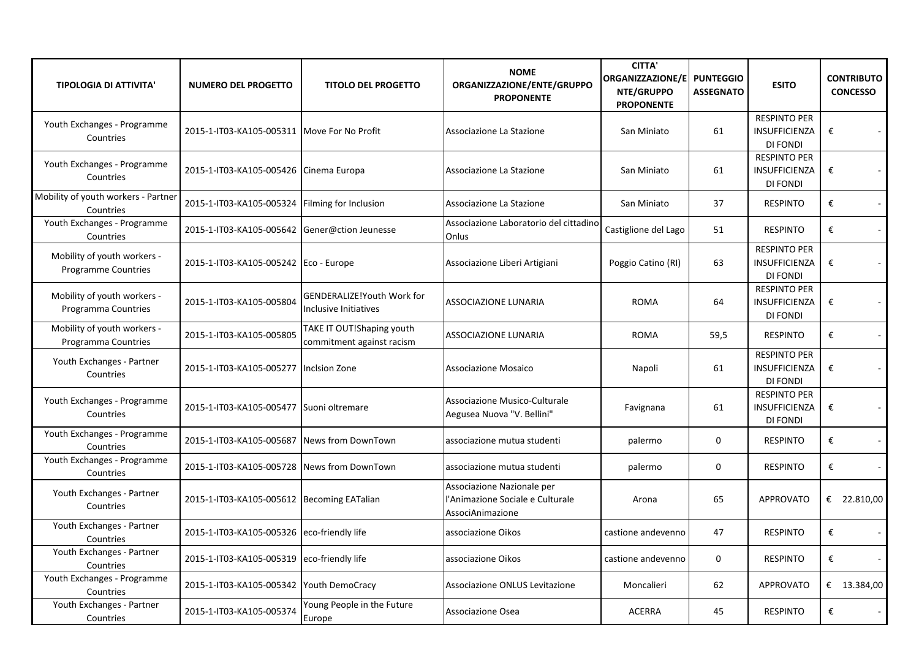| TIPOLOGIA DI ATTIVITA' | NUMERO DEL PROGETTO | TITOLO DEL PROGETTO | NOME ORGANIZZAZIONE/ENTE/GRUPPO PROPONENTE | CITTA' ORGANIZZAZIONE/ENTE/GRUPPO PROPONENTE | PUNTEGGIO ASSEGNATO | ESITO | CONTRIBUTO CONCESSO |
|---|---|---|---|---|---|---|---|
| Youth Exchanges - Programme Countries | 2015-1-IT03-KA105-005311 | Move For No Profit | Associazione La Stazione | San Miniato | 61 | RESPINTO PER INSUFFICIENZA DI FONDI | € - |
| Youth Exchanges - Programme Countries | 2015-1-IT03-KA105-005426 | Cinema Europa | Associazione La Stazione | San Miniato | 61 | RESPINTO PER INSUFFICIENZA DI FONDI | € - |
| Mobility of youth workers - Partner Countries | 2015-1-IT03-KA105-005324 | Filming for Inclusion | Associazione La Stazione | San Miniato | 37 | RESPINTO | € - |
| Youth Exchanges - Programme Countries | 2015-1-IT03-KA105-005642 | Gener@ction Jeunesse | Associazione Laboratorio del cittadino Onlus | Castiglione del Lago | 51 | RESPINTO | € - |
| Mobility of youth workers - Programme Countries | 2015-1-IT03-KA105-005242 | Eco - Europe | Associazione Liberi Artigiani | Poggio Catino (RI) | 63 | RESPINTO PER INSUFFICIENZA DI FONDI | € - |
| Mobility of youth workers - Programma Countries | 2015-1-IT03-KA105-005804 | GENDERALIZE!Youth Work for Inclusive Initiatives | ASSOCIAZIONE LUNARIA | ROMA | 64 | RESPINTO PER INSUFFICIENZA DI FONDI | € - |
| Mobility of youth workers - Programma Countries | 2015-1-IT03-KA105-005805 | TAKE IT OUT!Shaping youth commitment against racism | ASSOCIAZIONE LUNARIA | ROMA | 59,5 | RESPINTO | € - |
| Youth Exchanges - Partner Countries | 2015-1-IT03-KA105-005277 | Inclsion Zone | Associazione Mosaico | Napoli | 61 | RESPINTO PER INSUFFICIENZA DI FONDI | € - |
| Youth Exchanges - Programme Countries | 2015-1-IT03-KA105-005477 | Suoni oltremare | Associazione Musico-Culturale Aegusea Nuova "V. Bellini" | Favignana | 61 | RESPINTO PER INSUFFICIENZA DI FONDI | € - |
| Youth Exchanges - Programme Countries | 2015-1-IT03-KA105-005687 | News from DownTown | associazione mutua studenti | palermo | 0 | RESPINTO | € - |
| Youth Exchanges - Programme Countries | 2015-1-IT03-KA105-005728 | News from DownTown | associazione mutua studenti | palermo | 0 | RESPINTO | € - |
| Youth Exchanges - Partner Countries | 2015-1-IT03-KA105-005612 | Becoming EATalian | Associazione Nazionale per l'Animazione Sociale e Culturale AssociAnimazione | Arona | 65 | APPROVATO | € 22.810,00 |
| Youth Exchanges - Partner Countries | 2015-1-IT03-KA105-005326 | eco-friendly life | associazione Oikos | castione andevenno | 47 | RESPINTO | € - |
| Youth Exchanges - Partner Countries | 2015-1-IT03-KA105-005319 | eco-friendly life | associazione Oikos | castione andevenno | 0 | RESPINTO | € - |
| Youth Exchanges - Programme Countries | 2015-1-IT03-KA105-005342 | Youth DemoCracy | Associazione ONLUS Levitazione | Moncalieri | 62 | APPROVATO | € 13.384,00 |
| Youth Exchanges - Partner Countries | 2015-1-IT03-KA105-005374 | Young People in the Future Europe | Associazione Osea | ACERRA | 45 | RESPINTO | € - |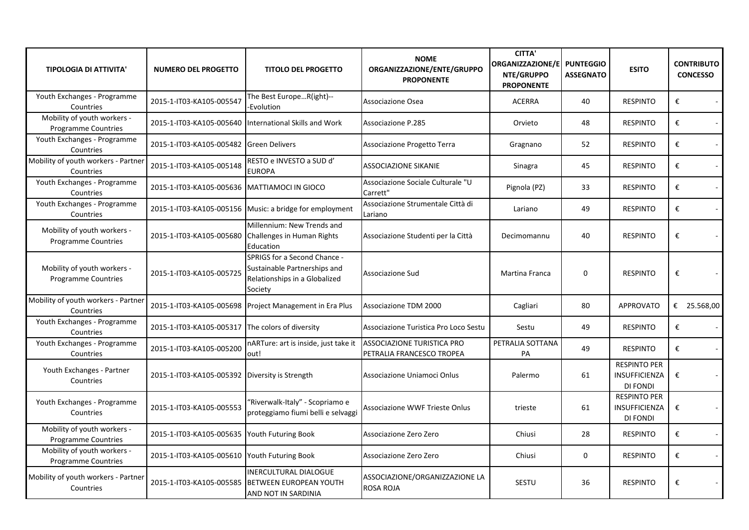| TIPOLOGIA DI ATTIVITA' | NUMERO DEL PROGETTO | TITOLO DEL PROGETTO | NOME ORGANIZZAZIONE/ENTE/GRUPPO PROPONENTE | CITTA' ORGANIZZAZIONE/ENTE/GRUPPO PROPONENTE | PUNTEGGIO ASSEGNATO | ESITO | CONTRIBUTO CONCESSO |
|---|---|---|---|---|---|---|---|
| Youth Exchanges - Programme Countries | 2015-1-IT03-KA105-005547 | The Best Europe…R(ight)---Evolution | Associazione Osea | ACERRA | 40 | RESPINTO | € - |
| Mobility of youth workers - Programme Countries | 2015-1-IT03-KA105-005640 | International Skills and Work | Associazione P.285 | Orvieto | 48 | RESPINTO | € - |
| Youth Exchanges - Programme Countries | 2015-1-IT03-KA105-005482 | Green Delivers | Associazione Progetto Terra | Gragnano | 52 | RESPINTO | € - |
| Mobility of youth workers - Partner Countries | 2015-1-IT03-KA105-005148 | RESTO e INVESTO a SUD d' EUROPA | ASSOCIAZIONE SIKANIE | Sinagra | 45 | RESPINTO | € - |
| Youth Exchanges - Programme Countries | 2015-1-IT03-KA105-005636 | MATTIAMOCI IN GIOCO | Associazione Sociale Culturale "U Carrett" | Pignola (PZ) | 33 | RESPINTO | € - |
| Youth Exchanges - Programme Countries | 2015-1-IT03-KA105-005156 | Music: a bridge for employment | Associazione Strumentale Città di Lariano | Lariano | 49 | RESPINTO | € - |
| Mobility of youth workers - Programme Countries | 2015-1-IT03-KA105-005680 | Millennium: New Trends and Challenges in Human Rights Education | Associazione Studenti per la Città | Decimomannu | 40 | RESPINTO | € - |
| Mobility of youth workers - Programme Countries | 2015-1-IT03-KA105-005725 | SPRIGS for a Second Chance - Sustainable Partnerships and Relationships in a Globalized Society | Associazione Sud | Martina Franca | 0 | RESPINTO | € - |
| Mobility of youth workers - Partner Countries | 2015-1-IT03-KA105-005698 | Project Management in Era Plus | Associazione TDM 2000 | Cagliari | 80 | APPROVATO | € 25.568,00 |
| Youth Exchanges - Programme Countries | 2015-1-IT03-KA105-005317 | The colors of diversity | Associazione Turistica Pro Loco Sestu | Sestu | 49 | RESPINTO | € - |
| Youth Exchanges - Programme Countries | 2015-1-IT03-KA105-005200 | nARTure: art is inside, just take it out! | ASSOCIAZIONE TURISTICA PRO PETRALIA FRANCESCO TROPEA | PETRALIA SOTTANA PA | 49 | RESPINTO | € - |
| Youth Exchanges - Partner Countries | 2015-1-IT03-KA105-005392 | Diversity is Strength | Associazione Uniamoci Onlus | Palermo | 61 | RESPINTO PER INSUFFICIENZA DI FONDI | € - |
| Youth Exchanges - Programme Countries | 2015-1-IT03-KA105-005553 | "Riverwalk-Italy" - Scopriamo e proteggiamo fiumi belli e selvaggi | Associazione WWF Trieste Onlus | trieste | 61 | RESPINTO PER INSUFFICIENZA DI FONDI | € - |
| Mobility of youth workers - Programme Countries | 2015-1-IT03-KA105-005635 | Youth Futuring Book | Associazione Zero Zero | Chiusi | 28 | RESPINTO | € - |
| Mobility of youth workers - Programme Countries | 2015-1-IT03-KA105-005610 | Youth Futuring Book | Associazione Zero Zero | Chiusi | 0 | RESPINTO | € - |
| Mobility of youth workers - Partner Countries | 2015-1-IT03-KA105-005585 | INERCULTURAL DIALOGUE BETWEEN EUROPEAN YOUTH AND NOT IN SARDINIA | ASSOCIAZIONE/ORGANIZZAZIONE LA ROSA ROJA | SESTU | 36 | RESPINTO | € - |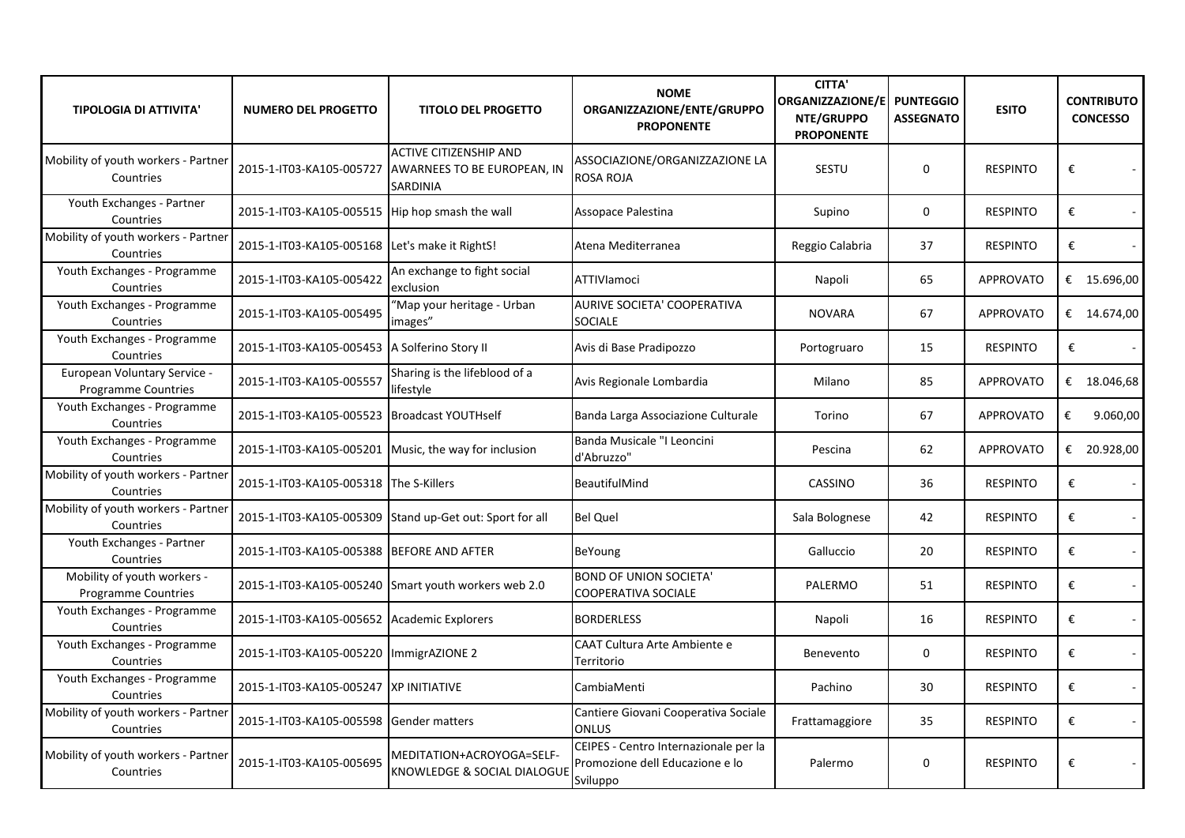| TIPOLOGIA DI ATTIVITA' | NUMERO DEL PROGETTO | TITOLO DEL PROGETTO | NOME ORGANIZZAZIONE/ENTE/GRUPPO PROPONENTE | CITTA' ORGANIZZAZIONE/ENTE/GRUPPO PROPONENTE | PUNTEGGIO ASSEGNATO | ESITO | CONTRIBUTO CONCESSO |
|---|---|---|---|---|---|---|---|
| Mobility of youth workers - Partner Countries | 2015-1-IT03-KA105-005727 | ACTIVE CITIZENSHIP AND AWARNEES TO BE EUROPEAN, IN SARDINIA | ASSOCIAZIONE/ORGANIZZAZIONE LA ROSA ROJA | SESTU | 0 | RESPINTO | € - |
| Youth Exchanges - Partner Countries | 2015-1-IT03-KA105-005515 | Hip hop smash the wall | Assopace Palestina | Supino | 0 | RESPINTO | € - |
| Mobility of youth workers - Partner Countries | 2015-1-IT03-KA105-005168 | Let's make it RightS! | Atena Mediterranea | Reggio Calabria | 37 | RESPINTO | € - |
| Youth Exchanges - Programme Countries | 2015-1-IT03-KA105-005422 | An exchange to fight social exclusion | ATTIVIamoci | Napoli | 65 | APPROVATO | € 15.696,00 |
| Youth Exchanges - Programme Countries | 2015-1-IT03-KA105-005495 | "Map your heritage - Urban images" | AURIVE SOCIETA' COOPERATIVA SOCIALE | NOVARA | 67 | APPROVATO | € 14.674,00 |
| Youth Exchanges - Programme Countries | 2015-1-IT03-KA105-005453 | A Solferino Story II | Avis di Base Pradipozzo | Portogruaro | 15 | RESPINTO | € - |
| European Voluntary Service - Programme Countries | 2015-1-IT03-KA105-005557 | Sharing is the lifeblood of a lifestyle | Avis Regionale Lombardia | Milano | 85 | APPROVATO | € 18.046,68 |
| Youth Exchanges - Programme Countries | 2015-1-IT03-KA105-005523 | Broadcast YOUTHself | Banda Larga Associazione Culturale | Torino | 67 | APPROVATO | € 9.060,00 |
| Youth Exchanges - Programme Countries | 2015-1-IT03-KA105-005201 | Music, the way for inclusion | Banda Musicale "I Leoncini d'Abruzzo" | Pescina | 62 | APPROVATO | € 20.928,00 |
| Mobility of youth workers - Partner Countries | 2015-1-IT03-KA105-005318 | The S-Killers | BeautifulMind | CASSINO | 36 | RESPINTO | € - |
| Mobility of youth workers - Partner Countries | 2015-1-IT03-KA105-005309 | Stand up-Get out: Sport for all | Bel Quel | Sala Bolognese | 42 | RESPINTO | € - |
| Youth Exchanges - Partner Countries | 2015-1-IT03-KA105-005388 | BEFORE AND AFTER | BeYoung | Galluccio | 20 | RESPINTO | € - |
| Mobility of youth workers - Programme Countries | 2015-1-IT03-KA105-005240 | Smart youth workers web 2.0 | BOND OF UNION SOCIETA' COOPERATIVA SOCIALE | PALERMO | 51 | RESPINTO | € - |
| Youth Exchanges - Programme Countries | 2015-1-IT03-KA105-005652 | Academic Explorers | BORDERLESS | Napoli | 16 | RESPINTO | € - |
| Youth Exchanges - Programme Countries | 2015-1-IT03-KA105-005220 | ImmigrAZIONE 2 | CAAT Cultura Arte Ambiente e Territorio | Benevento | 0 | RESPINTO | € - |
| Youth Exchanges - Programme Countries | 2015-1-IT03-KA105-005247 | XP INITIATIVE | CambiaMenti | Pachino | 30 | RESPINTO | € - |
| Mobility of youth workers - Partner Countries | 2015-1-IT03-KA105-005598 | Gender matters | Cantiere Giovani Cooperativa Sociale ONLUS | Frattamaggiore | 35 | RESPINTO | € - |
| Mobility of youth workers - Partner Countries | 2015-1-IT03-KA105-005695 | MEDITATION+ACROYOGA=SELF-KNOWLEDGE & SOCIAL DIALOGUE | CEIPES - Centro Internazionale per la Promozione dell Educazione e lo Sviluppo | Palermo | 0 | RESPINTO | € - |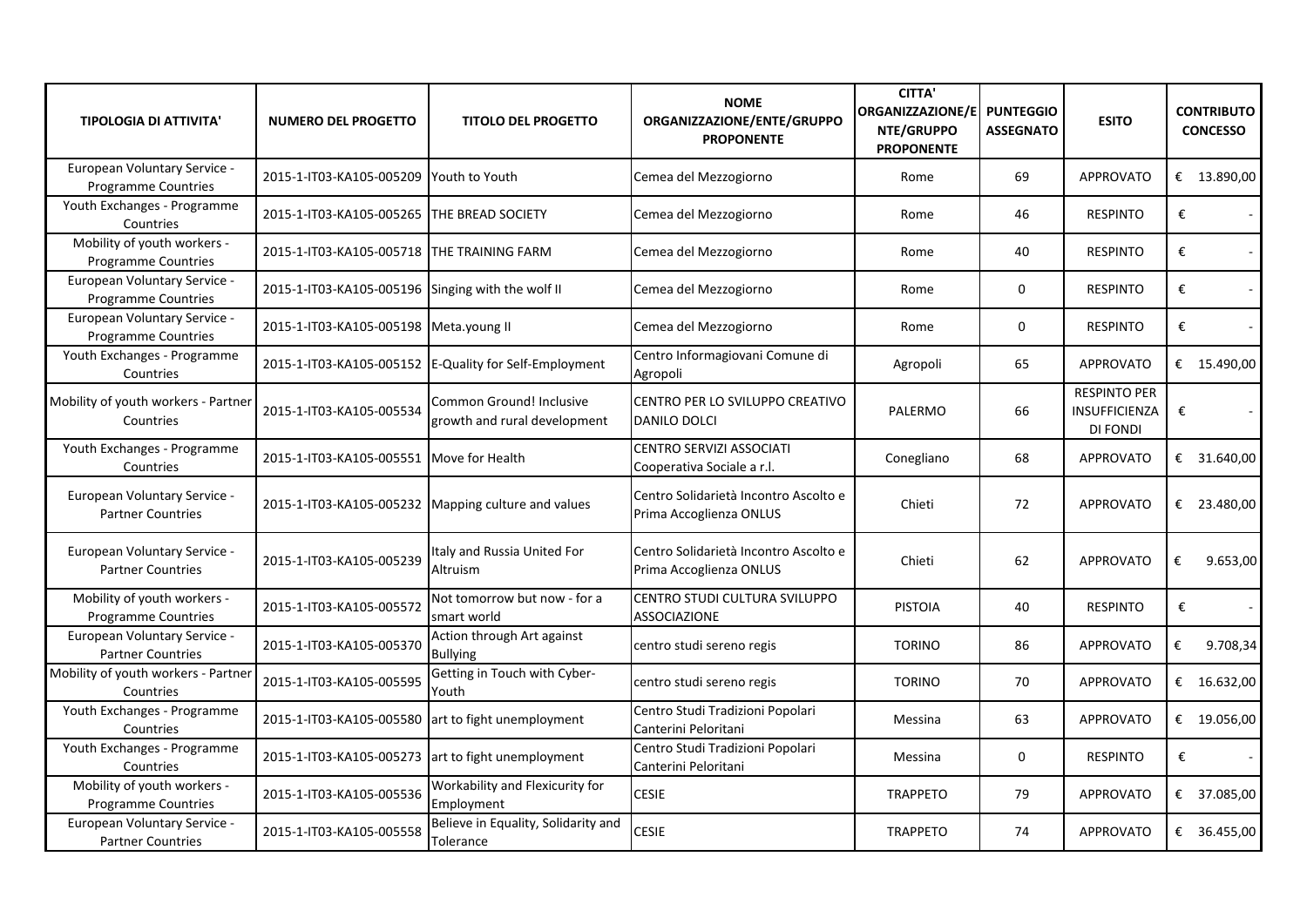| TIPOLOGIA DI ATTIVITA' | NUMERO DEL PROGETTO | TITOLO DEL PROGETTO | NOME ORGANIZZAZIONE/ENTE/GRUPPO PROPONENTE | CITTA' ORGANIZZAZIONE/ENTE/GRUPPO PROPONENTE | PUNTEGGIO ASSEGNATO | ESITO | CONTRIBUTO CONCESSO |
|---|---|---|---|---|---|---|---|
| European Voluntary Service - Programme Countries | 2015-1-IT03-KA105-005209 | Youth to Youth | Cemea del Mezzogiorno | Rome | 69 | APPROVATO | € 13.890,00 |
| Youth Exchanges - Programme Countries | 2015-1-IT03-KA105-005265 | THE BREAD SOCIETY | Cemea del Mezzogiorno | Rome | 46 | RESPINTO | € - |
| Mobility of youth workers - Programme Countries | 2015-1-IT03-KA105-005718 | THE TRAINING FARM | Cemea del Mezzogiorno | Rome | 40 | RESPINTO | € - |
| European Voluntary Service - Programme Countries | 2015-1-IT03-KA105-005196 | Singing with the wolf II | Cemea del Mezzogiorno | Rome | 0 | RESPINTO | € - |
| European Voluntary Service - Programme Countries | 2015-1-IT03-KA105-005198 | Meta.young II | Cemea del Mezzogiorno | Rome | 0 | RESPINTO | € - |
| Youth Exchanges - Programme Countries | 2015-1-IT03-KA105-005152 | E-Quality for Self-Employment | Centro Informagiovani Comune di Agropoli | Agropoli | 65 | APPROVATO | € 15.490,00 |
| Mobility of youth workers - Partner Countries | 2015-1-IT03-KA105-005534 | Common Ground! Inclusive growth and rural development | CENTRO PER LO SVILUPPO CREATIVO DANILO DOLCI | PALERMO | 66 | RESPINTO PER INSUFFICIENZA DI FONDI | € - |
| Youth Exchanges - Programme Countries | 2015-1-IT03-KA105-005551 | Move for Health | CENTRO SERVIZI ASSOCIATI Cooperativa Sociale a r.l. | Conegliano | 68 | APPROVATO | € 31.640,00 |
| European Voluntary Service - Partner Countries | 2015-1-IT03-KA105-005232 | Mapping culture and values | Centro Solidarietà Incontro Ascolto e Prima Accoglienza ONLUS | Chieti | 72 | APPROVATO | € 23.480,00 |
| European Voluntary Service - Partner Countries | 2015-1-IT03-KA105-005239 | Italy and Russia United For Altruism | Centro Solidarietà Incontro Ascolto e Prima Accoglienza ONLUS | Chieti | 62 | APPROVATO | € 9.653,00 |
| Mobility of youth workers - Programme Countries | 2015-1-IT03-KA105-005572 | Not tomorrow but now - for a smart world | CENTRO STUDI CULTURA SVILUPPO ASSOCIAZIONE | PISTOIA | 40 | RESPINTO | € - |
| European Voluntary Service - Partner Countries | 2015-1-IT03-KA105-005370 | Action through Art against Bullying | centro studi sereno regis | TORINO | 86 | APPROVATO | € 9.708,34 |
| Mobility of youth workers - Partner Countries | 2015-1-IT03-KA105-005595 | Getting in Touch with Cyber-Youth | centro studi sereno regis | TORINO | 70 | APPROVATO | € 16.632,00 |
| Youth Exchanges - Programme Countries | 2015-1-IT03-KA105-005580 | art to fight unemployment | Centro Studi Tradizioni Popolari Canterini Peloritani | Messina | 63 | APPROVATO | € 19.056,00 |
| Youth Exchanges - Programme Countries | 2015-1-IT03-KA105-005273 | art to fight unemployment | Centro Studi Tradizioni Popolari Canterini Peloritani | Messina | 0 | RESPINTO | € - |
| Mobility of youth workers - Programme Countries | 2015-1-IT03-KA105-005536 | Workability and Flexicurity for Employment | CESIE | TRAPPETO | 79 | APPROVATO | € 37.085,00 |
| European Voluntary Service - Partner Countries | 2015-1-IT03-KA105-005558 | Believe in Equality, Solidarity and Tolerance | CESIE | TRAPPETO | 74 | APPROVATO | € 36.455,00 |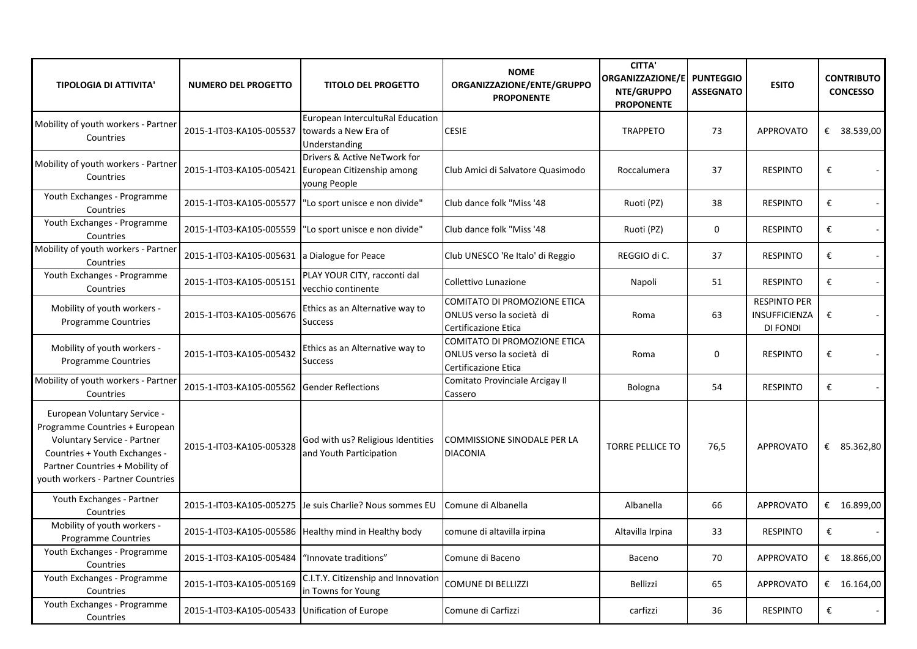| TIPOLOGIA DI ATTIVITA' | NUMERO DEL PROGETTO | TITOLO DEL PROGETTO | NOME ORGANIZZAZIONE/ENTE/GRUPPO PROPONENTE | CITTA' ORGANIZZAZIONE/ENTE/GRUPPO PROPONENTE | PUNTEGGIO ASSEGNATO | ESITO | CONTRIBUTO CONCESSO |
|---|---|---|---|---|---|---|---|
| Mobility of youth workers - Partner Countries | 2015-1-IT03-KA105-005537 | European IntercultuRal Education towards a New Era of Understanding | CESIE | TRAPPETO | 73 | APPROVATO | € 38.539,00 |
| Mobility of youth workers - Partner Countries | 2015-1-IT03-KA105-005421 | Drivers & Active NeTwork for European Citizenship among young People | Club Amici di Salvatore Quasimodo | Roccalumera | 37 | RESPINTO | € - |
| Youth Exchanges - Programme Countries | 2015-1-IT03-KA105-005577 | "Lo sport unisce e non divide" | Club dance folk "Miss '48 | Ruoti (PZ) | 38 | RESPINTO | € - |
| Youth Exchanges - Programme Countries | 2015-1-IT03-KA105-005559 | "Lo sport unisce e non divide" | Club dance folk "Miss '48 | Ruoti (PZ) | 0 | RESPINTO | € - |
| Mobility of youth workers - Partner Countries | 2015-1-IT03-KA105-005631 | a Dialogue for Peace | Club UNESCO 'Re Italo' di Reggio | REGGIO di C. | 37 | RESPINTO | € - |
| Youth Exchanges - Programme Countries | 2015-1-IT03-KA105-005151 | PLAY YOUR CITY, racconti dal vecchio continente | Collettivo Lunazione | Napoli | 51 | RESPINTO | € - |
| Mobility of youth workers - Programme Countries | 2015-1-IT03-KA105-005676 | Ethics as an Alternative way to Success | COMITATO DI PROMOZIONE ETICA ONLUS verso la società di Certificazione Etica | Roma | 63 | RESPINTO PER INSUFFICIENZA DI FONDI | € - |
| Mobility of youth workers - Programme Countries | 2015-1-IT03-KA105-005432 | Ethics as an Alternative way to Success | COMITATO DI PROMOZIONE ETICA ONLUS verso la società di Certificazione Etica | Roma | 0 | RESPINTO | € - |
| Mobility of youth workers - Partner Countries | 2015-1-IT03-KA105-005562 | Gender Reflections | Comitato Provinciale Arcigay Il Cassero | Bologna | 54 | RESPINTO | € - |
| European Voluntary Service - Programme Countries + European Voluntary Service - Partner Countries + Youth Exchanges - Partner Countries + Mobility of youth workers - Partner Countries | 2015-1-IT03-KA105-005328 | God with us? Religious Identities and Youth Participation | COMMISSIONE SINODALE PER LA DIACONIA | TORRE PELLICE TO | 76,5 | APPROVATO | € 85.362,80 |
| Youth Exchanges - Partner Countries | 2015-1-IT03-KA105-005275 | Je suis Charlie? Nous sommes EU | Comune di Albanella | Albanella | 66 | APPROVATO | € 16.899,00 |
| Mobility of youth workers - Programme Countries | 2015-1-IT03-KA105-005586 | Healthy mind in Healthy body | comune di altavilla irpina | Altavilla Irpina | 33 | RESPINTO | € - |
| Youth Exchanges - Programme Countries | 2015-1-IT03-KA105-005484 | "Innovate traditions" | Comune di Baceno | Baceno | 70 | APPROVATO | € 18.866,00 |
| Youth Exchanges - Programme Countries | 2015-1-IT03-KA105-005169 | C.I.T.Y. Citizenship and Innovation in Towns for Young | COMUNE DI BELLIZZI | Bellizzi | 65 | APPROVATO | € 16.164,00 |
| Youth Exchanges - Programme Countries | 2015-1-IT03-KA105-005433 | Unification of Europe | Comune di Carfizzi | carfizzi | 36 | RESPINTO | € - |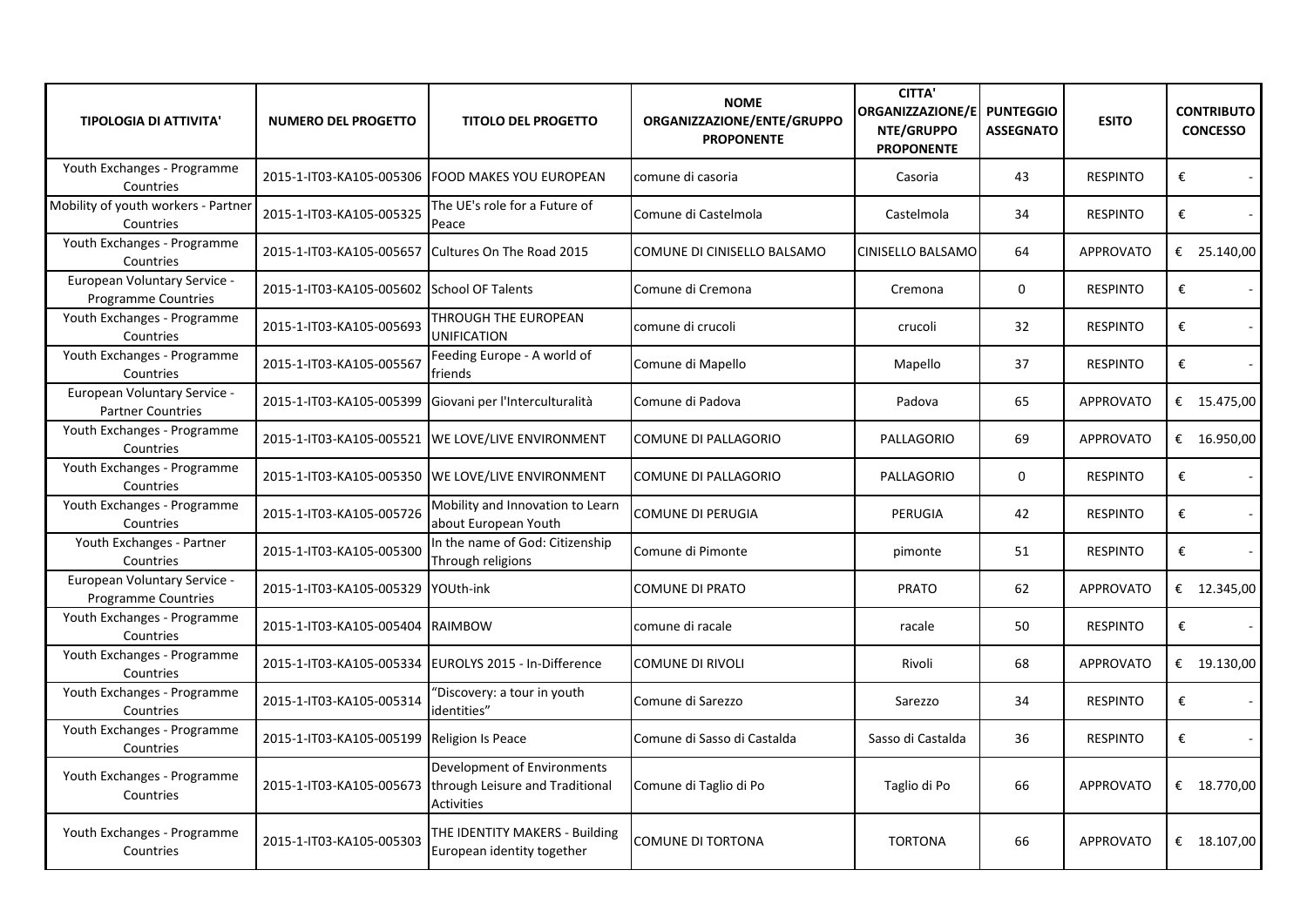| TIPOLOGIA DI ATTIVITA' | NUMERO DEL PROGETTO | TITOLO DEL PROGETTO | NOME ORGANIZZAZIONE/ENTE/GRUPPO PROPONENTE | CITTA' ORGANIZZAZIONE/ENTE/GRUPPO PROPONENTE | PUNTEGGIO ASSEGNATO | ESITO | CONTRIBUTO CONCESSO |
|---|---|---|---|---|---|---|---|
| Youth Exchanges - Programme Countries | 2015-1-IT03-KA105-005306 | FOOD MAKES YOU EUROPEAN | comune di casoria | Casoria | 43 | RESPINTO | € - |
| Mobility of youth workers - Partner Countries | 2015-1-IT03-KA105-005325 | The UE's role for a Future of Peace | Comune di Castelmola | Castelmola | 34 | RESPINTO | € - |
| Youth Exchanges - Programme Countries | 2015-1-IT03-KA105-005657 | Cultures On The Road 2015 | COMUNE DI CINISELLO BALSAMO | CINISELLO BALSAMO | 64 | APPROVATO | € 25.140,00 |
| European Voluntary Service - Programme Countries | 2015-1-IT03-KA105-005602 | School OF Talents | Comune di Cremona | Cremona | 0 | RESPINTO | € - |
| Youth Exchanges - Programme Countries | 2015-1-IT03-KA105-005693 | THROUGH THE EUROPEAN UNIFICATION | comune di crucoli | crucoli | 32 | RESPINTO | € - |
| Youth Exchanges - Programme Countries | 2015-1-IT03-KA105-005567 | Feeding Europe - A world of friends | Comune di Mapello | Mapello | 37 | RESPINTO | € - |
| European Voluntary Service - Partner Countries | 2015-1-IT03-KA105-005399 | Giovani per l'Interculturalità | Comune di Padova | Padova | 65 | APPROVATO | € 15.475,00 |
| Youth Exchanges - Programme Countries | 2015-1-IT03-KA105-005521 | WE LOVE/LIVE ENVIRONMENT | COMUNE DI PALLAGORIO | PALLAGORIO | 69 | APPROVATO | € 16.950,00 |
| Youth Exchanges - Programme Countries | 2015-1-IT03-KA105-005350 | WE LOVE/LIVE ENVIRONMENT | COMUNE DI PALLAGORIO | PALLAGORIO | 0 | RESPINTO | € - |
| Youth Exchanges - Programme Countries | 2015-1-IT03-KA105-005726 | Mobility and Innovation to Learn about European Youth | COMUNE DI PERUGIA | PERUGIA | 42 | RESPINTO | € - |
| Youth Exchanges - Partner Countries | 2015-1-IT03-KA105-005300 | In the name of God: Citizenship Through religions | Comune di Pimonte | pimonte | 51 | RESPINTO | € - |
| European Voluntary Service - Programme Countries | 2015-1-IT03-KA105-005329 | YOUth-ink | COMUNE DI PRATO | PRATO | 62 | APPROVATO | € 12.345,00 |
| Youth Exchanges - Programme Countries | 2015-1-IT03-KA105-005404 | RAIMBOW | comune di racale | racale | 50 | RESPINTO | € - |
| Youth Exchanges - Programme Countries | 2015-1-IT03-KA105-005334 | EUROLYS 2015 - In-Difference | COMUNE DI RIVOLI | Rivoli | 68 | APPROVATO | € 19.130,00 |
| Youth Exchanges - Programme Countries | 2015-1-IT03-KA105-005314 | "Discovery: a tour in youth identities" | Comune di Sarezzo | Sarezzo | 34 | RESPINTO | € - |
| Youth Exchanges - Programme Countries | 2015-1-IT03-KA105-005199 | Religion Is Peace | Comune di Sasso di Castalda | Sasso di Castalda | 36 | RESPINTO | € - |
| Youth Exchanges - Programme Countries | 2015-1-IT03-KA105-005673 | Development of Environments through Leisure and Traditional Activities | Comune di Taglio di Po | Taglio di Po | 66 | APPROVATO | € 18.770,00 |
| Youth Exchanges - Programme Countries | 2015-1-IT03-KA105-005303 | THE IDENTITY MAKERS - Building European identity together | COMUNE DI TORTONA | TORTONA | 66 | APPROVATO | € 18.107,00 |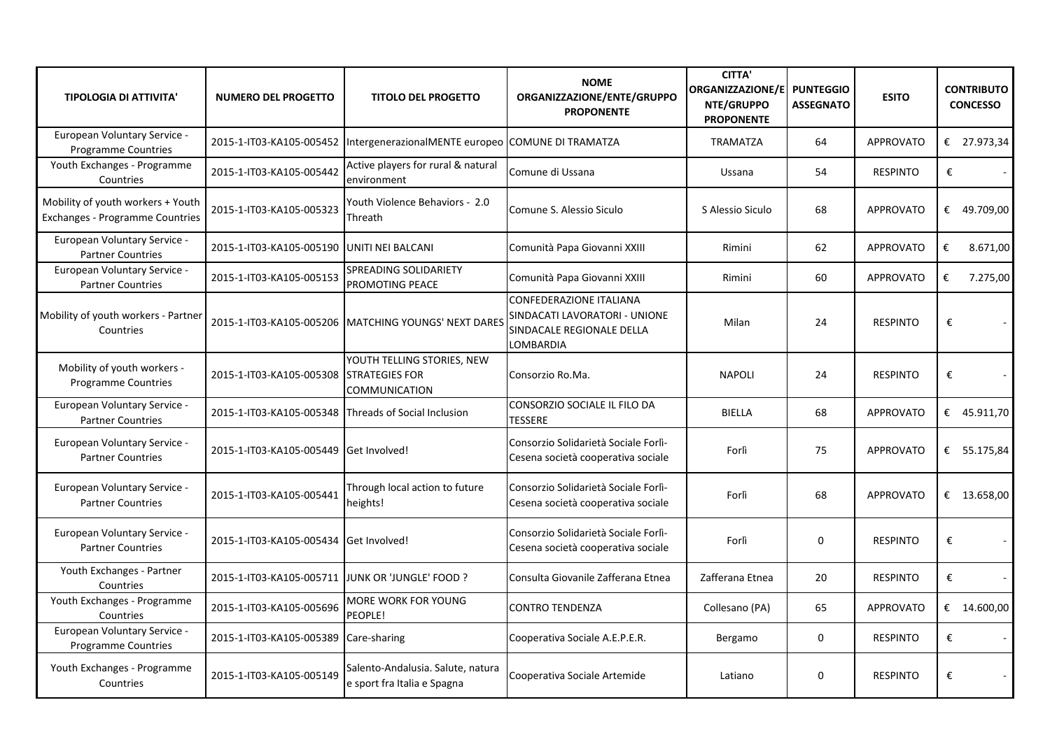| TIPOLOGIA DI ATTIVITA' | NUMERO DEL PROGETTO | TITOLO DEL PROGETTO | NOME ORGANIZZAZIONE/ENTE/GRUPPO PROPONENTE | CITTA' ORGANIZZAZIONE/ENTE/GRUPPO PROPONENTE | PUNTEGGIO ASSEGNATO | ESITO | CONTRIBUTO CONCESSO |
|---|---|---|---|---|---|---|---|
| European Voluntary Service - Programme Countries | 2015-1-IT03-KA105-005452 | IntergenerazionalMENTE europeo | COMUNE DI TRAMATZA | TRAMATZA | 64 | APPROVATO | € 27.973,34 |
| Youth Exchanges - Programme Countries | 2015-1-IT03-KA105-005442 | Active players for rural & natural environment | Comune di Ussana | Ussana | 54 | RESPINTO | € - |
| Mobility of youth workers + Youth Exchanges - Programme Countries | 2015-1-IT03-KA105-005323 | Youth Violence Behaviors - 2.0 Threath | Comune S. Alessio Siculo | S Alessio Siculo | 68 | APPROVATO | € 49.709,00 |
| European Voluntary Service - Partner Countries | 2015-1-IT03-KA105-005190 | UNITI NEI BALCANI | Comunità Papa Giovanni XXIII | Rimini | 62 | APPROVATO | € 8.671,00 |
| European Voluntary Service - Partner Countries | 2015-1-IT03-KA105-005153 | SPREADING SOLIDARIETY PROMOTING PEACE | Comunità Papa Giovanni XXIII | Rimini | 60 | APPROVATO | € 7.275,00 |
| Mobility of youth workers - Partner Countries | 2015-1-IT03-KA105-005206 | MATCHING YOUNGS' NEXT DARES | CONFEDERAZIONE ITALIANA SINDACATI LAVORATORI - UNIONE SINDACALE REGIONALE DELLA LOMBARDIA | Milan | 24 | RESPINTO | € - |
| Mobility of youth workers - Programme Countries | 2015-1-IT03-KA105-005308 | YOUTH TELLING STORIES, NEW STRATEGIES FOR COMMUNICATION | Consorzio Ro.Ma. | NAPOLI | 24 | RESPINTO | € - |
| European Voluntary Service - Partner Countries | 2015-1-IT03-KA105-005348 | Threads of Social Inclusion | CONSORZIO SOCIALE IL FILO DA TESSERE | BIELLA | 68 | APPROVATO | € 45.911,70 |
| European Voluntary Service - Partner Countries | 2015-1-IT03-KA105-005449 | Get Involved! | Consorzio Solidarietà Sociale Forlì-Cesena società cooperativa sociale | Forlì | 75 | APPROVATO | € 55.175,84 |
| European Voluntary Service - Partner Countries | 2015-1-IT03-KA105-005441 | Through local action to future heights! | Consorzio Solidarietà Sociale Forlì-Cesena società cooperativa sociale | Forlì | 68 | APPROVATO | € 13.658,00 |
| European Voluntary Service - Partner Countries | 2015-1-IT03-KA105-005434 | Get Involved! | Consorzio Solidarietà Sociale Forlì-Cesena società cooperativa sociale | Forlì | 0 | RESPINTO | € - |
| Youth Exchanges - Partner Countries | 2015-1-IT03-KA105-005711 | JUNK OR 'JUNGLE' FOOD ? | Consulta Giovanile Zafferana Etnea | Zafferana Etnea | 20 | RESPINTO | € - |
| Youth Exchanges - Programme Countries | 2015-1-IT03-KA105-005696 | MORE WORK FOR YOUNG PEOPLE! | CONTRO TENDENZA | Collesano (PA) | 65 | APPROVATO | € 14.600,00 |
| European Voluntary Service - Programme Countries | 2015-1-IT03-KA105-005389 | Care-sharing | Cooperativa Sociale A.E.P.E.R. | Bergamo | 0 | RESPINTO | € - |
| Youth Exchanges - Programme Countries | 2015-1-IT03-KA105-005149 | Salento-Andalusia. Salute, natura e sport fra Italia e Spagna | Cooperativa Sociale Artemide | Latiano | 0 | RESPINTO | € - |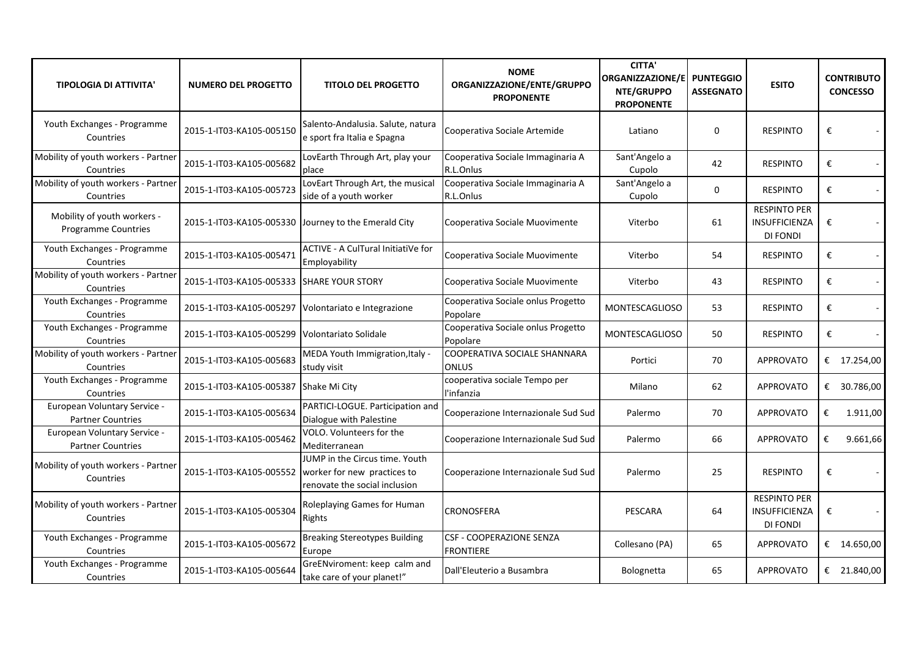| TIPOLOGIA DI ATTIVITA' | NUMERO DEL PROGETTO | TITOLO DEL PROGETTO | NOME ORGANIZZAZIONE/ENTE/GRUPPO PROPONENTE | CITTA' ORGANIZZAZIONE/ENTE/GRUPPO PROPONENTE | PUNTEGGIO ASSEGNATO | ESITO | CONTRIBUTO CONCESSO |
|---|---|---|---|---|---|---|---|
| Youth Exchanges - Programme Countries | 2015-1-IT03-KA105-005150 | Salento-Andalusia. Salute, natura e sport fra Italia e Spagna | Cooperativa Sociale Artemide | Latiano | 0 | RESPINTO | € - |
| Mobility of youth workers - Partner Countries | 2015-1-IT03-KA105-005682 | LovEarth Through Art, play your place | Cooperativa Sociale Immaginaria A R.L.Onlus | Sant'Angelo a Cupolo | 42 | RESPINTO | € - |
| Mobility of youth workers - Partner Countries | 2015-1-IT03-KA105-005723 | LovEart Through Art, the musical side of a youth worker | Cooperativa Sociale Immaginaria A R.L.Onlus | Sant'Angelo a Cupolo | 0 | RESPINTO | € - |
| Mobility of youth workers - Programme Countries | 2015-1-IT03-KA105-005330 | Journey to the Emerald City | Cooperativa Sociale Muovimente | Viterbo | 61 | RESPINTO PER INSUFFICIENZA DI FONDI | € - |
| Youth Exchanges - Programme Countries | 2015-1-IT03-KA105-005471 | ACTIVE - A CulTural InitiatiVe for Employability | Cooperativa Sociale Muovimente | Viterbo | 54 | RESPINTO | € - |
| Mobility of youth workers - Partner Countries | 2015-1-IT03-KA105-005333 | SHARE YOUR STORY | Cooperativa Sociale Muovimente | Viterbo | 43 | RESPINTO | € - |
| Youth Exchanges - Programme Countries | 2015-1-IT03-KA105-005297 | Volontariato e Integrazione | Cooperativa Sociale onlus Progetto Popolare | MONTESCAGLIOSO | 53 | RESPINTO | € - |
| Youth Exchanges - Programme Countries | 2015-1-IT03-KA105-005299 | Volontariato Solidale | Cooperativa Sociale onlus Progetto Popolare | MONTESCAGLIOSO | 50 | RESPINTO | € - |
| Mobility of youth workers - Partner Countries | 2015-1-IT03-KA105-005683 | MEDA Youth Immigration,Italy - study visit | COOPERATIVA SOCIALE SHANNARA ONLUS | Portici | 70 | APPROVATO | € 17.254,00 |
| Youth Exchanges - Programme Countries | 2015-1-IT03-KA105-005387 | Shake Mi City | cooperativa sociale Tempo per l'infanzia | Milano | 62 | APPROVATO | € 30.786,00 |
| European Voluntary Service - Partner Countries | 2015-1-IT03-KA105-005634 | PARTICI-LOGUE. Participation and Dialogue with Palestine | Cooperazione Internazionale Sud Sud | Palermo | 70 | APPROVATO | € 1.911,00 |
| European Voluntary Service - Partner Countries | 2015-1-IT03-KA105-005462 | VOLO. Volunteers for the Mediterranean | Cooperazione Internazionale Sud Sud | Palermo | 66 | APPROVATO | € 9.661,66 |
| Mobility of youth workers - Partner Countries | 2015-1-IT03-KA105-005552 | JUMP in the Circus time. Youth worker for new practices to renovate the social inclusion | Cooperazione Internazionale Sud Sud | Palermo | 25 | RESPINTO | € - |
| Mobility of youth workers - Partner Countries | 2015-1-IT03-KA105-005304 | Roleplaying Games for Human Rights | CRONOSFERA | PESCARA | 64 | RESPINTO PER INSUFFICIENZA DI FONDI | € - |
| Youth Exchanges - Programme Countries | 2015-1-IT03-KA105-005672 | Breaking Stereotypes Building Europe | CSF - COOPERAZIONE SENZA FRONTIERE | Collesano (PA) | 65 | APPROVATO | € 14.650,00 |
| Youth Exchanges - Programme Countries | 2015-1-IT03-KA105-005644 | GreENviroment: keep calm and take care of your planet!" | Dall'Eleuterio a Busambra | Bolognetta | 65 | APPROVATO | € 21.840,00 |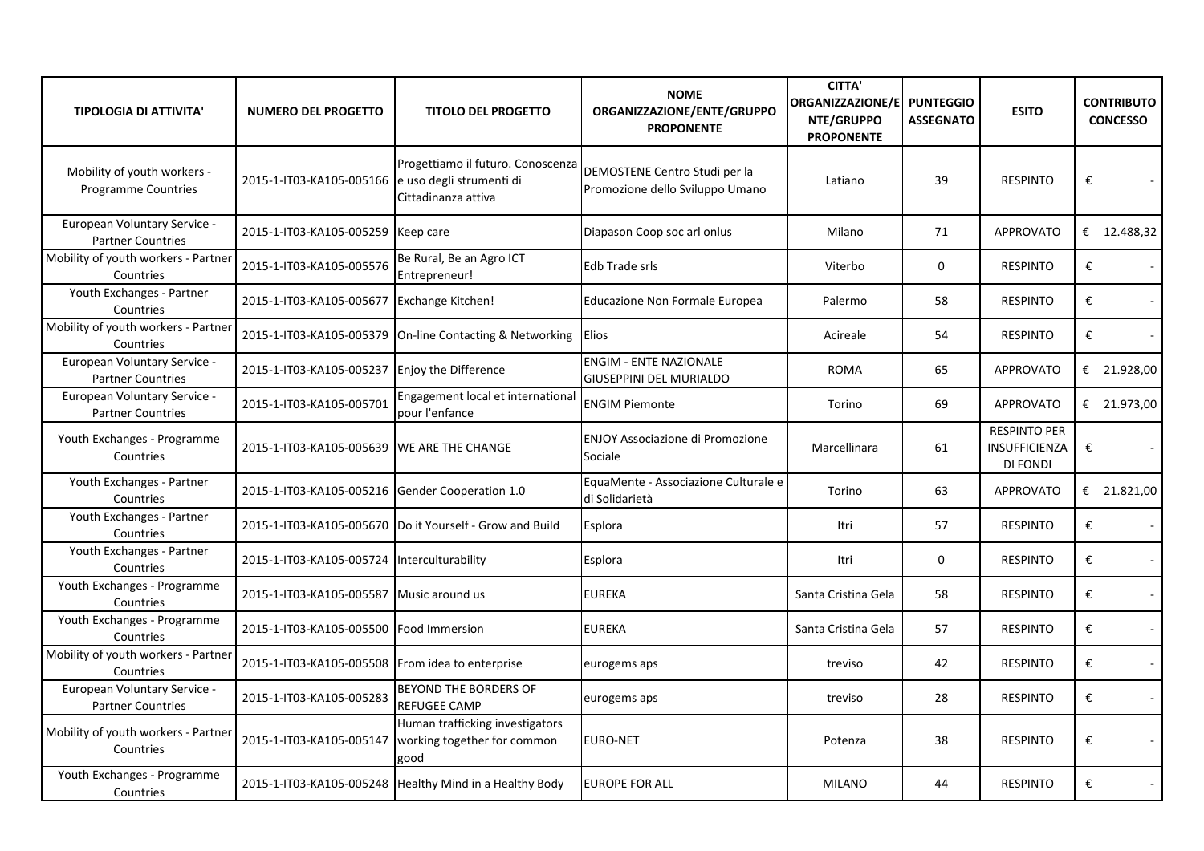| TIPOLOGIA DI ATTIVITA' | NUMERO DEL PROGETTO | TITOLO DEL PROGETTO | NOME ORGANIZZAZIONE/ENTE/GRUPPO PROPONENTE | CITTA' ORGANIZZAZIONE/ENTE/GRUPPO PROPONENTE | PUNTEGGIO ASSEGNATO | ESITO | CONTRIBUTO CONCESSO |
|---|---|---|---|---|---|---|---|
| Mobility of youth workers - Programme Countries | 2015-1-IT03-KA105-005166 | Progettiamo il futuro. Conoscenza e uso degli strumenti di Cittadinanza attiva | DEMOSTENE Centro Studi per la Promozione dello Sviluppo Umano | Latiano | 39 | RESPINTO | € - |
| European Voluntary Service - Partner Countries | 2015-1-IT03-KA105-005259 | Keep care | Diapason Coop soc arl onlus | Milano | 71 | APPROVATO | € 12.488,32 |
| Mobility of youth workers - Partner Countries | 2015-1-IT03-KA105-005576 | Be Rural, Be an Agro ICT Entrepreneur! | Edb Trade srls | Viterbo | 0 | RESPINTO | € - |
| Youth Exchanges - Partner Countries | 2015-1-IT03-KA105-005677 | Exchange Kitchen! | Educazione Non Formale Europea | Palermo | 58 | RESPINTO | € - |
| Mobility of youth workers - Partner Countries | 2015-1-IT03-KA105-005379 | On-line Contacting & Networking | Elios | Acireale | 54 | RESPINTO | € - |
| European Voluntary Service - Partner Countries | 2015-1-IT03-KA105-005237 | Enjoy the Difference | ENGIM - ENTE NAZIONALE GIUSEPPINI DEL MURIALDO | ROMA | 65 | APPROVATO | € 21.928,00 |
| European Voluntary Service - Partner Countries | 2015-1-IT03-KA105-005701 | Engagement local et international pour l'enfance | ENGIM Piemonte | Torino | 69 | APPROVATO | € 21.973,00 |
| Youth Exchanges - Programme Countries | 2015-1-IT03-KA105-005639 | WE ARE THE CHANGE | ENJOY Associazione di Promozione Sociale | Marcellinara | 61 | RESPINTO PER INSUFFICIENZA DI FONDI | € - |
| Youth Exchanges - Partner Countries | 2015-1-IT03-KA105-005216 | Gender Cooperation 1.0 | EquaMente - Associazione Culturale e di Solidarietà | Torino | 63 | APPROVATO | € 21.821,00 |
| Youth Exchanges - Partner Countries | 2015-1-IT03-KA105-005670 | Do it Yourself - Grow and Build | Esplora | Itri | 57 | RESPINTO | € - |
| Youth Exchanges - Partner Countries | 2015-1-IT03-KA105-005724 | Interculturability | Esplora | Itri | 0 | RESPINTO | € - |
| Youth Exchanges - Programme Countries | 2015-1-IT03-KA105-005587 | Music around us | EUREKA | Santa Cristina Gela | 58 | RESPINTO | € - |
| Youth Exchanges - Programme Countries | 2015-1-IT03-KA105-005500 | Food Immersion | EUREKA | Santa Cristina Gela | 57 | RESPINTO | € - |
| Mobility of youth workers - Partner Countries | 2015-1-IT03-KA105-005508 | From idea to enterprise | eurogems aps | treviso | 42 | RESPINTO | € - |
| European Voluntary Service - Partner Countries | 2015-1-IT03-KA105-005283 | BEYOND THE BORDERS OF REFUGEE CAMP | eurogems aps | treviso | 28 | RESPINTO | € - |
| Mobility of youth workers - Partner Countries | 2015-1-IT03-KA105-005147 | Human trafficking investigators working together for common good | EURO-NET | Potenza | 38 | RESPINTO | € - |
| Youth Exchanges - Programme Countries | 2015-1-IT03-KA105-005248 | Healthy Mind in a Healthy Body | EUROPE FOR ALL | MILANO | 44 | RESPINTO | € - |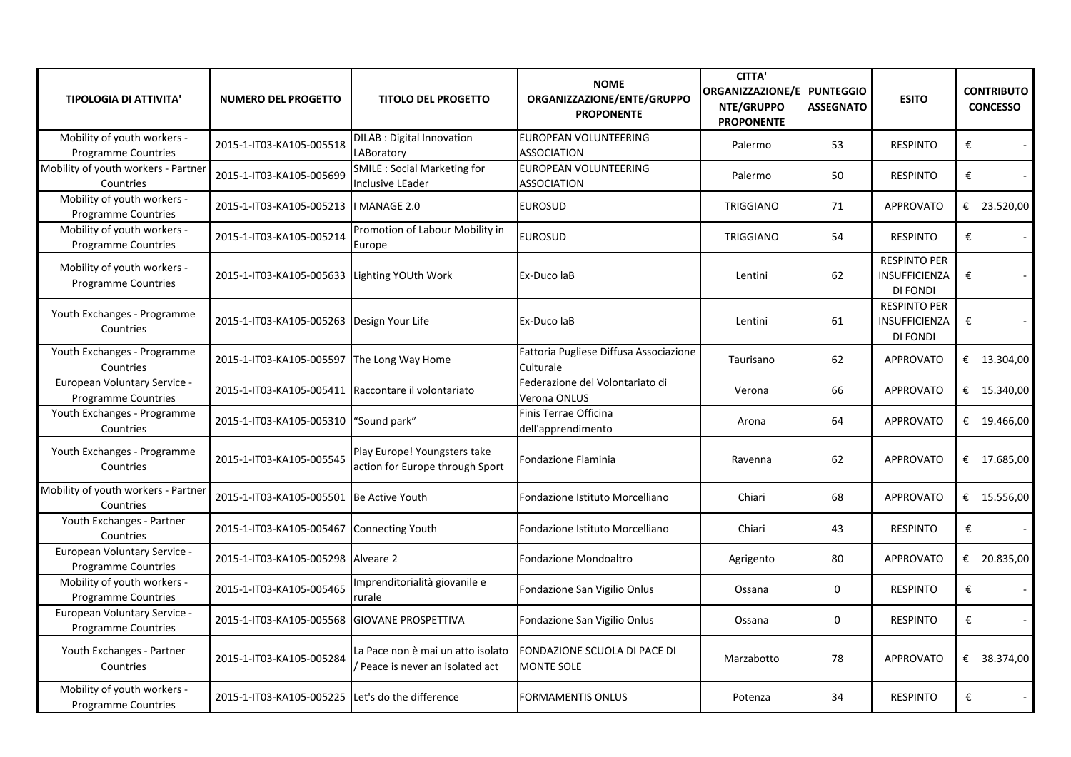| TIPOLOGIA DI ATTIVITA' | NUMERO DEL PROGETTO | TITOLO DEL PROGETTO | NOME ORGANIZZAZIONE/ENTE/GRUPPO PROPONENTE | CITTA' ORGANIZZAZIONE/ENTE/GRUPPO PROPONENTE | PUNTEGGIO ASSEGNATO | ESITO | CONTRIBUTO CONCESSO |
|---|---|---|---|---|---|---|---|
| Mobility of youth workers - Programme Countries | 2015-1-IT03-KA105-005518 | DILAB : Digital Innovation LABoratory | EUROPEAN VOLUNTEERING ASSOCIATION | Palermo | 53 | RESPINTO | € - |
| Mobility of youth workers - Partner Countries | 2015-1-IT03-KA105-005699 | SMILE : Social Marketing for Inclusive LEader | EUROPEAN VOLUNTEERING ASSOCIATION | Palermo | 50 | RESPINTO | € - |
| Mobility of youth workers - Programme Countries | 2015-1-IT03-KA105-005213 | I MANAGE 2.0 | EUROSUD | TRIGGIANO | 71 | APPROVATO | € 23.520,00 |
| Mobility of youth workers - Programme Countries | 2015-1-IT03-KA105-005214 | Promotion of Labour Mobility in Europe | EUROSUD | TRIGGIANO | 54 | RESPINTO | € - |
| Mobility of youth workers - Programme Countries | 2015-1-IT03-KA105-005633 | Lighting YOUth Work | Ex-Duco laB | Lentini | 62 | RESPINTO PER INSUFFICIENZA DI FONDI | € - |
| Youth Exchanges - Programme Countries | 2015-1-IT03-KA105-005263 | Design Your Life | Ex-Duco laB | Lentini | 61 | RESPINTO PER INSUFFICIENZA DI FONDI | € - |
| Youth Exchanges - Programme Countries | 2015-1-IT03-KA105-005597 | The Long Way Home | Fattoria Pugliese Diffusa Associazione Culturale | Taurisano | 62 | APPROVATO | € 13.304,00 |
| European Voluntary Service - Programme Countries | 2015-1-IT03-KA105-005411 | Raccontare il volontariato | Federazione del Volontariato di Verona ONLUS | Verona | 66 | APPROVATO | € 15.340,00 |
| Youth Exchanges - Programme Countries | 2015-1-IT03-KA105-005310 | "Sound park" | Finis Terrae Officina dell'apprendimento | Arona | 64 | APPROVATO | € 19.466,00 |
| Youth Exchanges - Programme Countries | 2015-1-IT03-KA105-005545 | Play Europe! Youngsters take action for Europe through Sport | Fondazione Flaminia | Ravenna | 62 | APPROVATO | € 17.685,00 |
| Mobility of youth workers - Partner Countries | 2015-1-IT03-KA105-005501 | Be Active Youth | Fondazione Istituto Morcelliano | Chiari | 68 | APPROVATO | € 15.556,00 |
| Youth Exchanges - Partner Countries | 2015-1-IT03-KA105-005467 | Connecting Youth | Fondazione Istituto Morcelliano | Chiari | 43 | RESPINTO | € - |
| European Voluntary Service - Programme Countries | 2015-1-IT03-KA105-005298 | Alveare 2 | Fondazione Mondoaltro | Agrigento | 80 | APPROVATO | € 20.835,00 |
| Mobility of youth workers - Programme Countries | 2015-1-IT03-KA105-005465 | Imprenditorialità giovanile e rurale | Fondazione San Vigilio Onlus | Ossana | 0 | RESPINTO | € - |
| European Voluntary Service - Programme Countries | 2015-1-IT03-KA105-005568 | GIOVANE PROSPETTIVA | Fondazione San Vigilio Onlus | Ossana | 0 | RESPINTO | € - |
| Youth Exchanges - Partner Countries | 2015-1-IT03-KA105-005284 | La Pace non è mai un atto isolato / Peace is never an isolated act | FONDAZIONE SCUOLA DI PACE DI MONTE SOLE | Marzabotto | 78 | APPROVATO | € 38.374,00 |
| Mobility of youth workers - Programme Countries | 2015-1-IT03-KA105-005225 | Let's do the difference | FORMAMENTIS ONLUS | Potenza | 34 | RESPINTO | € - |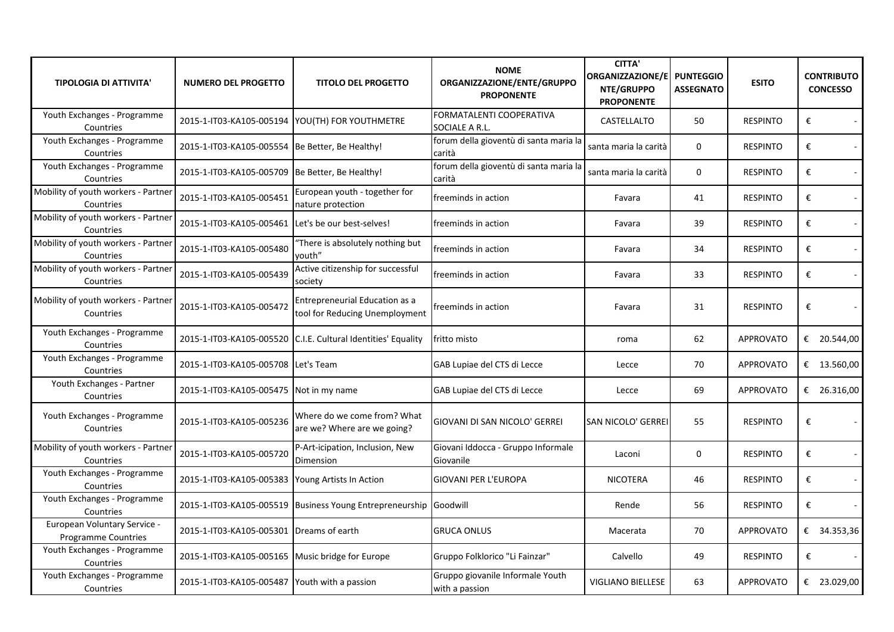| TIPOLOGIA DI ATTIVITA' | NUMERO DEL PROGETTO | TITOLO DEL PROGETTO | NOME ORGANIZZAZIONE/ENTE/GRUPPO PROPONENTE | CITTA' ORGANIZZAZIONE/ENTE/GRUPPO PROPONENTE | PUNTEGGIO ASSEGNATO | ESITO | CONTRIBUTO CONCESSO |
|---|---|---|---|---|---|---|---|
| Youth Exchanges - Programme Countries | 2015-1-IT03-KA105-005194 | YOU(TH) FOR YOUTHMETRE | FORMATALENTI COOPERATIVA SOCIALE A R.L. | CASTELLALTO | 50 | RESPINTO | € - |
| Youth Exchanges - Programme Countries | 2015-1-IT03-KA105-005554 | Be Better, Be Healthy! | forum della gioventù di santa maria la carità | santa maria la carità | 0 | RESPINTO | € - |
| Youth Exchanges - Programme Countries | 2015-1-IT03-KA105-005709 | Be Better, Be Healthy! | forum della gioventù di santa maria la carità | santa maria la carità | 0 | RESPINTO | € - |
| Mobility of youth workers - Partner Countries | 2015-1-IT03-KA105-005451 | European youth - together for nature protection | freeminds in action | Favara | 41 | RESPINTO | € - |
| Mobility of youth workers - Partner Countries | 2015-1-IT03-KA105-005461 | Let's be our best-selves! | freeminds in action | Favara | 39 | RESPINTO | € - |
| Mobility of youth workers - Partner Countries | 2015-1-IT03-KA105-005480 | "There is absolutely nothing but youth" | freeminds in action | Favara | 34 | RESPINTO | € - |
| Mobility of youth workers - Partner Countries | 2015-1-IT03-KA105-005439 | Active citizenship for successful society | freeminds in action | Favara | 33 | RESPINTO | € - |
| Mobility of youth workers - Partner Countries | 2015-1-IT03-KA105-005472 | Entrepreneurial Education as a tool for Reducing Unemployment | freeminds in action | Favara | 31 | RESPINTO | € - |
| Youth Exchanges - Programme Countries | 2015-1-IT03-KA105-005520 | C.I.E. Cultural Identities' Equality | fritto misto | roma | 62 | APPROVATO | € 20.544,00 |
| Youth Exchanges - Programme Countries | 2015-1-IT03-KA105-005708 | Let's Team | GAB Lupiae del CTS di Lecce | Lecce | 70 | APPROVATO | € 13.560,00 |
| Youth Exchanges - Partner Countries | 2015-1-IT03-KA105-005475 | Not in my name | GAB Lupiae del CTS di Lecce | Lecce | 69 | APPROVATO | € 26.316,00 |
| Youth Exchanges - Programme Countries | 2015-1-IT03-KA105-005236 | Where do we come from? What are we? Where are we going? | GIOVANI DI SAN NICOLO' GERREI | SAN NICOLO' GERREI | 55 | RESPINTO | € - |
| Mobility of youth workers - Partner Countries | 2015-1-IT03-KA105-005720 | P-Art-icipation, Inclusion, New Dimension | Giovani Iddocca - Gruppo Informale Giovanile | Laconi | 0 | RESPINTO | € - |
| Youth Exchanges - Programme Countries | 2015-1-IT03-KA105-005383 | Young Artists In Action | GIOVANI PER L'EUROPA | NICOTERA | 46 | RESPINTO | € - |
| Youth Exchanges - Programme Countries | 2015-1-IT03-KA105-005519 | Business Young Entrepreneurship | Goodwill | Rende | 56 | RESPINTO | € - |
| European Voluntary Service - Programme Countries | 2015-1-IT03-KA105-005301 | Dreams of earth | GRUCA ONLUS | Macerata | 70 | APPROVATO | € 34.353,36 |
| Youth Exchanges - Programme Countries | 2015-1-IT03-KA105-005165 | Music bridge for Europe | Gruppo Folklorico "Li Fainzar" | Calvello | 49 | RESPINTO | € - |
| Youth Exchanges - Programme Countries | 2015-1-IT03-KA105-005487 | Youth with a passion | Gruppo giovanile Informale Youth with a passion | VIGLIANO BIELLESE | 63 | APPROVATO | € 23.029,00 |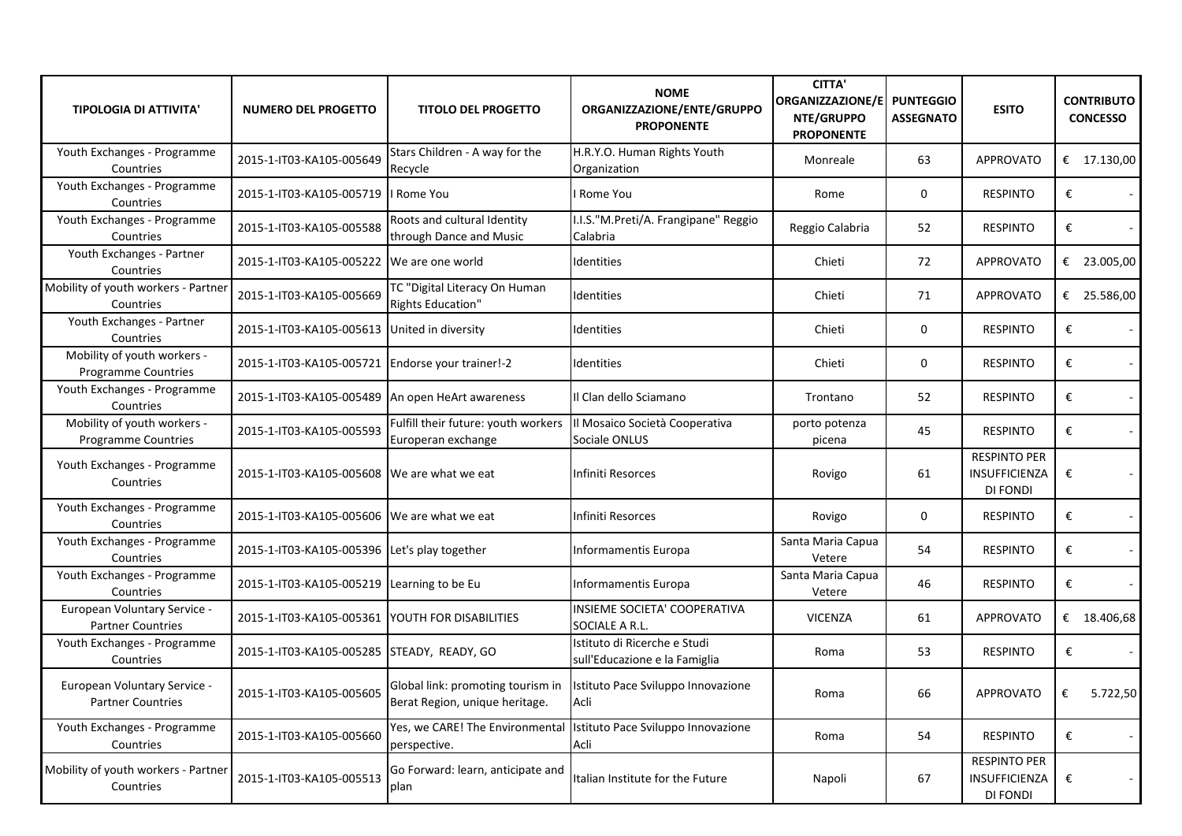| TIPOLOGIA DI ATTIVITA' | NUMERO DEL PROGETTO | TITOLO DEL PROGETTO | NOME ORGANIZZAZIONE/ENTE/GRUPPO PROPONENTE | CITTA' ORGANIZZAZIONE/ENTE/GRUPPO PROPONENTE | PUNTEGGIO ASSEGNATO | ESITO | CONTRIBUTO CONCESSO |
|---|---|---|---|---|---|---|---|
| Youth Exchanges - Programme Countries | 2015-1-IT03-KA105-005649 | Stars Children - A way for the Recycle | H.R.Y.O. Human Rights Youth Organization | Monreale | 63 | APPROVATO | € 17.130,00 |
| Youth Exchanges - Programme Countries | 2015-1-IT03-KA105-005719 | I Rome You | I Rome You | Rome | 0 | RESPINTO | € - |
| Youth Exchanges - Programme Countries | 2015-1-IT03-KA105-005588 | Roots and cultural Identity through Dance and Music | I.I.S."M.Preti/A. Frangipane" Reggio Calabria | Reggio Calabria | 52 | RESPINTO | € - |
| Youth Exchanges - Partner Countries | 2015-1-IT03-KA105-005222 | We are one world | Identities | Chieti | 72 | APPROVATO | € 23.005,00 |
| Mobility of youth workers - Partner Countries | 2015-1-IT03-KA105-005669 | TC "Digital Literacy On Human Rights Education" | Identities | Chieti | 71 | APPROVATO | € 25.586,00 |
| Youth Exchanges - Partner Countries | 2015-1-IT03-KA105-005613 | United in diversity | Identities | Chieti | 0 | RESPINTO | € - |
| Mobility of youth workers - Programme Countries | 2015-1-IT03-KA105-005721 | Endorse your trainer!-2 | Identities | Chieti | 0 | RESPINTO | € - |
| Youth Exchanges - Programme Countries | 2015-1-IT03-KA105-005489 | An open HeArt awareness | Il Clan dello Sciamano | Trontano | 52 | RESPINTO | € - |
| Mobility of youth workers - Programme Countries | 2015-1-IT03-KA105-005593 | Fulfill their future: youth workers Europeran exchange | Il Mosaico Società Cooperativa Sociale ONLUS | porto potenza picena | 45 | RESPINTO | € - |
| Youth Exchanges - Programme Countries | 2015-1-IT03-KA105-005608 | We are what we eat | Infiniti Resorces | Rovigo | 61 | RESPINTO PER INSUFFICIENZA DI FONDI | € - |
| Youth Exchanges - Programme Countries | 2015-1-IT03-KA105-005606 | We are what we eat | Infiniti Resorces | Rovigo | 0 | RESPINTO | € - |
| Youth Exchanges - Programme Countries | 2015-1-IT03-KA105-005396 | Let's play together | Informamentis Europa | Santa Maria Capua Vetere | 54 | RESPINTO | € - |
| Youth Exchanges - Programme Countries | 2015-1-IT03-KA105-005219 | Learning to be Eu | Informamentis Europa | Santa Maria Capua Vetere | 46 | RESPINTO | € - |
| European Voluntary Service - Partner Countries | 2015-1-IT03-KA105-005361 | YOUTH FOR DISABILITIES | INSIEME SOCIETA' COOPERATIVA SOCIALE A R.L. | VICENZA | 61 | APPROVATO | € 18.406,68 |
| Youth Exchanges - Programme Countries | 2015-1-IT03-KA105-005285 | STEADY, READY, GO | Istituto di Ricerche e Studi sull'Educazione e la Famiglia | Roma | 53 | RESPINTO | € - |
| European Voluntary Service - Partner Countries | 2015-1-IT03-KA105-005605 | Global link: promoting tourism in Berat Region, unique heritage. | Istituto Pace Sviluppo Innovazione Acli | Roma | 66 | APPROVATO | € 5.722,50 |
| Youth Exchanges - Programme Countries | 2015-1-IT03-KA105-005660 | Yes, we CARE! The Environmental perspective. | Istituto Pace Sviluppo Innovazione Acli | Roma | 54 | RESPINTO | € - |
| Mobility of youth workers - Partner Countries | 2015-1-IT03-KA105-005513 | Go Forward: learn, anticipate and plan | Italian Institute for the Future | Napoli | 67 | RESPINTO PER INSUFFICIENZA DI FONDI | € - |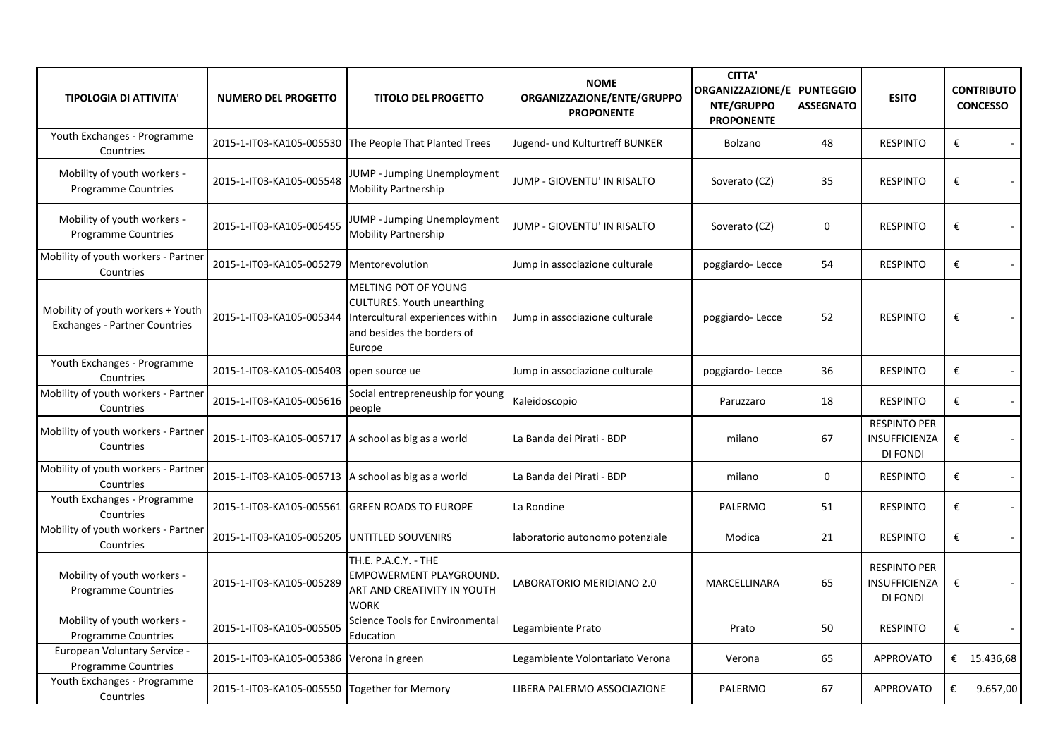| TIPOLOGIA DI ATTIVITA' | NUMERO DEL PROGETTO | TITOLO DEL PROGETTO | NOME ORGANIZZAZIONE/ENTE/GRUPPO PROPONENTE | CITTA' ORGANIZZAZIONE/ENTE/GRUPPO PROPONENTE | PUNTEGGIO ASSEGNATO | ESITO | CONTRIBUTO CONCESSO |
|---|---|---|---|---|---|---|---|
| Youth Exchanges - Programme Countries | 2015-1-IT03-KA105-005530 | The People That Planted Trees | Jugend- und Kulturtreff BUNKER | Bolzano | 48 | RESPINTO | € - |
| Mobility of youth workers - Programme Countries | 2015-1-IT03-KA105-005548 | JUMP - Jumping Unemployment Mobility Partnership | JUMP - GIOVENTU' IN RISALTO | Soverato (CZ) | 35 | RESPINTO | € - |
| Mobility of youth workers - Programme Countries | 2015-1-IT03-KA105-005455 | JUMP - Jumping Unemployment Mobility Partnership | JUMP - GIOVENTU' IN RISALTO | Soverato (CZ) | 0 | RESPINTO | € - |
| Mobility of youth workers - Partner Countries | 2015-1-IT03-KA105-005279 | Mentorevolution | Jump in associazione culturale | poggiardo- Lecce | 54 | RESPINTO | € - |
| Mobility of youth workers + Youth Exchanges - Partner Countries | 2015-1-IT03-KA105-005344 | MELTING POT OF YOUNG CULTURES. Youth unearthing Intercultural experiences within and besides the borders of Europe | Jump in associazione culturale | poggiardo- Lecce | 52 | RESPINTO | € - |
| Youth Exchanges - Programme Countries | 2015-1-IT03-KA105-005403 | open source ue | Jump in associazione culturale | poggiardo- Lecce | 36 | RESPINTO | € - |
| Mobility of youth workers - Partner Countries | 2015-1-IT03-KA105-005616 | Social entrepreneuship for young people | Kaleidoscopio | Paruzzaro | 18 | RESPINTO | € - |
| Mobility of youth workers - Partner Countries | 2015-1-IT03-KA105-005717 | A school as big as a world | La Banda dei Pirati - BDP | milano | 67 | RESPINTO PER INSUFFICIENZA DI FONDI | € - |
| Mobility of youth workers - Partner Countries | 2015-1-IT03-KA105-005713 | A school as big as a world | La Banda dei Pirati - BDP | milano | 0 | RESPINTO | € - |
| Youth Exchanges - Programme Countries | 2015-1-IT03-KA105-005561 | GREEN ROADS TO EUROPE | La Rondine | PALERMO | 51 | RESPINTO | € - |
| Mobility of youth workers - Partner Countries | 2015-1-IT03-KA105-005205 | UNTITLED SOUVENIRS | laboratorio autonomo potenziale | Modica | 21 | RESPINTO | € - |
| Mobility of youth workers - Programme Countries | 2015-1-IT03-KA105-005289 | TH.E. P.A.C.Y. - THE EMPOWERMENT PLAYGROUND. ART AND CREATIVITY IN YOUTH WORK | LABORATORIO MERIDIANO 2.0 | MARCELLINARA | 65 | RESPINTO PER INSUFFICIENZA DI FONDI | € - |
| Mobility of youth workers - Programme Countries | 2015-1-IT03-KA105-005505 | Science Tools for Environmental Education | Legambiente Prato | Prato | 50 | RESPINTO | € - |
| European Voluntary Service - Programme Countries | 2015-1-IT03-KA105-005386 | Verona in green | Legambiente Volontariato Verona | Verona | 65 | APPROVATO | € 15.436,68 |
| Youth Exchanges - Programme Countries | 2015-1-IT03-KA105-005550 | Together for Memory | LIBERA PALERMO ASSOCIAZIONE | PALERMO | 67 | APPROVATO | € 9.657,00 |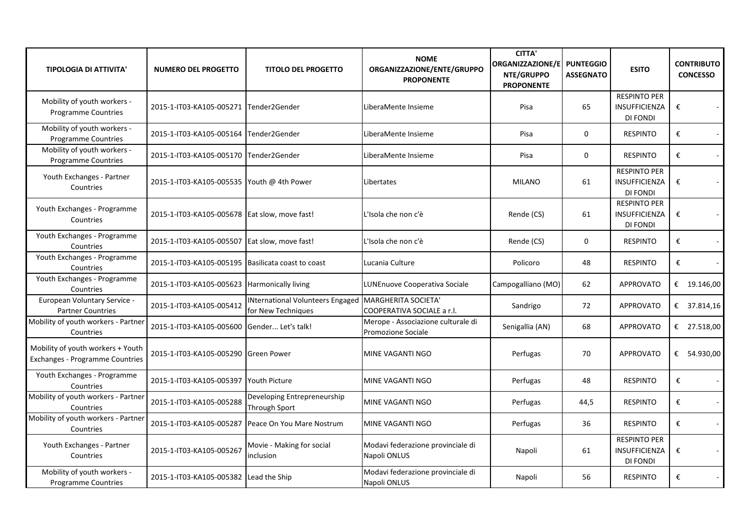| TIPOLOGIA DI ATTIVITA' | NUMERO DEL PROGETTO | TITOLO DEL PROGETTO | NOME ORGANIZZAZIONE/ENTE/GRUPPO PROPONENTE | CITTA' ORGANIZZAZIONE/ENTE/GRUPPO PROPONENTE | PUNTEGGIO ASSEGNATO | ESITO | CONTRIBUTO CONCESSO |
|---|---|---|---|---|---|---|---|
| Mobility of youth workers - Programme Countries | 2015-1-IT03-KA105-005271 | Tender2Gender | LiberaMente Insieme | Pisa | 65 | RESPINTO PER INSUFFICIENZA DI FONDI | € - |
| Mobility of youth workers - Programme Countries | 2015-1-IT03-KA105-005164 | Tender2Gender | LiberaMente Insieme | Pisa | 0 | RESPINTO | € - |
| Mobility of youth workers - Programme Countries | 2015-1-IT03-KA105-005170 | Tender2Gender | LiberaMente Insieme | Pisa | 0 | RESPINTO | € - |
| Youth Exchanges - Partner Countries | 2015-1-IT03-KA105-005535 | Youth @ 4th Power | Libertates | MILANO | 61 | RESPINTO PER INSUFFICIENZA DI FONDI | € - |
| Youth Exchanges - Programme Countries | 2015-1-IT03-KA105-005678 | Eat slow, move fast! | L'Isola che non c'è | Rende (CS) | 61 | RESPINTO PER INSUFFICIENZA DI FONDI | € - |
| Youth Exchanges - Programme Countries | 2015-1-IT03-KA105-005507 | Eat slow, move fast! | L'Isola che non c'è | Rende (CS) | 0 | RESPINTO | € - |
| Youth Exchanges - Programme Countries | 2015-1-IT03-KA105-005195 | Basilicata coast to coast | Lucania Culture | Policoro | 48 | RESPINTO | € - |
| Youth Exchanges - Programme Countries | 2015-1-IT03-KA105-005623 | Harmonically living | LUNEnuove Cooperativa Sociale | Campogalliano (MO) | 62 | APPROVATO | € 19.146,00 |
| European Voluntary Service - Partner Countries | 2015-1-IT03-KA105-005412 | INternational Volunteers Engaged for New Techniques | MARGHERITA SOCIETA' COOPERATIVA SOCIALE a r.l. | Sandrigo | 72 | APPROVATO | € 37.814,16 |
| Mobility of youth workers - Partner Countries | 2015-1-IT03-KA105-005600 | Gender... Let's talk! | Merope - Associazione culturale di Promozione Sociale | Senigallia (AN) | 68 | APPROVATO | € 27.518,00 |
| Mobility of youth workers + Youth Exchanges - Programme Countries | 2015-1-IT03-KA105-005290 | Green Power | MINE VAGANTI NGO | Perfugas | 70 | APPROVATO | € 54.930,00 |
| Youth Exchanges - Programme Countries | 2015-1-IT03-KA105-005397 | Youth Picture | MINE VAGANTI NGO | Perfugas | 48 | RESPINTO | € - |
| Mobility of youth workers - Partner Countries | 2015-1-IT03-KA105-005288 | Developing Entrepreneurship Through Sport | MINE VAGANTI NGO | Perfugas | 44,5 | RESPINTO | € - |
| Mobility of youth workers - Partner Countries | 2015-1-IT03-KA105-005287 | Peace On You Mare Nostrum | MINE VAGANTI NGO | Perfugas | 36 | RESPINTO | € - |
| Youth Exchanges - Partner Countries | 2015-1-IT03-KA105-005267 | Movie - Making for social inclusion | Modavi federazione provinciale di Napoli ONLUS | Napoli | 61 | RESPINTO PER INSUFFICIENZA DI FONDI | € - |
| Mobility of youth workers - Programme Countries | 2015-1-IT03-KA105-005382 | Lead the Ship | Modavi federazione provinciale di Napoli ONLUS | Napoli | 56 | RESPINTO | € - |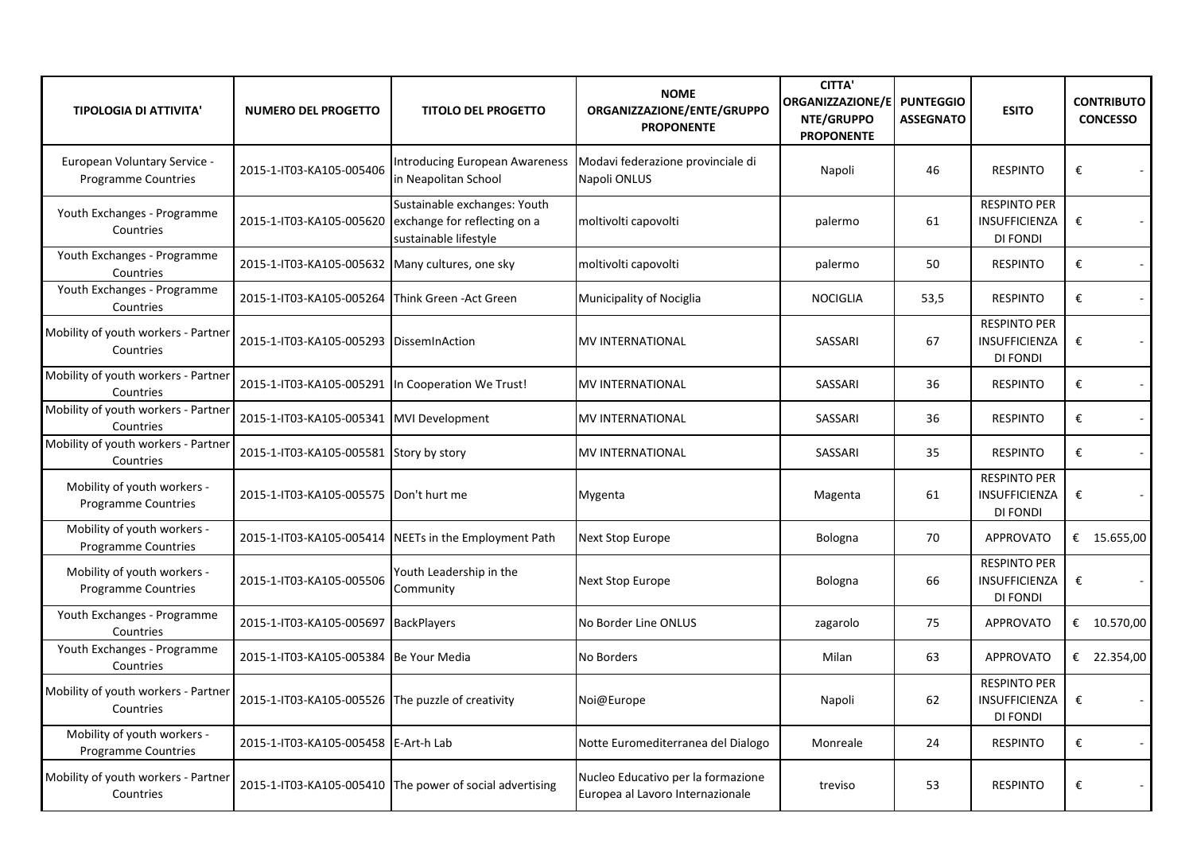| TIPOLOGIA DI ATTIVITA' | NUMERO DEL PROGETTO | TITOLO DEL PROGETTO | NOME ORGANIZZAZIONE/ENTE/GRUPPO PROPONENTE | CITTA' ORGANIZZAZIONE/ENTE/GRUPPO PROPONENTE | PUNTEGGIO ASSEGNATO | ESITO | CONTRIBUTO CONCESSO |
|---|---|---|---|---|---|---|---|
| European Voluntary Service - Programme Countries | 2015-1-IT03-KA105-005406 | Introducing European Awareness in Neapolitan School | Modavi federazione provinciale di Napoli ONLUS | Napoli | 46 | RESPINTO | € - |
| Youth Exchanges - Programme Countries | 2015-1-IT03-KA105-005620 | Sustainable exchanges: Youth exchange for reflecting on a sustainable lifestyle | moltivolti capovolti | palermo | 61 | RESPINTO PER INSUFFICIENZA DI FONDI | € - |
| Youth Exchanges - Programme Countries | 2015-1-IT03-KA105-005632 | Many cultures, one sky | moltivolti capovolti | palermo | 50 | RESPINTO | € - |
| Youth Exchanges - Programme Countries | 2015-1-IT03-KA105-005264 | Think Green -Act Green | Municipality of Nociglia | NOCIGLIA | 53,5 | RESPINTO | € - |
| Mobility of youth workers - Partner Countries | 2015-1-IT03-KA105-005293 | DissemInAction | MV INTERNATIONAL | SASSARI | 67 | RESPINTO PER INSUFFICIENZA DI FONDI | € - |
| Mobility of youth workers - Partner Countries | 2015-1-IT03-KA105-005291 | In Cooperation We Trust! | MV INTERNATIONAL | SASSARI | 36 | RESPINTO | € - |
| Mobility of youth workers - Partner Countries | 2015-1-IT03-KA105-005341 | MVI Development | MV INTERNATIONAL | SASSARI | 36 | RESPINTO | € - |
| Mobility of youth workers - Partner Countries | 2015-1-IT03-KA105-005581 | Story by story | MV INTERNATIONAL | SASSARI | 35 | RESPINTO | € - |
| Mobility of youth workers - Programme Countries | 2015-1-IT03-KA105-005575 | Don't hurt me | Mygenta | Magenta | 61 | RESPINTO PER INSUFFICIENZA DI FONDI | € - |
| Mobility of youth workers - Programme Countries | 2015-1-IT03-KA105-005414 | NEETs in the Employment Path | Next Stop Europe | Bologna | 70 | APPROVATO | € 15.655,00 |
| Mobility of youth workers - Programme Countries | 2015-1-IT03-KA105-005506 | Youth Leadership in the Community | Next Stop Europe | Bologna | 66 | RESPINTO PER INSUFFICIENZA DI FONDI | € - |
| Youth Exchanges - Programme Countries | 2015-1-IT03-KA105-005697 | BackPlayers | No Border Line ONLUS | zagarolo | 75 | APPROVATO | € 10.570,00 |
| Youth Exchanges - Programme Countries | 2015-1-IT03-KA105-005384 | Be Your Media | No Borders | Milan | 63 | APPROVATO | € 22.354,00 |
| Mobility of youth workers - Partner Countries | 2015-1-IT03-KA105-005526 | The puzzle of creativity | Noi@Europe | Napoli | 62 | RESPINTO PER INSUFFICIENZA DI FONDI | € - |
| Mobility of youth workers - Programme Countries | 2015-1-IT03-KA105-005458 | E-Art-h Lab | Notte Euromediterranea del Dialogo | Monreale | 24 | RESPINTO | € - |
| Mobility of youth workers - Partner Countries | 2015-1-IT03-KA105-005410 | The power of social advertising | Nucleo Educativo per la formazione Europea al Lavoro Internazionale | treviso | 53 | RESPINTO | € - |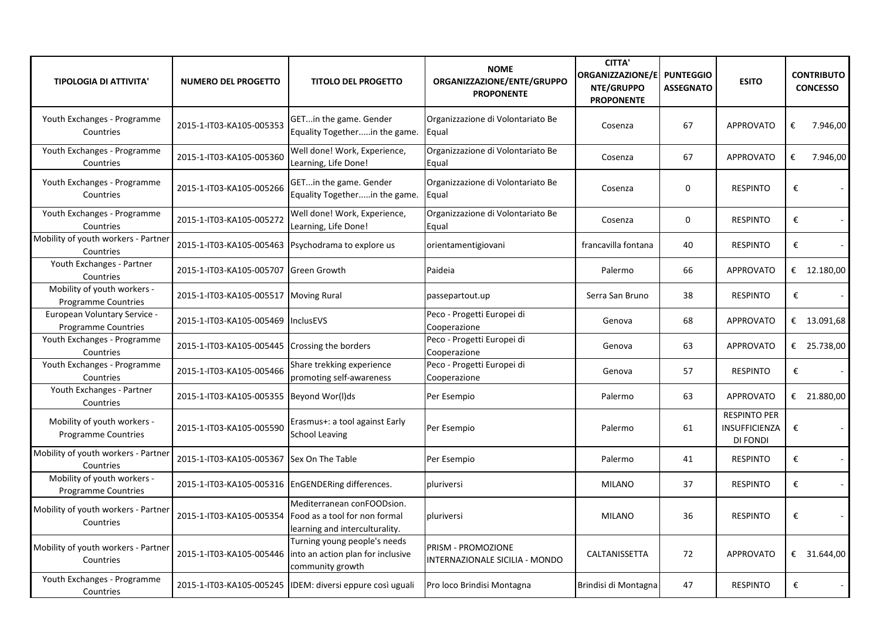| TIPOLOGIA DI ATTIVITA' | NUMERO DEL PROGETTO | TITOLO DEL PROGETTO | NOME ORGANIZZAZIONE/ENTE/GRUPPO PROPONENTE | CITTA' ORGANIZZAZIONE/ENTE/GRUPPO PROPONENTE | PUNTEGGIO ASSEGNATO | ESITO | CONTRIBUTO CONCESSO |
|---|---|---|---|---|---|---|---|
| Youth Exchanges - Programme Countries | 2015-1-IT03-KA105-005353 | GET...in the game. Gender Equality Together.....in the game. | Organizzazione di Volontariato Be Equal | Cosenza | 67 | APPROVATO | € 7.946,00 |
| Youth Exchanges - Programme Countries | 2015-1-IT03-KA105-005360 | Well done! Work, Experience, Learning, Life Done! | Organizzazione di Volontariato Be Equal | Cosenza | 67 | APPROVATO | € 7.946,00 |
| Youth Exchanges - Programme Countries | 2015-1-IT03-KA105-005266 | GET...in the game. Gender Equality Together.....in the game. | Organizzazione di Volontariato Be Equal | Cosenza | 0 | RESPINTO | € - |
| Youth Exchanges - Programme Countries | 2015-1-IT03-KA105-005272 | Well done! Work, Experience, Learning, Life Done! | Organizzazione di Volontariato Be Equal | Cosenza | 0 | RESPINTO | € - |
| Mobility of youth workers - Partner Countries | 2015-1-IT03-KA105-005463 | Psychodrama to explore us | orientamentigiovani | francavilla fontana | 40 | RESPINTO | € - |
| Youth Exchanges - Partner Countries | 2015-1-IT03-KA105-005707 | Green Growth | Paideia | Palermo | 66 | APPROVATO | € 12.180,00 |
| Mobility of youth workers - Programme Countries | 2015-1-IT03-KA105-005517 | Moving Rural | passepartout.up | Serra San Bruno | 38 | RESPINTO | € - |
| European Voluntary Service - Programme Countries | 2015-1-IT03-KA105-005469 | InclusEVS | Peco - Progetti Europei di Cooperazione | Genova | 68 | APPROVATO | € 13.091,68 |
| Youth Exchanges - Programme Countries | 2015-1-IT03-KA105-005445 | Crossing the borders | Peco - Progetti Europei di Cooperazione | Genova | 63 | APPROVATO | € 25.738,00 |
| Youth Exchanges - Programme Countries | 2015-1-IT03-KA105-005466 | Share trekking experience promoting self-awareness | Peco - Progetti Europei di Cooperazione | Genova | 57 | RESPINTO | € - |
| Youth Exchanges - Partner Countries | 2015-1-IT03-KA105-005355 | Beyond Wor(l)ds | Per Esempio | Palermo | 63 | APPROVATO | € 21.880,00 |
| Mobility of youth workers - Programme Countries | 2015-1-IT03-KA105-005590 | Erasmus+: a tool against Early School Leaving | Per Esempio | Palermo | 61 | RESPINTO PER INSUFFICIENZA DI FONDI | € - |
| Mobility of youth workers - Partner Countries | 2015-1-IT03-KA105-005367 | Sex On The Table | Per Esempio | Palermo | 41 | RESPINTO | € - |
| Mobility of youth workers - Programme Countries | 2015-1-IT03-KA105-005316 | EnGENDERing differences. | pluriversi | MILANO | 37 | RESPINTO | € - |
| Mobility of youth workers - Partner Countries | 2015-1-IT03-KA105-005354 | Mediterranean conFOODsion. Food as a tool for non formal learning and interculturality. | pluriversi | MILANO | 36 | RESPINTO | € - |
| Mobility of youth workers - Partner Countries | 2015-1-IT03-KA105-005446 | Turning young people's needs into an action plan for inclusive community growth | PRISM - PROMOZIONE INTERNAZIONALE SICILIA - MONDO | CALTANISSETTA | 72 | APPROVATO | € 31.644,00 |
| Youth Exchanges - Programme Countries | 2015-1-IT03-KA105-005245 | IDEM: diversi eppure così uguali | Pro loco Brindisi Montagna | Brindisi di Montagna | 47 | RESPINTO | € - |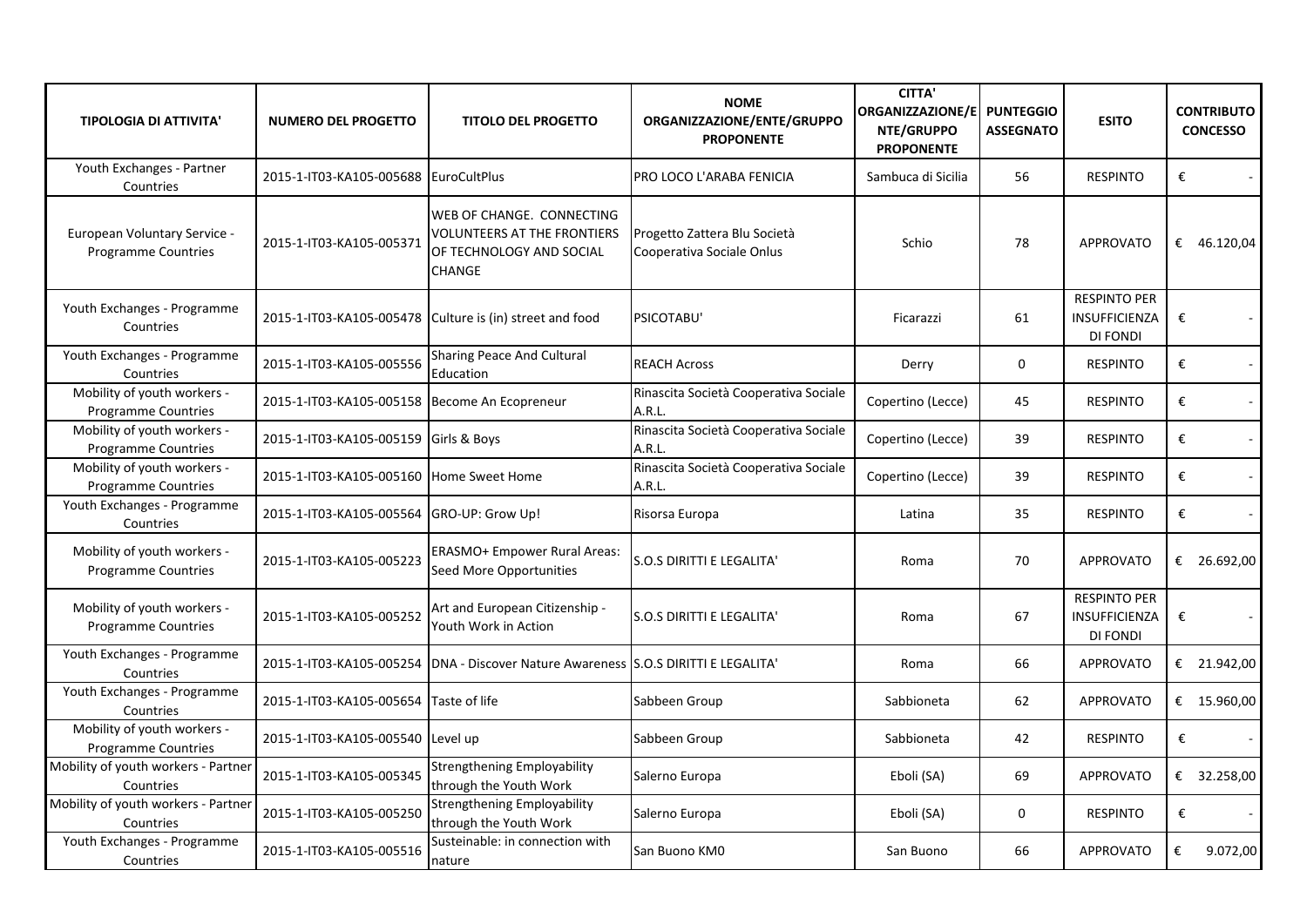| TIPOLOGIA DI ATTIVITA' | NUMERO DEL PROGETTO | TITOLO DEL PROGETTO | NOME ORGANIZZAZIONE/ENTE/GRUPPO PROPONENTE | CITTA' ORGANIZZAZIONE/ENTE/GRUPPO PROPONENTE | PUNTEGGIO ASSEGNATO | ESITO | CONTRIBUTO CONCESSO |
|---|---|---|---|---|---|---|---|
| Youth Exchanges - Partner Countries | 2015-1-IT03-KA105-005688 | EuroCultPlus | PRO LOCO L'ARABA FENICIA | Sambuca di Sicilia | 56 | RESPINTO | € - |
| European Voluntary Service - Programme Countries | 2015-1-IT03-KA105-005371 | WEB OF CHANGE. CONNECTING VOLUNTEERS AT THE FRONTIERS OF TECHNOLOGY AND SOCIAL CHANGE | Progetto Zattera Blu Società Cooperativa Sociale Onlus | Schio | 78 | APPROVATO | € 46.120,04 |
| Youth Exchanges - Programme Countries | 2015-1-IT03-KA105-005478 | Culture is (in) street and food | PSICOTABU' | Ficarazzi | 61 | RESPINTO PER INSUFFICIENZA DI FONDI | € - |
| Youth Exchanges - Programme Countries | 2015-1-IT03-KA105-005556 | Sharing Peace And Cultural Education | REACH Across | Derry | 0 | RESPINTO | € - |
| Mobility of youth workers - Programme Countries | 2015-1-IT03-KA105-005158 | Become An Ecopreneur | Rinascita Società Cooperativa Sociale A.R.L. | Copertino (Lecce) | 45 | RESPINTO | € - |
| Mobility of youth workers - Programme Countries | 2015-1-IT03-KA105-005159 | Girls & Boys | Rinascita Società Cooperativa Sociale A.R.L. | Copertino (Lecce) | 39 | RESPINTO | € - |
| Mobility of youth workers - Programme Countries | 2015-1-IT03-KA105-005160 | Home Sweet Home | Rinascita Società Cooperativa Sociale A.R.L. | Copertino (Lecce) | 39 | RESPINTO | € - |
| Youth Exchanges - Programme Countries | 2015-1-IT03-KA105-005564 | GRO-UP: Grow Up! | Risorsa Europa | Latina | 35 | RESPINTO | € - |
| Mobility of youth workers - Programme Countries | 2015-1-IT03-KA105-005223 | ERASMO+ Empower Rural Areas: Seed More Opportunities | S.O.S DIRITTI E LEGALITA' | Roma | 70 | APPROVATO | € 26.692,00 |
| Mobility of youth workers - Programme Countries | 2015-1-IT03-KA105-005252 | Art and European Citizenship - Youth Work in Action | S.O.S DIRITTI E LEGALITA' | Roma | 67 | RESPINTO PER INSUFFICIENZA DI FONDI | € - |
| Youth Exchanges - Programme Countries | 2015-1-IT03-KA105-005254 | DNA - Discover Nature Awareness | S.O.S DIRITTI E LEGALITA' | Roma | 66 | APPROVATO | € 21.942,00 |
| Youth Exchanges - Programme Countries | 2015-1-IT03-KA105-005654 | Taste of life | Sabbeen Group | Sabbioneta | 62 | APPROVATO | € 15.960,00 |
| Mobility of youth workers - Programme Countries | 2015-1-IT03-KA105-005540 | Level up | Sabbeen Group | Sabbioneta | 42 | RESPINTO | € - |
| Mobility of youth workers - Partner Countries | 2015-1-IT03-KA105-005345 | Strengthening Employability through the Youth Work | Salerno Europa | Eboli (SA) | 69 | APPROVATO | € 32.258,00 |
| Mobility of youth workers - Partner Countries | 2015-1-IT03-KA105-005250 | Strengthening Employability through the Youth Work | Salerno Europa | Eboli (SA) | 0 | RESPINTO | € - |
| Youth Exchanges - Programme Countries | 2015-1-IT03-KA105-005516 | Susteinable: in connection with nature | San Buono KM0 | San Buono | 66 | APPROVATO | € 9.072,00 |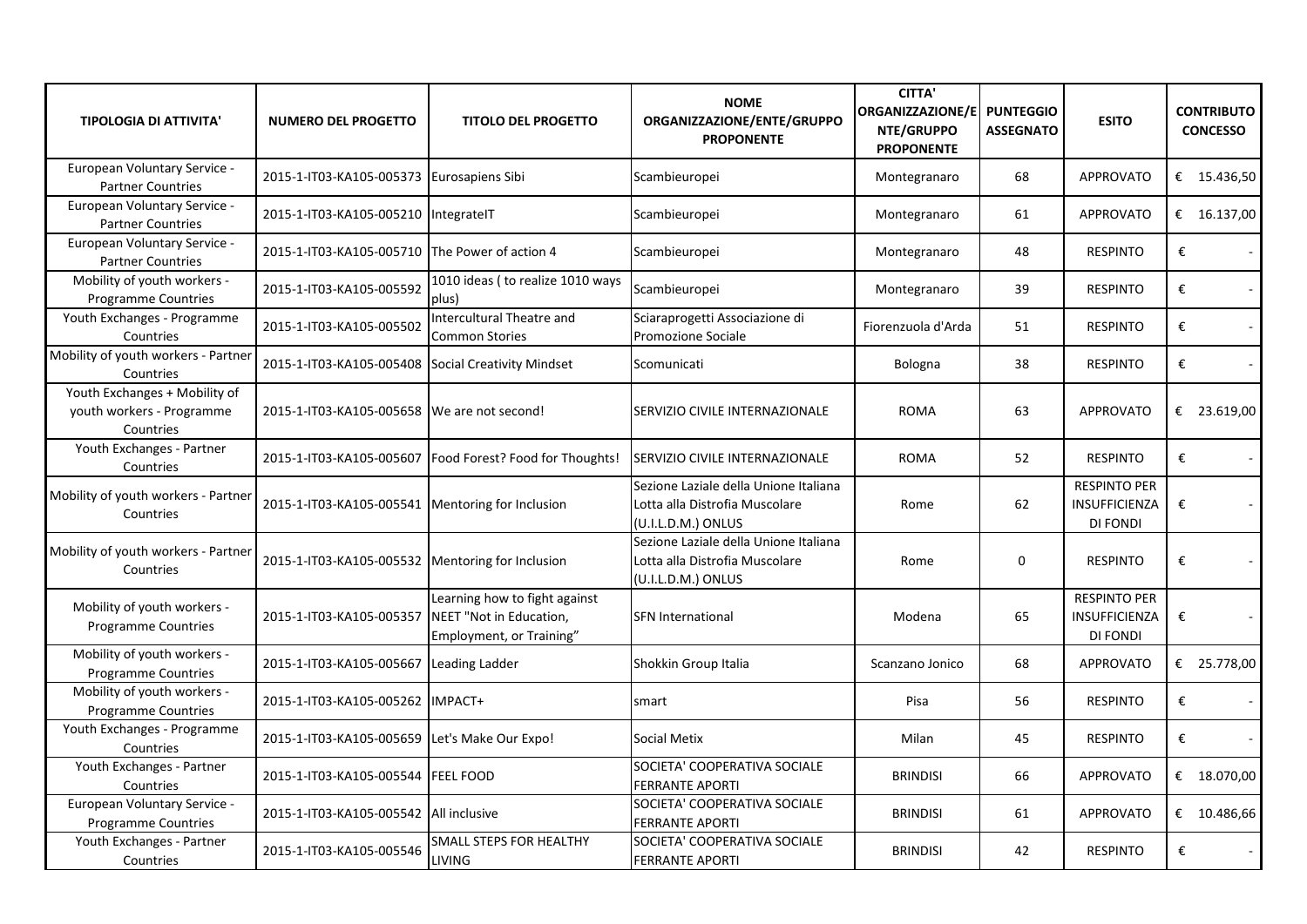| TIPOLOGIA DI ATTIVITA' | NUMERO DEL PROGETTO | TITOLO DEL PROGETTO | NOME ORGANIZZAZIONE/ENTE/GRUPPO PROPONENTE | CITTA' ORGANIZZAZIONE/ENTE/GRUPPO PROPONENTE | PUNTEGGIO ASSEGNATO | ESITO | CONTRIBUTO CONCESSO |
|---|---|---|---|---|---|---|---|
| European Voluntary Service - Partner Countries | 2015-1-IT03-KA105-005373 | Eurosapiens Sibi | Scambieuropei | Montegranaro | 68 | APPROVATO | € 15.436,50 |
| European Voluntary Service - Partner Countries | 2015-1-IT03-KA105-005210 | IntegrateIT | Scambieuropei | Montegranaro | 61 | APPROVATO | € 16.137,00 |
| European Voluntary Service - Partner Countries | 2015-1-IT03-KA105-005710 | The Power of action 4 | Scambieuropei | Montegranaro | 48 | RESPINTO | € - |
| Mobility of youth workers - Programme Countries | 2015-1-IT03-KA105-005592 | 1010 ideas ( to realize 1010 ways plus) | Scambieuropei | Montegranaro | 39 | RESPINTO | € - |
| Youth Exchanges - Programme Countries | 2015-1-IT03-KA105-005502 | Intercultural Theatre and Common Stories | Sciaraprogetti Associazione di Promozione Sociale | Fiorenzuola d'Arda | 51 | RESPINTO | € - |
| Mobility of youth workers - Partner Countries | 2015-1-IT03-KA105-005408 | Social Creativity Mindset | Scomunicati | Bologna | 38 | RESPINTO | € - |
| Youth Exchanges + Mobility of youth workers - Programme Countries | 2015-1-IT03-KA105-005658 | We are not second! | SERVIZIO CIVILE INTERNAZIONALE | ROMA | 63 | APPROVATO | € 23.619,00 |
| Youth Exchanges - Partner Countries | 2015-1-IT03-KA105-005607 | Food Forest? Food for Thoughts! | SERVIZIO CIVILE INTERNAZIONALE | ROMA | 52 | RESPINTO | € - |
| Mobility of youth workers - Partner Countries | 2015-1-IT03-KA105-005541 | Mentoring for Inclusion | Sezione Laziale della Unione Italiana Lotta alla Distrofia Muscolare (U.I.L.D.M.) ONLUS | Rome | 62 | RESPINTO PER INSUFFICIENZA DI FONDI | € - |
| Mobility of youth workers - Partner Countries | 2015-1-IT03-KA105-005532 | Mentoring for Inclusion | Sezione Laziale della Unione Italiana Lotta alla Distrofia Muscolare (U.I.L.D.M.) ONLUS | Rome | 0 | RESPINTO | € - |
| Mobility of youth workers - Programme Countries | 2015-1-IT03-KA105-005357 | Learning how to fight against NEET "Not in Education, Employment, or Training" | SFN International | Modena | 65 | RESPINTO PER INSUFFICIENZA DI FONDI | € - |
| Mobility of youth workers - Programme Countries | 2015-1-IT03-KA105-005667 | Leading Ladder | Shokkin Group Italia | Scanzano Jonico | 68 | APPROVATO | € 25.778,00 |
| Mobility of youth workers - Programme Countries | 2015-1-IT03-KA105-005262 | IMPACT+ | smart | Pisa | 56 | RESPINTO | € - |
| Youth Exchanges - Programme Countries | 2015-1-IT03-KA105-005659 | Let's Make Our Expo! | Social Metix | Milan | 45 | RESPINTO | € - |
| Youth Exchanges - Partner Countries | 2015-1-IT03-KA105-005544 | FEEL FOOD | SOCIETA' COOPERATIVA SOCIALE FERRANTE APORTI | BRINDISI | 66 | APPROVATO | € 18.070,00 |
| European Voluntary Service - Programme Countries | 2015-1-IT03-KA105-005542 | All inclusive | SOCIETA' COOPERATIVA SOCIALE FERRANTE APORTI | BRINDISI | 61 | APPROVATO | € 10.486,66 |
| Youth Exchanges - Partner Countries | 2015-1-IT03-KA105-005546 | SMALL STEPS FOR HEALTHY LIVING | SOCIETA' COOPERATIVA SOCIALE FERRANTE APORTI | BRINDISI | 42 | RESPINTO | € - |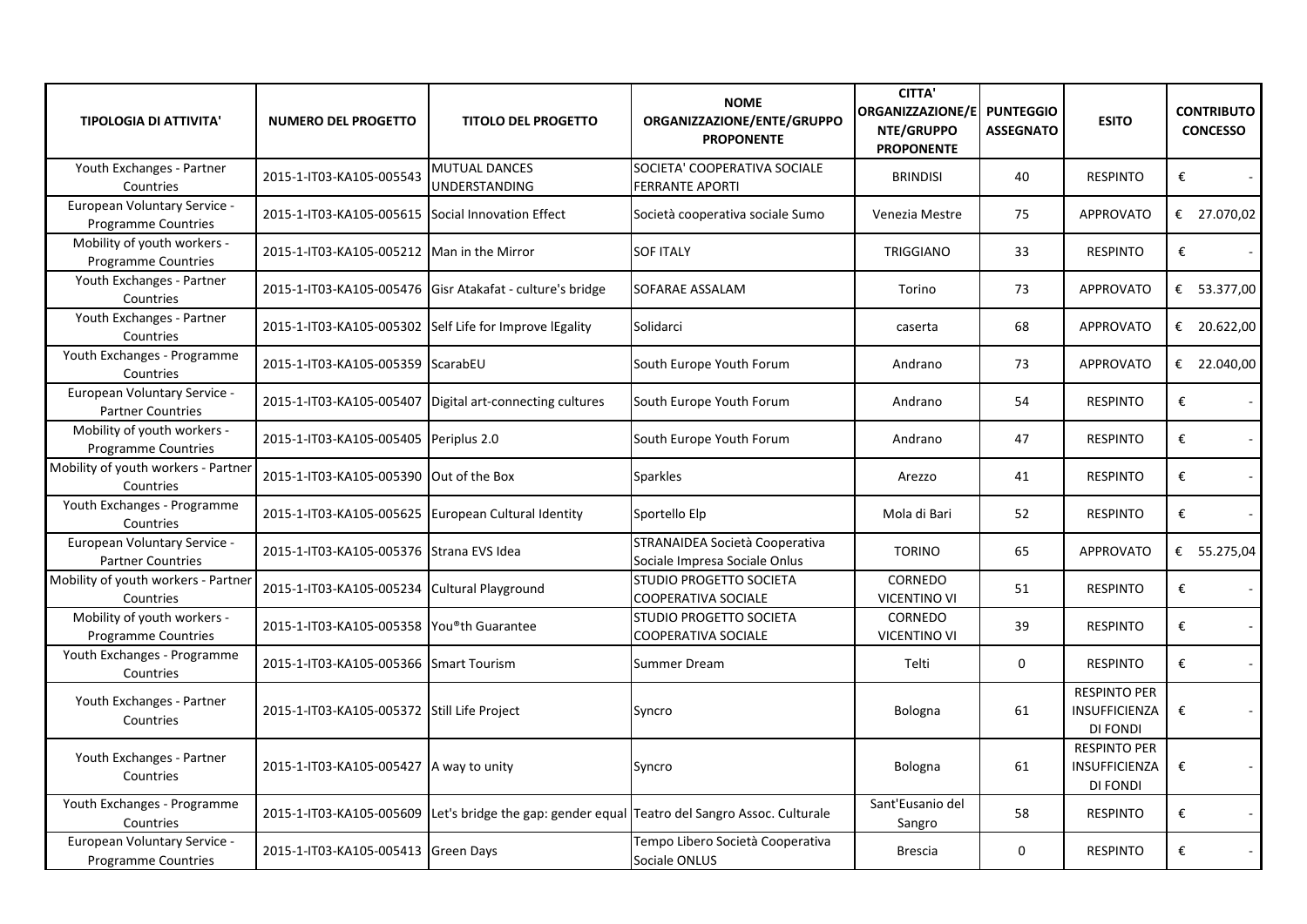| TIPOLOGIA DI ATTIVITA' | NUMERO DEL PROGETTO | TITOLO DEL PROGETTO | NOME ORGANIZZAZIONE/ENTE/GRUPPO PROPONENTE | CITTA' ORGANIZZAZIONE/ENTE/GRUPPO PROPONENTE | PUNTEGGIO ASSEGNATO | ESITO | CONTRIBUTO CONCESSO |
|---|---|---|---|---|---|---|---|
| Youth Exchanges - Partner Countries | 2015-1-IT03-KA105-005543 | MUTUAL DANCES UNDERSTANDING | SOCIETA' COOPERATIVA SOCIALE FERRANTE APORTI | BRINDISI | 40 | RESPINTO | € - |
| European Voluntary Service - Programme Countries | 2015-1-IT03-KA105-005615 | Social Innovation Effect | Società cooperativa sociale Sumo | Venezia Mestre | 75 | APPROVATO | € 27.070,02 |
| Mobility of youth workers - Programme Countries | 2015-1-IT03-KA105-005212 | Man in the Mirror | SOF ITALY | TRIGGIANO | 33 | RESPINTO | € - |
| Youth Exchanges - Partner Countries | 2015-1-IT03-KA105-005476 | Gisr Atakafat - culture's bridge | SOFARAE ASSALAM | Torino | 73 | APPROVATO | € 53.377,00 |
| Youth Exchanges - Partner Countries | 2015-1-IT03-KA105-005302 | Self Life for Improve lEgality | Solidarci | caserta | 68 | APPROVATO | € 20.622,00 |
| Youth Exchanges - Programme Countries | 2015-1-IT03-KA105-005359 | ScarabEU | South Europe Youth Forum | Andrano | 73 | APPROVATO | € 22.040,00 |
| European Voluntary Service - Partner Countries | 2015-1-IT03-KA105-005407 | Digital art-connecting cultures | South Europe Youth Forum | Andrano | 54 | RESPINTO | € - |
| Mobility of youth workers - Programme Countries | 2015-1-IT03-KA105-005405 | Periplus 2.0 | South Europe Youth Forum | Andrano | 47 | RESPINTO | € - |
| Mobility of youth workers - Partner Countries | 2015-1-IT03-KA105-005390 | Out of the Box | Sparkles | Arezzo | 41 | RESPINTO | € - |
| Youth Exchanges - Programme Countries | 2015-1-IT03-KA105-005625 | European Cultural Identity | Sportello Elp | Mola di Bari | 52 | RESPINTO | € - |
| European Voluntary Service - Partner Countries | 2015-1-IT03-KA105-005376 | Strana EVS Idea | STRANAIDEA Società Cooperativa Sociale Impresa Sociale Onlus | TORINO | 65 | APPROVATO | € 55.275,04 |
| Mobility of youth workers - Partner Countries | 2015-1-IT03-KA105-005234 | Cultural Playground | STUDIO PROGETTO SOCIETA COOPERATIVA SOCIALE | CORNEDO VICENTINO VI | 51 | RESPINTO | € - |
| Mobility of youth workers - Programme Countries | 2015-1-IT03-KA105-005358 | You®th Guarantee | STUDIO PROGETTO SOCIETA COOPERATIVA SOCIALE | CORNEDO VICENTINO VI | 39 | RESPINTO | € - |
| Youth Exchanges - Programme Countries | 2015-1-IT03-KA105-005366 | Smart Tourism | Summer Dream | Telti | 0 | RESPINTO | € - |
| Youth Exchanges - Partner Countries | 2015-1-IT03-KA105-005372 | Still Life Project | Syncro | Bologna | 61 | RESPINTO PER INSUFFICIENZA DI FONDI | € - |
| Youth Exchanges - Partner Countries | 2015-1-IT03-KA105-005427 | A way to unity | Syncro | Bologna | 61 | RESPINTO PER INSUFFICIENZA DI FONDI | € - |
| Youth Exchanges - Programme Countries | 2015-1-IT03-KA105-005609 | Let's bridge the gap: gender equal | Teatro del Sangro Assoc. Culturale | Sant'Eusanio del Sangro | 58 | RESPINTO | € - |
| European Voluntary Service - Programme Countries | 2015-1-IT03-KA105-005413 | Green Days | Tempo Libero Società Cooperativa Sociale ONLUS | Brescia | 0 | RESPINTO | € - |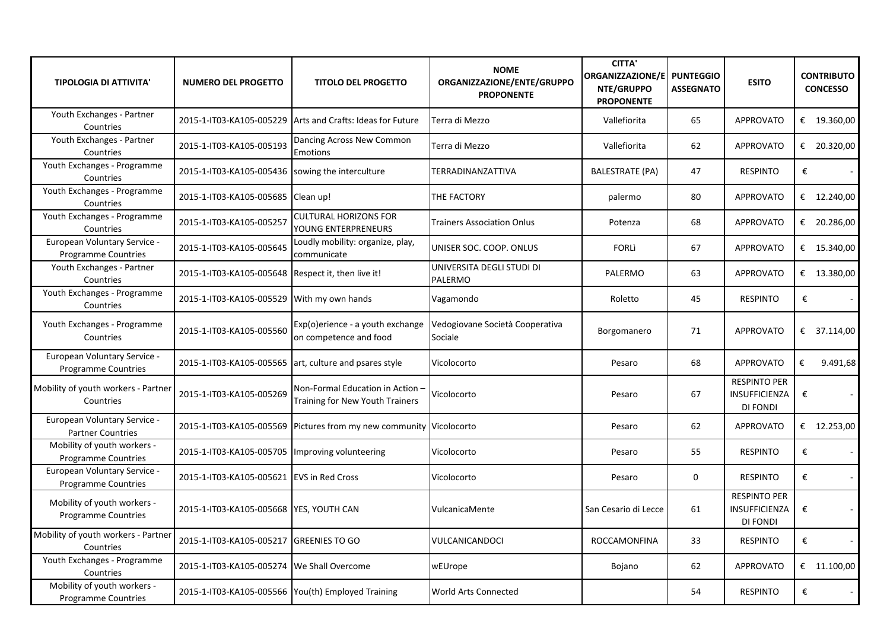| TIPOLOGIA DI ATTIVITA' | NUMERO DEL PROGETTO | TITOLO DEL PROGETTO | NOME ORGANIZZAZIONE/ENTE/GRUPPO PROPONENTE | CITTA' ORGANIZZAZIONE/ENTE/GRUPPO PROPONENTE | PUNTEGGIO ASSEGNATO | ESITO | CONTRIBUTO CONCESSO |
|---|---|---|---|---|---|---|---|
| Youth Exchanges - Partner Countries | 2015-1-IT03-KA105-005229 | Arts and Crafts: Ideas for Future | Terra di Mezzo | Vallefiorita | 65 | APPROVATO | € 19.360,00 |
| Youth Exchanges - Partner Countries | 2015-1-IT03-KA105-005193 | Dancing Across New Common Emotions | Terra di Mezzo | Vallefiorita | 62 | APPROVATO | € 20.320,00 |
| Youth Exchanges - Programme Countries | 2015-1-IT03-KA105-005436 | sowing the interculture | TERRADINANZATTIVA | BALESTRATE (PA) | 47 | RESPINTO | € - |
| Youth Exchanges - Programme Countries | 2015-1-IT03-KA105-005685 | Clean up! | THE FACTORY | palermo | 80 | APPROVATO | € 12.240,00 |
| Youth Exchanges - Programme Countries | 2015-1-IT03-KA105-005257 | CULTURAL HORIZONS FOR YOUNG ENTERPRENEURS | Trainers Association Onlus | Potenza | 68 | APPROVATO | € 20.286,00 |
| European Voluntary Service - Programme Countries | 2015-1-IT03-KA105-005645 | Loudly mobility: organize, play, communicate | UNISER SOC. COOP. ONLUS | FORLì | 67 | APPROVATO | € 15.340,00 |
| Youth Exchanges - Partner Countries | 2015-1-IT03-KA105-005648 | Respect it, then live it! | UNIVERSITA DEGLI STUDI DI PALERMO | PALERMO | 63 | APPROVATO | € 13.380,00 |
| Youth Exchanges - Programme Countries | 2015-1-IT03-KA105-005529 | With my own hands | Vagamondo | Roletto | 45 | RESPINTO | € - |
| Youth Exchanges - Programme Countries | 2015-1-IT03-KA105-005560 | Exp(o)erience - a youth exchange on competence and food | Vedogiovane Società Cooperativa Sociale | Borgomanero | 71 | APPROVATO | € 37.114,00 |
| European Voluntary Service - Programme Countries | 2015-1-IT03-KA105-005565 | art, culture and psares style | Vicolocorto | Pesaro | 68 | APPROVATO | € 9.491,68 |
| Mobility of youth workers - Partner Countries | 2015-1-IT03-KA105-005269 | Non-Formal Education in Action – Training for New Youth Trainers | Vicolocorto | Pesaro | 67 | RESPINTO PER INSUFFICIENZA DI FONDI | € - |
| European Voluntary Service - Partner Countries | 2015-1-IT03-KA105-005569 | Pictures from my new community | Vicolocorto | Pesaro | 62 | APPROVATO | € 12.253,00 |
| Mobility of youth workers - Programme Countries | 2015-1-IT03-KA105-005705 | Improving volunteering | Vicolocorto | Pesaro | 55 | RESPINTO | € - |
| European Voluntary Service - Programme Countries | 2015-1-IT03-KA105-005621 | EVS in Red Cross | Vicolocorto | Pesaro | 0 | RESPINTO | € - |
| Mobility of youth workers - Programme Countries | 2015-1-IT03-KA105-005668 | YES, YOUTH CAN | VulcanicaMente | San Cesario di Lecce | 61 | RESPINTO PER INSUFFICIENZA DI FONDI | € - |
| Mobility of youth workers - Partner Countries | 2015-1-IT03-KA105-005217 | GREENIES TO GO | VULCANICANDOCI | ROCCAMONFINA | 33 | RESPINTO | € - |
| Youth Exchanges - Programme Countries | 2015-1-IT03-KA105-005274 | We Shall Overcome | wEUrope | Bojano | 62 | APPROVATO | € 11.100,00 |
| Mobility of youth workers - Programme Countries | 2015-1-IT03-KA105-005566 | You(th) Employed Training | World Arts Connected | | 54 | RESPINTO | € - |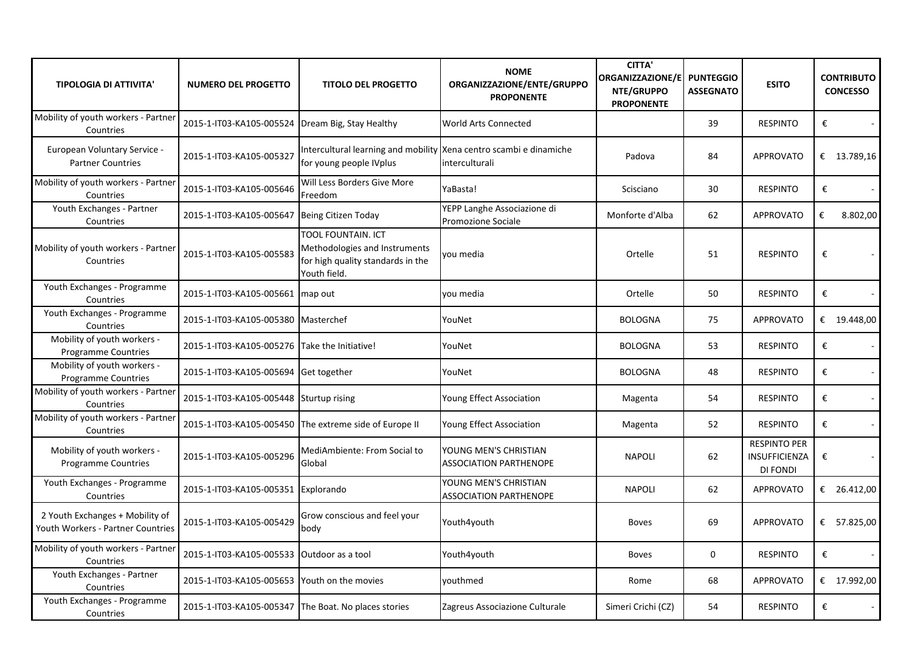| TIPOLOGIA DI ATTIVITA' | NUMERO DEL PROGETTO | TITOLO DEL PROGETTO | NOME ORGANIZZAZIONE/ENTE/GRUPPO PROPONENTE | CITTA' ORGANIZZAZIONE/ENTE/GRUPPO PROPONENTE | PUNTEGGIO ASSEGNATO | ESITO | CONTRIBUTO CONCESSO |
|---|---|---|---|---|---|---|---|
| Mobility of youth workers - Partner Countries | 2015-1-IT03-KA105-005524 | Dream Big, Stay Healthy | World Arts Connected | | 39 | RESPINTO | € - |
| European Voluntary Service - Partner Countries | 2015-1-IT03-KA105-005327 | Intercultural learning and mobility for young people IVplus | Xena centro scambi e dinamiche interculturali | Padova | 84 | APPROVATO | € 13.789,16 |
| Mobility of youth workers - Partner Countries | 2015-1-IT03-KA105-005646 | Will Less Borders Give More Freedom | YaBasta! | Scisciano | 30 | RESPINTO | € - |
| Youth Exchanges - Partner Countries | 2015-1-IT03-KA105-005647 | Being Citizen Today | YEPP Langhe Associazione di Promozione Sociale | Monforte d'Alba | 62 | APPROVATO | € 8.802,00 |
| Mobility of youth workers - Partner Countries | 2015-1-IT03-KA105-005583 | TOOL FOUNTAIN. ICT Methodologies and Instruments for high quality standards in the Youth field. | you media | Ortelle | 51 | RESPINTO | € - |
| Youth Exchanges - Programme Countries | 2015-1-IT03-KA105-005661 | map out | you media | Ortelle | 50 | RESPINTO | € - |
| Youth Exchanges - Programme Countries | 2015-1-IT03-KA105-005380 | Masterchef | YouNet | BOLOGNA | 75 | APPROVATO | € 19.448,00 |
| Mobility of youth workers - Programme Countries | 2015-1-IT03-KA105-005276 | Take the Initiative! | YouNet | BOLOGNA | 53 | RESPINTO | € - |
| Mobility of youth workers - Programme Countries | 2015-1-IT03-KA105-005694 | Get together | YouNet | BOLOGNA | 48 | RESPINTO | € - |
| Mobility of youth workers - Partner Countries | 2015-1-IT03-KA105-005448 | Sturtup rising | Young Effect Association | Magenta | 54 | RESPINTO | € - |
| Mobility of youth workers - Partner Countries | 2015-1-IT03-KA105-005450 | The extreme side of Europe II | Young Effect Association | Magenta | 52 | RESPINTO | € - |
| Mobility of youth workers - Programme Countries | 2015-1-IT03-KA105-005296 | MediAmbiente: From Social to Global | YOUNG MEN'S CHRISTIAN ASSOCIATION PARTHENOPE | NAPOLI | 62 | RESPINTO PER INSUFFICIENZA DI FONDI | € - |
| Youth Exchanges - Programme Countries | 2015-1-IT03-KA105-005351 | Explorando | YOUNG MEN'S CHRISTIAN ASSOCIATION PARTHENOPE | NAPOLI | 62 | APPROVATO | € 26.412,00 |
| 2 Youth Exchanges + Mobility of Youth Workers - Partner Countries | 2015-1-IT03-KA105-005429 | Grow conscious and feel your body | Youth4youth | Boves | 69 | APPROVATO | € 57.825,00 |
| Mobility of youth workers - Partner Countries | 2015-1-IT03-KA105-005533 | Outdoor as a tool | Youth4youth | Boves | 0 | RESPINTO | € - |
| Youth Exchanges - Partner Countries | 2015-1-IT03-KA105-005653 | Youth on the movies | youthmed | Rome | 68 | APPROVATO | € 17.992,00 |
| Youth Exchanges - Programme Countries | 2015-1-IT03-KA105-005347 | The Boat. No places stories | Zagreus Associazione Culturale | Simeri Crichi (CZ) | 54 | RESPINTO | € - |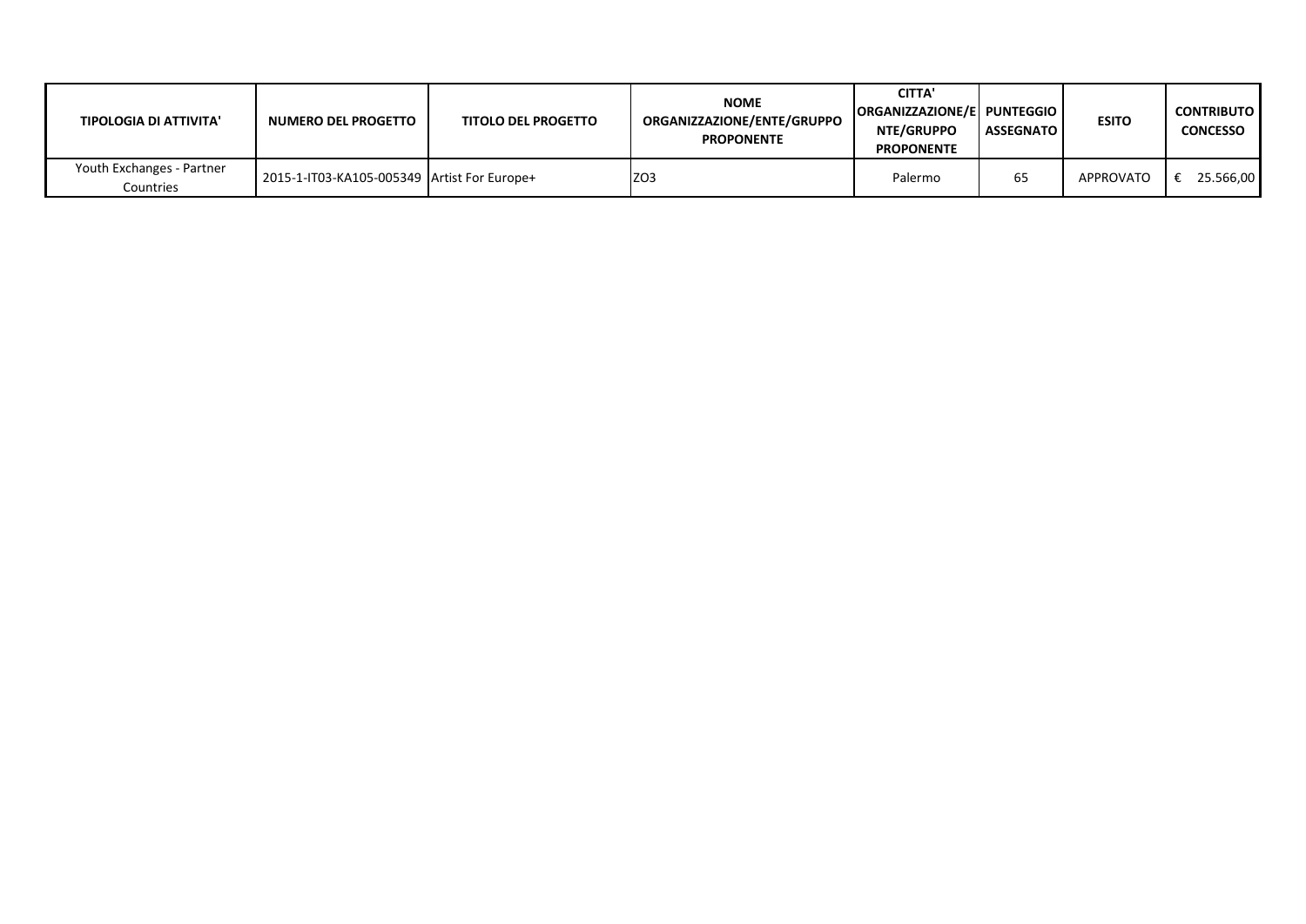| TIPOLOGIA DI ATTIVITA' | NUMERO DEL PROGETTO | TITOLO DEL PROGETTO | NOME ORGANIZZAZIONE/ENTE/GRUPPO PROPONENTE | CITTA' ORGANIZZAZIONE/ENTE/GRUPPO PROPONENTE | PUNTEGGIO ASSEGNATO | ESITO | CONTRIBUTO CONCESSO |
|---|---|---|---|---|---|---|---|
| Youth Exchanges - Partner Countries | 2015-1-IT03-KA105-005349 | Artist For Europe+ | ZO3 | Palermo | 65 | APPROVATO | € 25.566,00 |